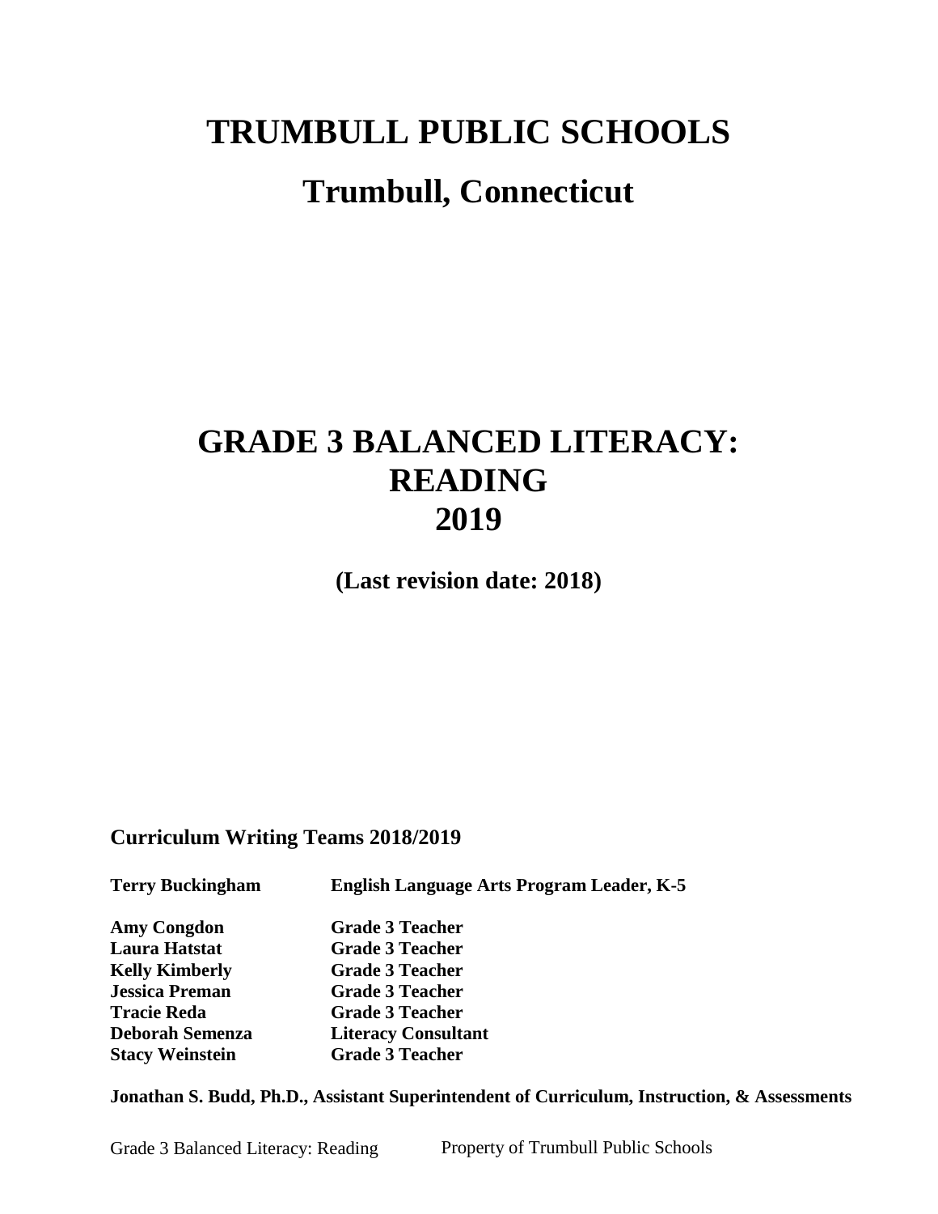# TRUMBULL PUBLIC SCHOOLS

## Trumbull, Connecticut

# GRADE 3 BALANCED LITERACY: READING 2019

**(Last revision date: 2018)**

**Curriculum Writing Teams 2018/2019**

| | |
|---|---|
| **Terry Buckingham** | **English Language Arts Program Leader, K-5** |
| **Amy Congdon** | **Grade 3 Teacher** |
| **Laura Hatstat** | **Grade 3 Teacher** |
| **Kelly Kimberly** | **Grade 3 Teacher** |
| **Jessica Preman** | **Grade 3 Teacher** |
| **Tracie Reda** | **Grade 3 Teacher** |
| **Deborah Semenza** | **Literacy Consultant** |
| **Stacy Weinstein** | **Grade 3 Teacher** |

**Jonathan S. Budd, Ph.D., Assistant Superintendent of Curriculum, Instruction, & Assessments**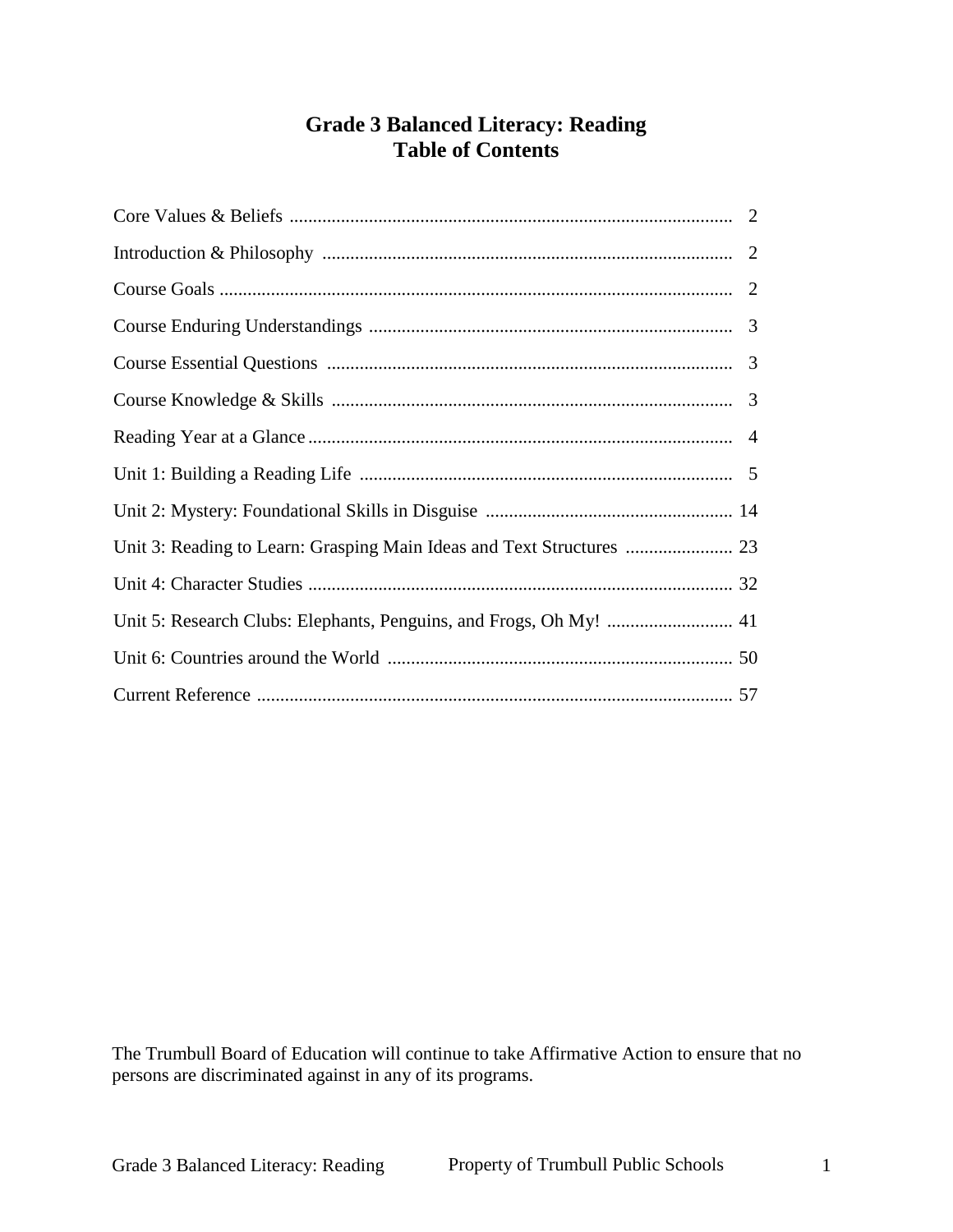# Grade 3 Balanced Literacy: Reading
# Table of Contents

| | |
|---|---|
| Core Values & Beliefs | 2 |
| Introduction & Philosophy | 2 |
| Course Goals | 2 |
| Course Enduring Understandings | 3 |
| Course Essential Questions | 3 |
| Course Knowledge & Skills | 3 |
| Reading Year at a Glance | 4 |
| Unit 1: Building a Reading Life | 5 |
| Unit 2: Mystery: Foundational Skills in Disguise | 14 |
| Unit 3: Reading to Learn: Grasping Main Ideas and Text Structures | 23 |
| Unit 4: Character Studies | 32 |
| Unit 5: Research Clubs: Elephants, Penguins, and Frogs, Oh My! | 41 |
| Unit 6: Countries around the World | 50 |
| Current Reference | 57 |

The Trumbull Board of Education will continue to take Affirmative Action to ensure that no persons are discriminated against in any of its programs.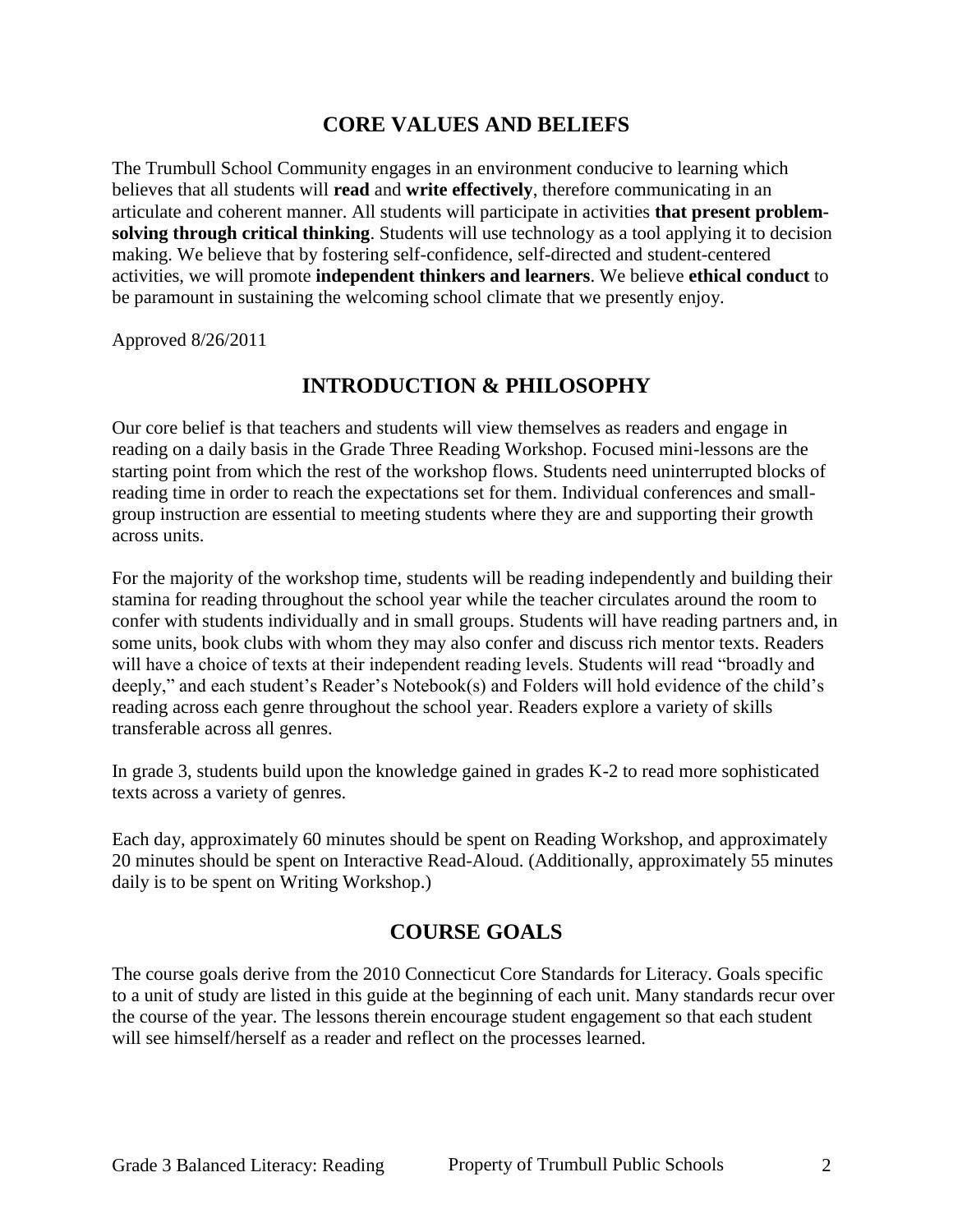## CORE VALUES AND BELIEFS

The Trumbull School Community engages in an environment conducive to learning which believes that all students will **read** and **write effectively**, therefore communicating in an articulate and coherent manner. All students will participate in activities **that present problem-solving through critical thinking**. Students will use technology as a tool applying it to decision making. We believe that by fostering self-confidence, self-directed and student-centered activities, we will promote **independent thinkers and learners**. We believe **ethical conduct** to be paramount in sustaining the welcoming school climate that we presently enjoy.

Approved 8/26/2011

## INTRODUCTION & PHILOSOPHY

Our core belief is that teachers and students will view themselves as readers and engage in reading on a daily basis in the Grade Three Reading Workshop. Focused mini-lessons are the starting point from which the rest of the workshop flows. Students need uninterrupted blocks of reading time in order to reach the expectations set for them. Individual conferences and small-group instruction are essential to meeting students where they are and supporting their growth across units.

For the majority of the workshop time, students will be reading independently and building their stamina for reading throughout the school year while the teacher circulates around the room to confer with students individually and in small groups. Students will have reading partners and, in some units, book clubs with whom they may also confer and discuss rich mentor texts. Readers will have a choice of texts at their independent reading levels. Students will read "broadly and deeply," and each student's Reader's Notebook(s) and Folders will hold evidence of the child's reading across each genre throughout the school year. Readers explore a variety of skills transferable across all genres.

In grade 3, students build upon the knowledge gained in grades K-2 to read more sophisticated texts across a variety of genres.

Each day, approximately 60 minutes should be spent on Reading Workshop, and approximately 20 minutes should be spent on Interactive Read-Aloud. (Additionally, approximately 55 minutes daily is to be spent on Writing Workshop.)

## COURSE GOALS

The course goals derive from the 2010 Connecticut Core Standards for Literacy. Goals specific to a unit of study are listed in this guide at the beginning of each unit. Many standards recur over the course of the year. The lessons therein encourage student engagement so that each student will see himself/herself as a reader and reflect on the processes learned.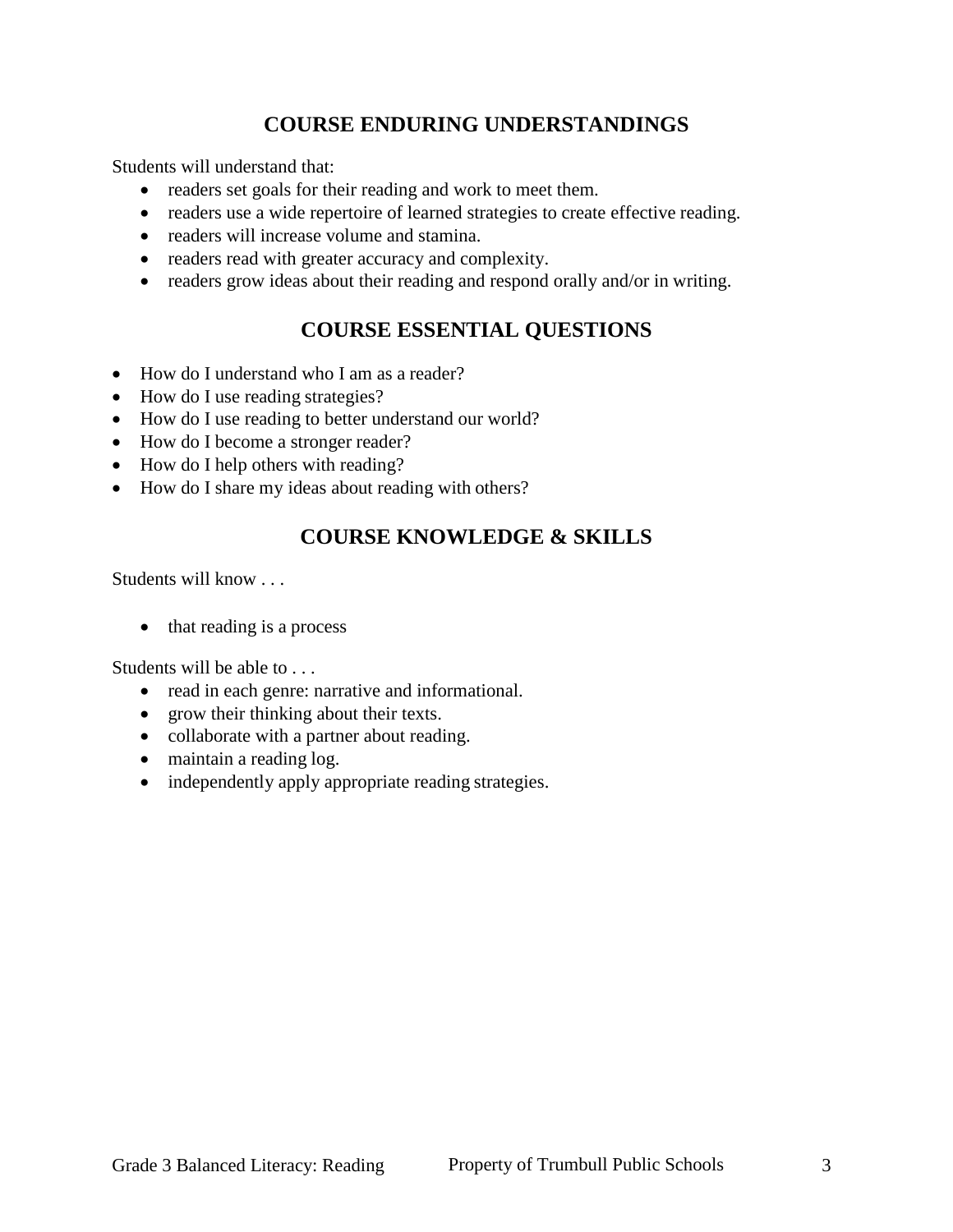## COURSE ENDURING UNDERSTANDINGS

Students will understand that:

- readers set goals for their reading and work to meet them.
- readers use a wide repertoire of learned strategies to create effective reading.
- readers will increase volume and stamina.
- readers read with greater accuracy and complexity.
- readers grow ideas about their reading and respond orally and/or in writing.

## COURSE ESSENTIAL QUESTIONS

- How do I understand who I am as a reader?
- How do I use reading strategies?
- How do I use reading to better understand our world?
- How do I become a stronger reader?
- How do I help others with reading?
- How do I share my ideas about reading with others?

## COURSE KNOWLEDGE & SKILLS

Students will know . . .

- that reading is a process

Students will be able to . . .

- read in each genre: narrative and informational.
- grow their thinking about their texts.
- collaborate with a partner about reading.
- maintain a reading log.
- independently apply appropriate reading strategies.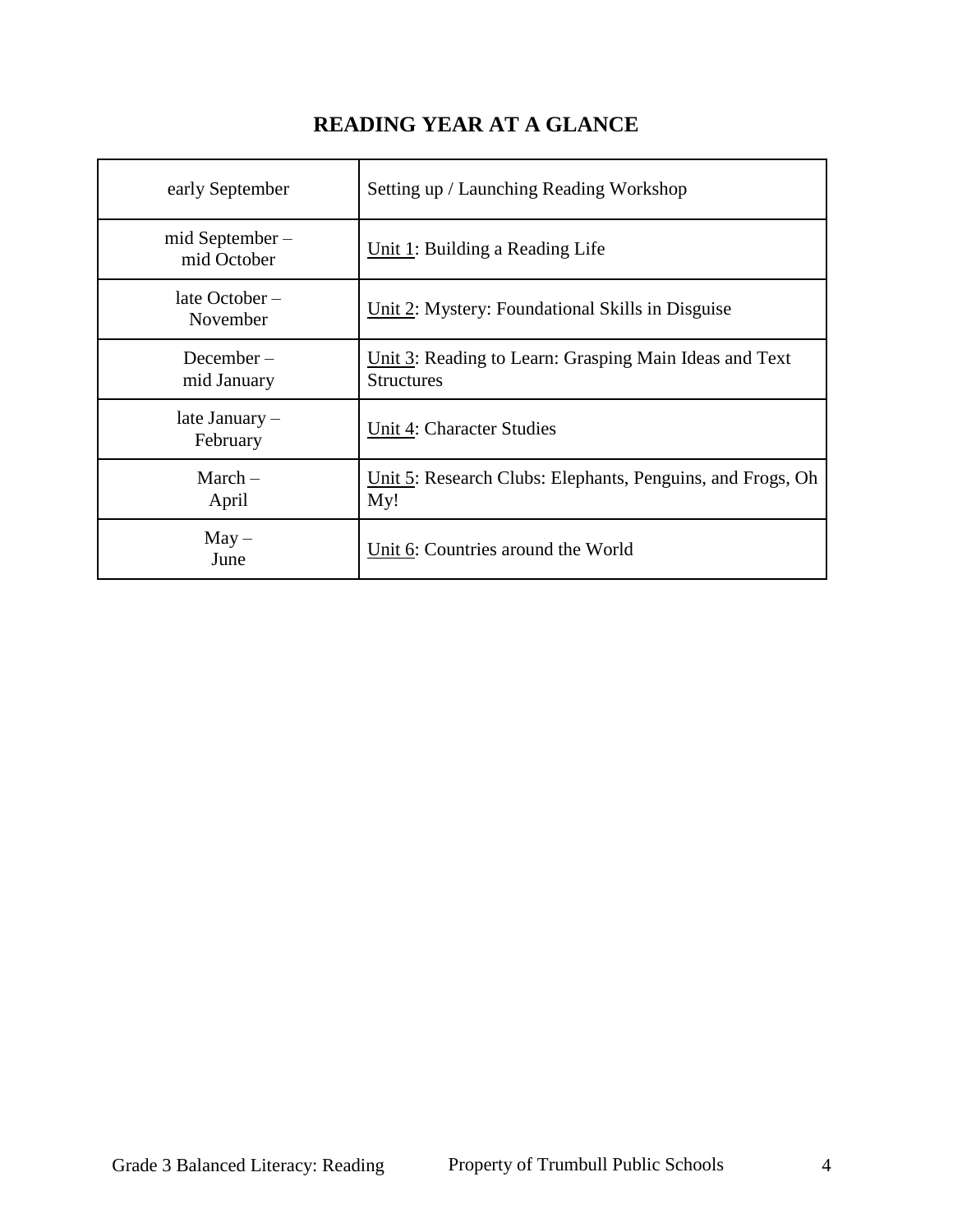# READING YEAR AT A GLANCE

| | |
|---|---|
| early September | Setting up / Launching Reading Workshop |
| mid September – mid October | Unit 1: Building a Reading Life |
| late October – November | Unit 2: Mystery: Foundational Skills in Disguise |
| December – mid January | Unit 3: Reading to Learn: Grasping Main Ideas and Text Structures |
| late January – February | Unit 4: Character Studies |
| March – April | Unit 5: Research Clubs: Elephants, Penguins, and Frogs, Oh My! |
| May – June | Unit 6: Countries around the World |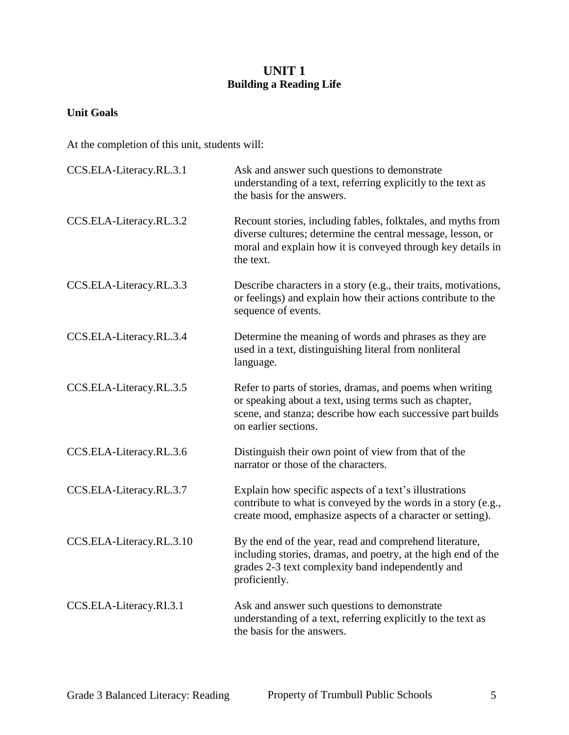# UNIT 1
## Building a Reading Life

**Unit Goals**

At the completion of this unit, students will:

| | |
|---|---|
| CCS.ELA-Literacy.RL.3.1 | Ask and answer such questions to demonstrate understanding of a text, referring explicitly to the text as the basis for the answers. |
| CCS.ELA-Literacy.RL.3.2 | Recount stories, including fables, folktales, and myths from diverse cultures; determine the central message, lesson, or moral and explain how it is conveyed through key details in the text. |
| CCS.ELA-Literacy.RL.3.3 | Describe characters in a story (e.g., their traits, motivations, or feelings) and explain how their actions contribute to the sequence of events. |
| CCS.ELA-Literacy.RL.3.4 | Determine the meaning of words and phrases as they are used in a text, distinguishing literal from nonliteral language. |
| CCS.ELA-Literacy.RL.3.5 | Refer to parts of stories, dramas, and poems when writing or speaking about a text, using terms such as chapter, scene, and stanza; describe how each successive part builds on earlier sections. |
| CCS.ELA-Literacy.RL.3.6 | Distinguish their own point of view from that of the narrator or those of the characters. |
| CCS.ELA-Literacy.RL.3.7 | Explain how specific aspects of a text's illustrations contribute to what is conveyed by the words in a story (e.g., create mood, emphasize aspects of a character or setting). |
| CCS.ELA-Literacy.RL.3.10 | By the end of the year, read and comprehend literature, including stories, dramas, and poetry, at the high end of the grades 2-3 text complexity band independently and proficiently. |
| CCS.ELA-Literacy.RI.3.1 | Ask and answer such questions to demonstrate understanding of a text, referring explicitly to the text as the basis for the answers. |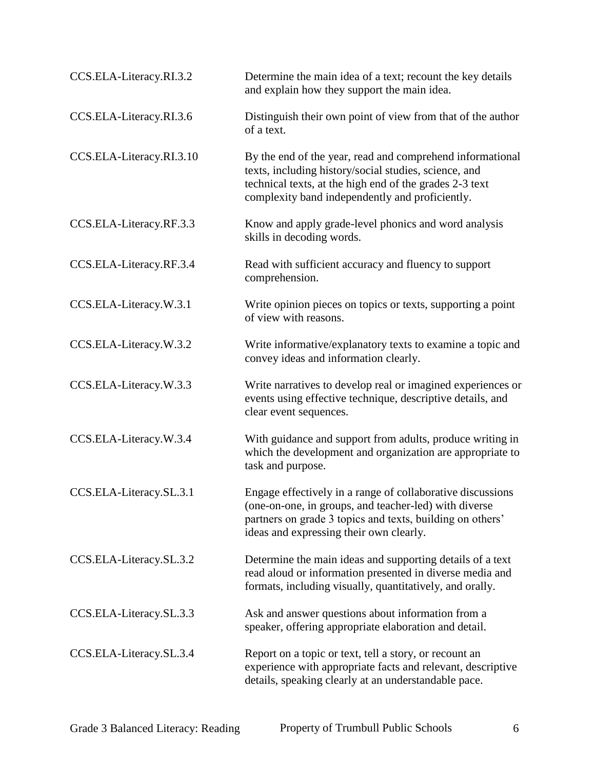| | |
|---|---|
| CCS.ELA-Literacy.RI.3.2 | Determine the main idea of a text; recount the key details and explain how they support the main idea. |
| CCS.ELA-Literacy.RI.3.6 | Distinguish their own point of view from that of the author of a text. |
| CCS.ELA-Literacy.RI.3.10 | By the end of the year, read and comprehend informational texts, including history/social studies, science, and technical texts, at the high end of the grades 2-3 text complexity band independently and proficiently. |
| CCS.ELA-Literacy.RF.3.3 | Know and apply grade-level phonics and word analysis skills in decoding words. |
| CCS.ELA-Literacy.RF.3.4 | Read with sufficient accuracy and fluency to support comprehension. |
| CCS.ELA-Literacy.W.3.1 | Write opinion pieces on topics or texts, supporting a point of view with reasons. |
| CCS.ELA-Literacy.W.3.2 | Write informative/explanatory texts to examine a topic and convey ideas and information clearly. |
| CCS.ELA-Literacy.W.3.3 | Write narratives to develop real or imagined experiences or events using effective technique, descriptive details, and clear event sequences. |
| CCS.ELA-Literacy.W.3.4 | With guidance and support from adults, produce writing in which the development and organization are appropriate to task and purpose. |
| CCS.ELA-Literacy.SL.3.1 | Engage effectively in a range of collaborative discussions (one-on-one, in groups, and teacher-led) with diverse partners on grade 3 topics and texts, building on others' ideas and expressing their own clearly. |
| CCS.ELA-Literacy.SL.3.2 | Determine the main ideas and supporting details of a text read aloud or information presented in diverse media and formats, including visually, quantitatively, and orally. |
| CCS.ELA-Literacy.SL.3.3 | Ask and answer questions about information from a speaker, offering appropriate elaboration and detail. |
| CCS.ELA-Literacy.SL.3.4 | Report on a topic or text, tell a story, or recount an experience with appropriate facts and relevant, descriptive details, speaking clearly at an understandable pace. |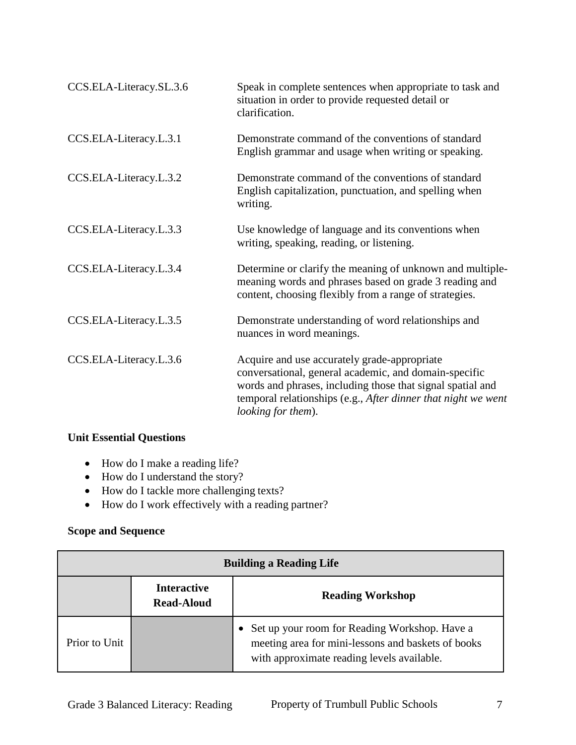| | |
|---|---|
| CCS.ELA-Literacy.SL.3.6 | Speak in complete sentences when appropriate to task and situation in order to provide requested detail or clarification. |
| CCS.ELA-Literacy.L.3.1 | Demonstrate command of the conventions of standard English grammar and usage when writing or speaking. |
| CCS.ELA-Literacy.L.3.2 | Demonstrate command of the conventions of standard English capitalization, punctuation, and spelling when writing. |
| CCS.ELA-Literacy.L.3.3 | Use knowledge of language and its conventions when writing, speaking, reading, or listening. |
| CCS.ELA-Literacy.L.3.4 | Determine or clarify the meaning of unknown and multiple-meaning words and phrases based on grade 3 reading and content, choosing flexibly from a range of strategies. |
| CCS.ELA-Literacy.L.3.5 | Demonstrate understanding of word relationships and nuances in word meanings. |
| CCS.ELA-Literacy.L.3.6 | Acquire and use accurately grade-appropriate conversational, general academic, and domain-specific words and phrases, including those that signal spatial and temporal relationships (e.g., *After dinner that night we went looking for them*). |

**Unit Essential Questions**

- How do I make a reading life?
- How do I understand the story?
- How do I tackle more challenging texts?
- How do I work effectively with a reading partner?

**Scope and Sequence**

| Building a Reading Life | | |
|---|---|---|
| | **Interactive Read-Aloud** | **Reading Workshop** |
| Prior to Unit | | • Set up your room for Reading Workshop. Have a meeting area for mini-lessons and baskets of books with approximate reading levels available. |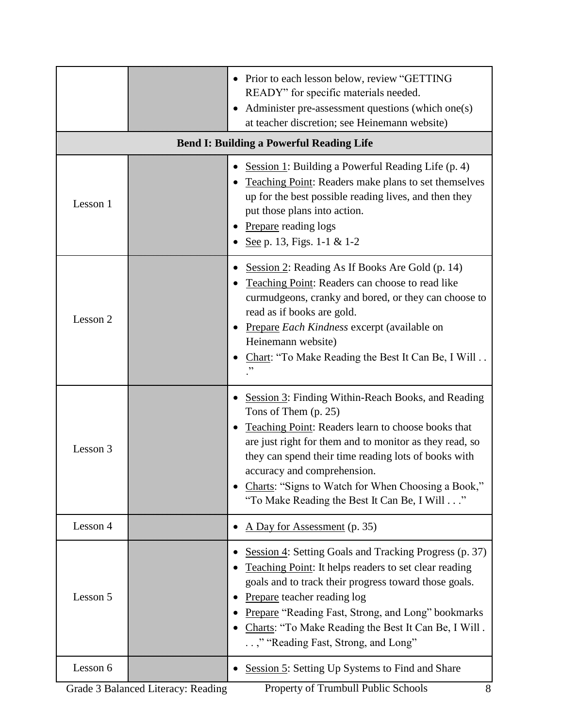| | | |
|---|---|---|
| | | • Prior to each lesson below, review "GETTING READY" for specific materials needed.<br>• Administer pre-assessment questions (which one(s) at teacher discretion; see Heinemann website) |
| **Bend I: Building a Powerful Reading Life** | | |
| Lesson 1 | | • <u>Session 1</u>: Building a Powerful Reading Life (p. 4)<br>• <u>Teaching Point</u>: Readers make plans to set themselves up for the best possible reading lives, and then they put those plans into action.<br>• <u>Prepare</u> reading logs<br>• <u>See</u> p. 13, Figs. 1-1 & 1-2 |
| Lesson 2 | | • <u>Session 2</u>: Reading As If Books Are Gold (p. 14)<br>• <u>Teaching Point</u>: Readers can choose to read like curmudgeons, cranky and bored, or they can choose to read as if books are gold.<br>• <u>Prepare</u> *Each Kindness* excerpt (available on Heinemann website)<br>• <u>Chart</u>: "To Make Reading the Best It Can Be, I Will . . ." |
| Lesson 3 | | • <u>Session 3</u>: Finding Within-Reach Books, and Reading Tons of Them (p. 25)<br>• <u>Teaching Point</u>: Readers learn to choose books that are just right for them and to monitor as they read, so they can spend their time reading lots of books with accuracy and comprehension.<br>• <u>Charts</u>: "Signs to Watch for When Choosing a Book," "To Make Reading the Best It Can Be, I Will . . ." |
| Lesson 4 | | • <u>A Day for Assessment</u> (p. 35) |
| Lesson 5 | | • <u>Session 4</u>: Setting Goals and Tracking Progress (p. 37)<br>• <u>Teaching Point</u>: It helps readers to set clear reading goals and to track their progress toward those goals.<br>• <u>Prepare</u> teacher reading log<br>• <u>Prepare</u> "Reading Fast, Strong, and Long" bookmarks<br>• <u>Charts</u>: "To Make Reading the Best It Can Be, I Will . . . ," "Reading Fast, Strong, and Long" |
| Lesson 6 | | • <u>Session 5</u>: Setting Up Systems to Find and Share |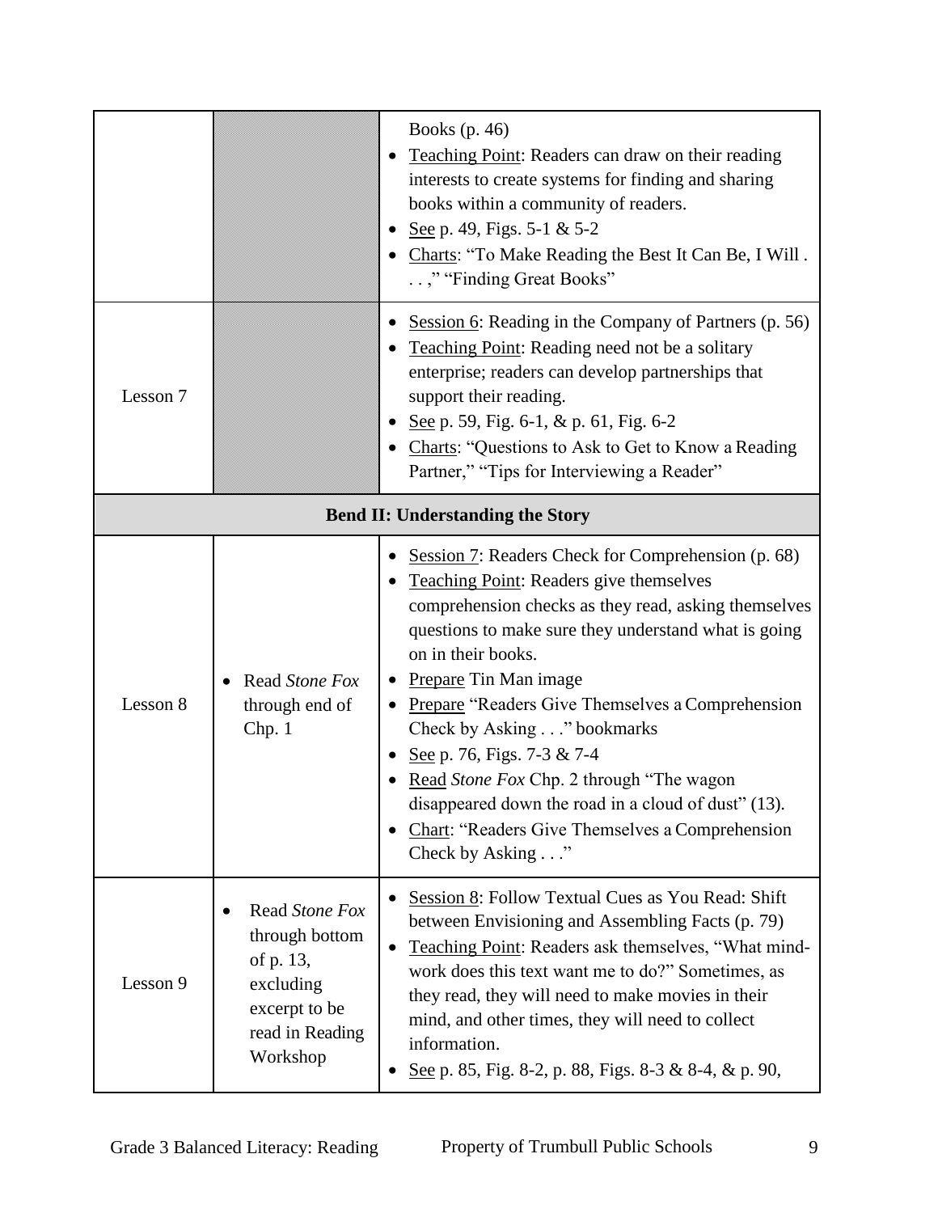| | | |
|---|---|---|
| | | Books (p. 46)<br>• <u>Teaching Point</u>: Readers can draw on their reading interests to create systems for finding and sharing books within a community of readers.<br>• <u>See</u> p. 49, Figs. 5-1 & 5-2<br>• <u>Charts</u>: "To Make Reading the Best It Can Be, I Will . . ," "Finding Great Books" |
| Lesson 7 | | • <u>Session 6</u>: Reading in the Company of Partners (p. 56)<br>• <u>Teaching Point</u>: Reading need not be a solitary enterprise; readers can develop partnerships that support their reading.<br>• <u>See</u> p. 59, Fig. 6-1, & p. 61, Fig. 6-2<br>• <u>Charts</u>: "Questions to Ask to Get to Know a Reading Partner," "Tips for Interviewing a Reader" |
| **Bend II: Understanding the Story** | | |
| Lesson 8 | • Read *Stone Fox* through end of Chp. 1 | • <u>Session 7</u>: Readers Check for Comprehension (p. 68)<br>• <u>Teaching Point</u>: Readers give themselves comprehension checks as they read, asking themselves questions to make sure they understand what is going on in their books.<br>• <u>Prepare</u> Tin Man image<br>• <u>Prepare</u> "Readers Give Themselves a Comprehension Check by Asking . . ." bookmarks<br>• <u>See</u> p. 76, Figs. 7-3 & 7-4<br>• <u>Read</u> *Stone Fox* Chp. 2 through "The wagon disappeared down the road in a cloud of dust" (13).<br>• <u>Chart</u>: "Readers Give Themselves a Comprehension Check by Asking . . ." |
| Lesson 9 | • Read *Stone Fox* through bottom of p. 13, excluding excerpt to be read in Reading Workshop | • <u>Session 8</u>: Follow Textual Cues as You Read: Shift between Envisioning and Assembling Facts (p. 79)<br>• <u>Teaching Point</u>: Readers ask themselves, "What mind-work does this text want me to do?" Sometimes, as they read, they will need to make movies in their mind, and other times, they will need to collect information.<br>• <u>See</u> p. 85, Fig. 8-2, p. 88, Figs. 8-3 & 8-4, & p. 90, |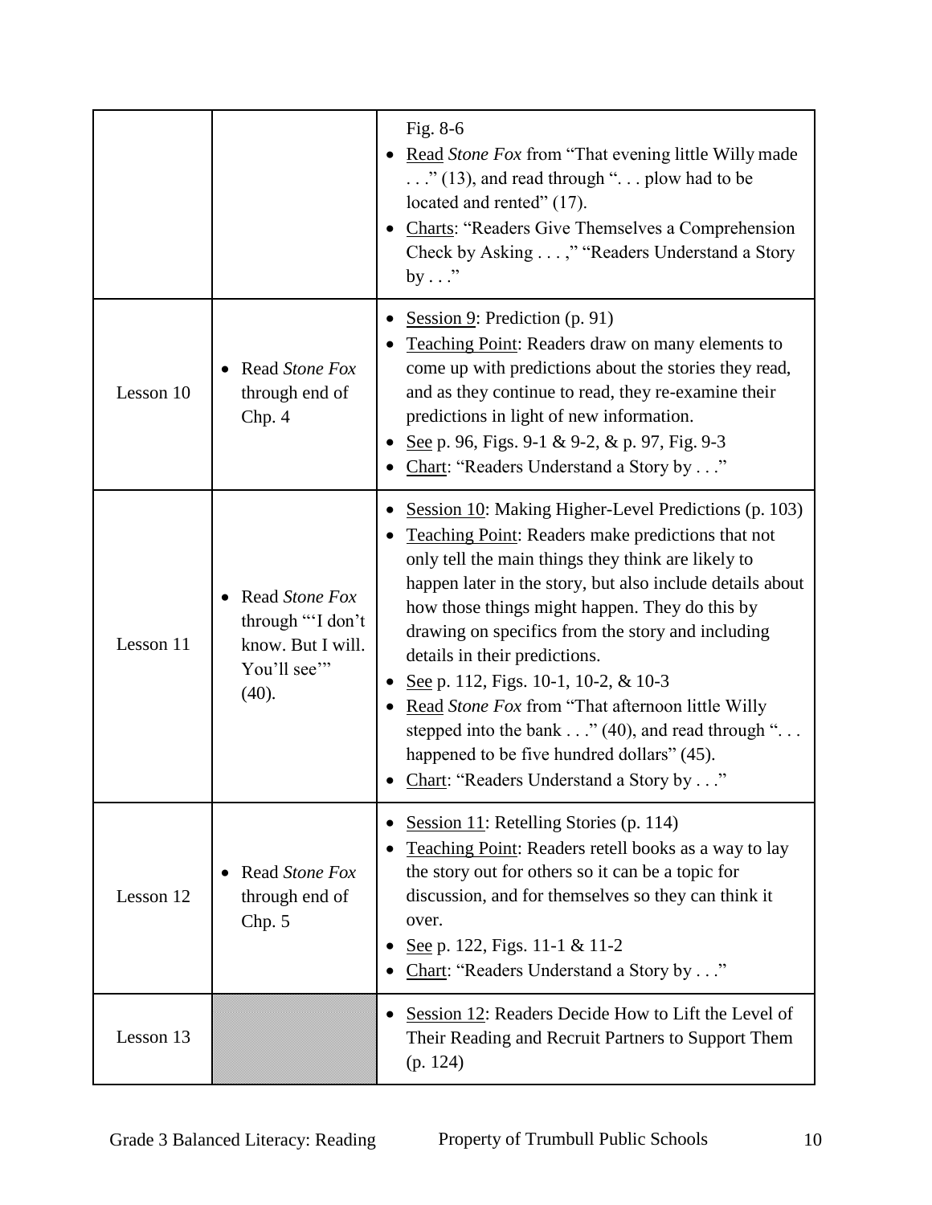| | | |
|---|---|---|
| | | Fig. 8-6<br>• <u>Read</u> *Stone Fox* from "That evening little Willy made . . ." (13), and read through ". . . plow had to be located and rented" (17).<br>• <u>Charts</u>: "Readers Give Themselves a Comprehension Check by Asking . . . ," "Readers Understand a Story by . . ." |
| Lesson 10 | • Read *Stone Fox* through end of Chp. 4 | • <u>Session 9</u>: Prediction (p. 91)<br>• <u>Teaching Point</u>: Readers draw on many elements to come up with predictions about the stories they read, and as they continue to read, they re-examine their predictions in light of new information.<br>• <u>See</u> p. 96, Figs. 9-1 & 9-2, & p. 97, Fig. 9-3<br>• <u>Chart</u>: "Readers Understand a Story by . . ." |
| Lesson 11 | • Read *Stone Fox* through "'I don't know. But I will. You'll see'" (40). | • <u>Session 10</u>: Making Higher-Level Predictions (p. 103)<br>• <u>Teaching Point</u>: Readers make predictions that not only tell the main things they think are likely to happen later in the story, but also include details about how those things might happen. They do this by drawing on specifics from the story and including details in their predictions.<br>• <u>See</u> p. 112, Figs. 10-1, 10-2, & 10-3<br>• <u>Read</u> *Stone Fox* from "That afternoon little Willy stepped into the bank . . ." (40), and read through ". . . happened to be five hundred dollars" (45).<br>• <u>Chart</u>: "Readers Understand a Story by . . ." |
| Lesson 12 | • Read *Stone Fox* through end of Chp. 5 | • <u>Session 11</u>: Retelling Stories (p. 114)<br>• <u>Teaching Point</u>: Readers retell books as a way to lay the story out for others so it can be a topic for discussion, and for themselves so they can think it over.<br>• <u>See</u> p. 122, Figs. 11-1 & 11-2<br>• <u>Chart</u>: "Readers Understand a Story by . . ." |
| Lesson 13 | | • <u>Session 12</u>: Readers Decide How to Lift the Level of Their Reading and Recruit Partners to Support Them (p. 124) |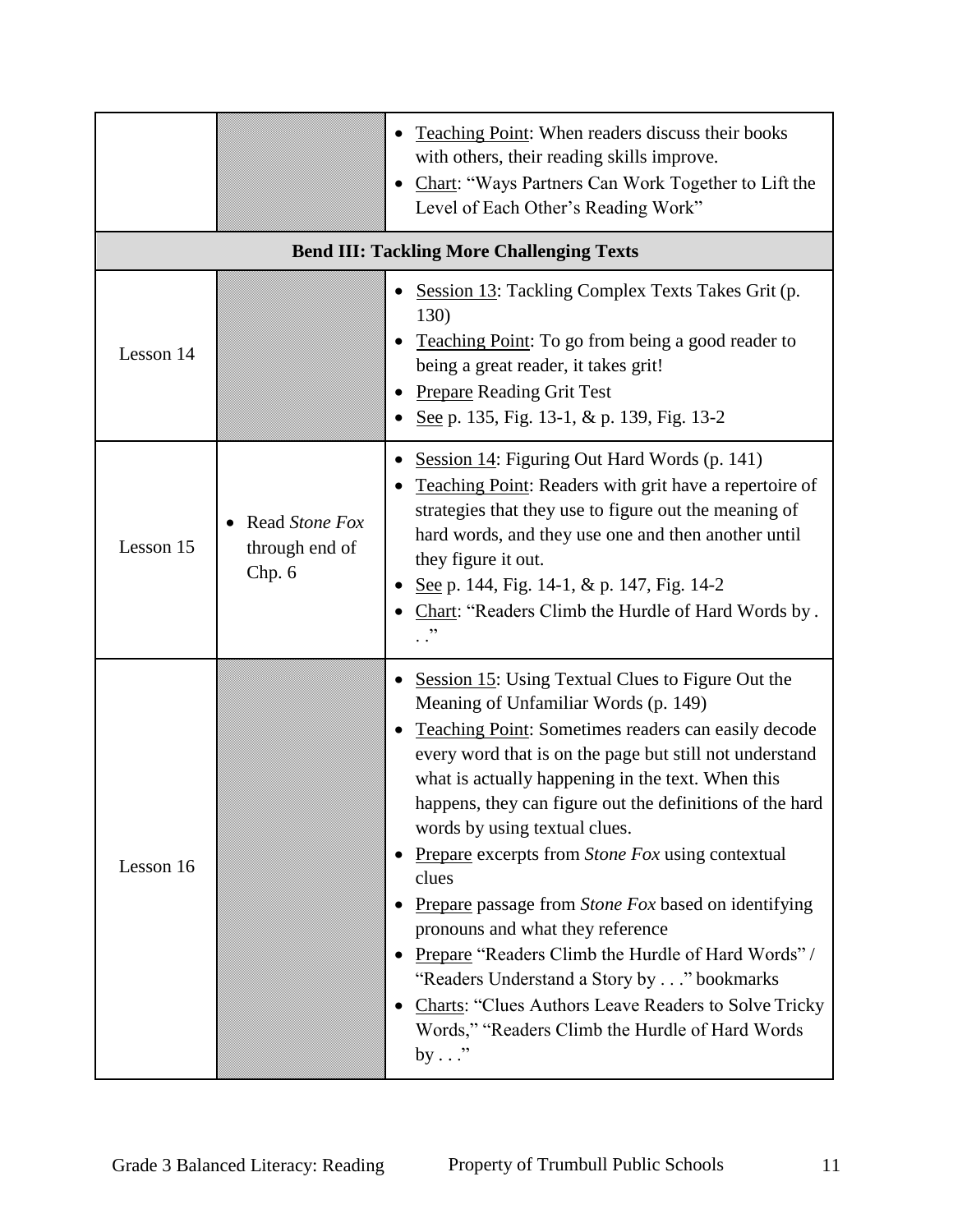| | | |
|---|---|---|
| | | • <u>Teaching Point</u>: When readers discuss their books with others, their reading skills improve.<br>• <u>Chart</u>: "Ways Partners Can Work Together to Lift the Level of Each Other's Reading Work" |
| **Bend III: Tackling More Challenging Texts** | | |
| Lesson 14 | | • <u>Session 13</u>: Tackling Complex Texts Takes Grit (p. 130)<br>• <u>Teaching Point</u>: To go from being a good reader to being a great reader, it takes grit!<br>• <u>Prepare</u> Reading Grit Test<br>• <u>See</u> p. 135, Fig. 13-1, & p. 139, Fig. 13-2 |
| Lesson 15 | • Read *Stone Fox* through end of Chp. 6 | • <u>Session 14</u>: Figuring Out Hard Words (p. 141)<br>• <u>Teaching Point</u>: Readers with grit have a repertoire of strategies that they use to figure out the meaning of hard words, and they use one and then another until they figure it out.<br>• <u>See</u> p. 144, Fig. 14-1, & p. 147, Fig. 14-2<br>• <u>Chart</u>: "Readers Climb the Hurdle of Hard Words by . . ." |
| Lesson 16 | | • <u>Session 15</u>: Using Textual Clues to Figure Out the Meaning of Unfamiliar Words (p. 149)<br>• <u>Teaching Point</u>: Sometimes readers can easily decode every word that is on the page but still not understand what is actually happening in the text. When this happens, they can figure out the definitions of the hard words by using textual clues.<br>• <u>Prepare</u> excerpts from *Stone Fox* using contextual clues<br>• <u>Prepare</u> passage from *Stone Fox* based on identifying pronouns and what they reference<br>• <u>Prepare</u> "Readers Climb the Hurdle of Hard Words" / "Readers Understand a Story by . . ." bookmarks<br>• <u>Charts</u>: "Clues Authors Leave Readers to Solve Tricky Words," "Readers Climb the Hurdle of Hard Words by . . ." |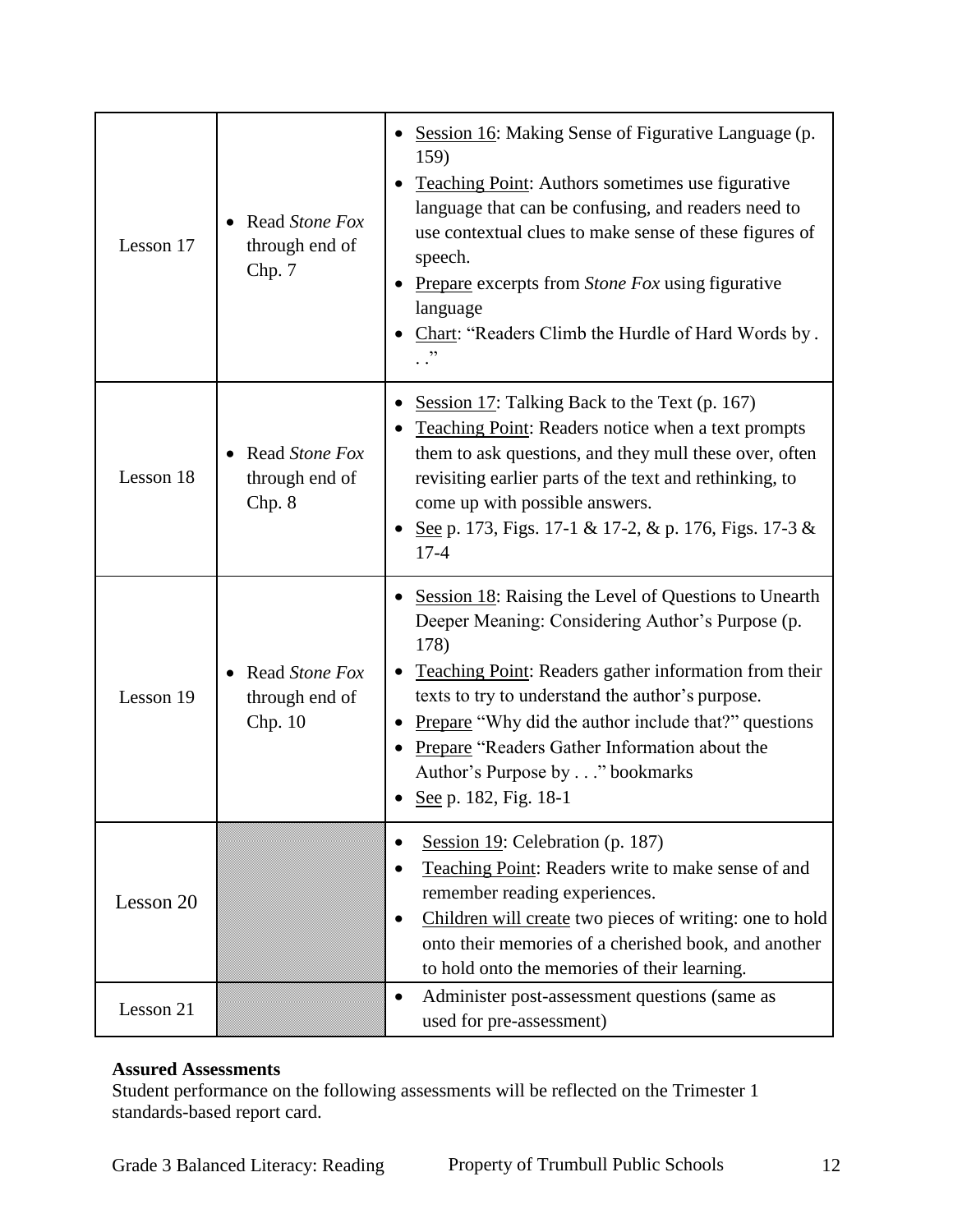| | | |
|---|---|---|
| Lesson 17 | • Read *Stone Fox* through end of Chp. 7 | • Session 16: Making Sense of Figurative Language (p. 159)<br>• Teaching Point: Authors sometimes use figurative language that can be confusing, and readers need to use contextual clues to make sense of these figures of speech.<br>• Prepare excerpts from *Stone Fox* using figurative language<br>• Chart: "Readers Climb the Hurdle of Hard Words by . . ." |
| Lesson 18 | • Read *Stone Fox* through end of Chp. 8 | • Session 17: Talking Back to the Text (p. 167)<br>• Teaching Point: Readers notice when a text prompts them to ask questions, and they mull these over, often revisiting earlier parts of the text and rethinking, to come up with possible answers.<br>• See p. 173, Figs. 17-1 & 17-2, & p. 176, Figs. 17-3 & 17-4 |
| Lesson 19 | • Read *Stone Fox* through end of Chp. 10 | • Session 18: Raising the Level of Questions to Unearth Deeper Meaning: Considering Author's Purpose (p. 178)<br>• Teaching Point: Readers gather information from their texts to try to understand the author's purpose.<br>• Prepare "Why did the author include that?" questions<br>• Prepare "Readers Gather Information about the Author's Purpose by . . ." bookmarks<br>• See p. 182, Fig. 18-1 |
| Lesson 20 | | • Session 19: Celebration (p. 187)<br>• Teaching Point: Readers write to make sense of and remember reading experiences.<br>• Children will create two pieces of writing: one to hold onto their memories of a cherished book, and another to hold onto the memories of their learning. |
| Lesson 21 | | • Administer post-assessment questions (same as used for pre-assessment) |

**Assured Assessments**

Student performance on the following assessments will be reflected on the Trimester 1 standards-based report card.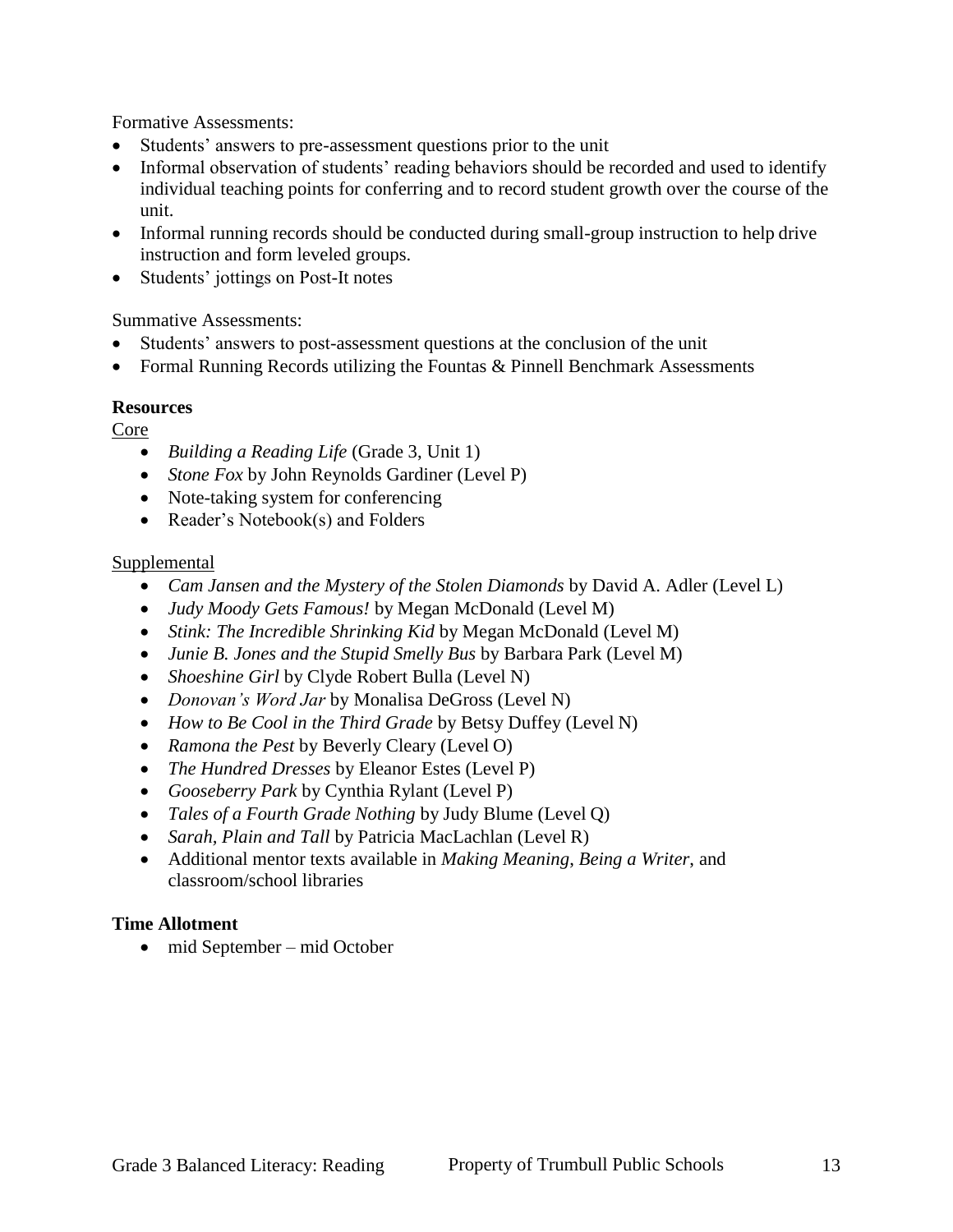Formative Assessments:

- Students' answers to pre-assessment questions prior to the unit
- Informal observation of students' reading behaviors should be recorded and used to identify individual teaching points for conferring and to record student growth over the course of the unit.
- Informal running records should be conducted during small-group instruction to help drive instruction and form leveled groups.
- Students' jottings on Post-It notes

Summative Assessments:

- Students' answers to post-assessment questions at the conclusion of the unit
- Formal Running Records utilizing the Fountas & Pinnell Benchmark Assessments

**Resources**

Core

- *Building a Reading Life* (Grade 3, Unit 1)
- *Stone Fox* by John Reynolds Gardiner (Level P)
- Note-taking system for conferencing
- Reader's Notebook(s) and Folders

Supplemental

- *Cam Jansen and the Mystery of the Stolen Diamonds* by David A. Adler (Level L)
- *Judy Moody Gets Famous!* by Megan McDonald (Level M)
- *Stink: The Incredible Shrinking Kid* by Megan McDonald (Level M)
- *Junie B. Jones and the Stupid Smelly Bus* by Barbara Park (Level M)
- *Shoeshine Girl* by Clyde Robert Bulla (Level N)
- *Donovan's Word Jar* by Monalisa DeGross (Level N)
- *How to Be Cool in the Third Grade* by Betsy Duffey (Level N)
- *Ramona the Pest* by Beverly Cleary (Level O)
- *The Hundred Dresses* by Eleanor Estes (Level P)
- *Gooseberry Park* by Cynthia Rylant (Level P)
- *Tales of a Fourth Grade Nothing* by Judy Blume (Level Q)
- *Sarah, Plain and Tall* by Patricia MacLachlan (Level R)
- Additional mentor texts available in *Making Meaning*, *Being a Writer*, and classroom/school libraries

**Time Allotment**

- mid September – mid October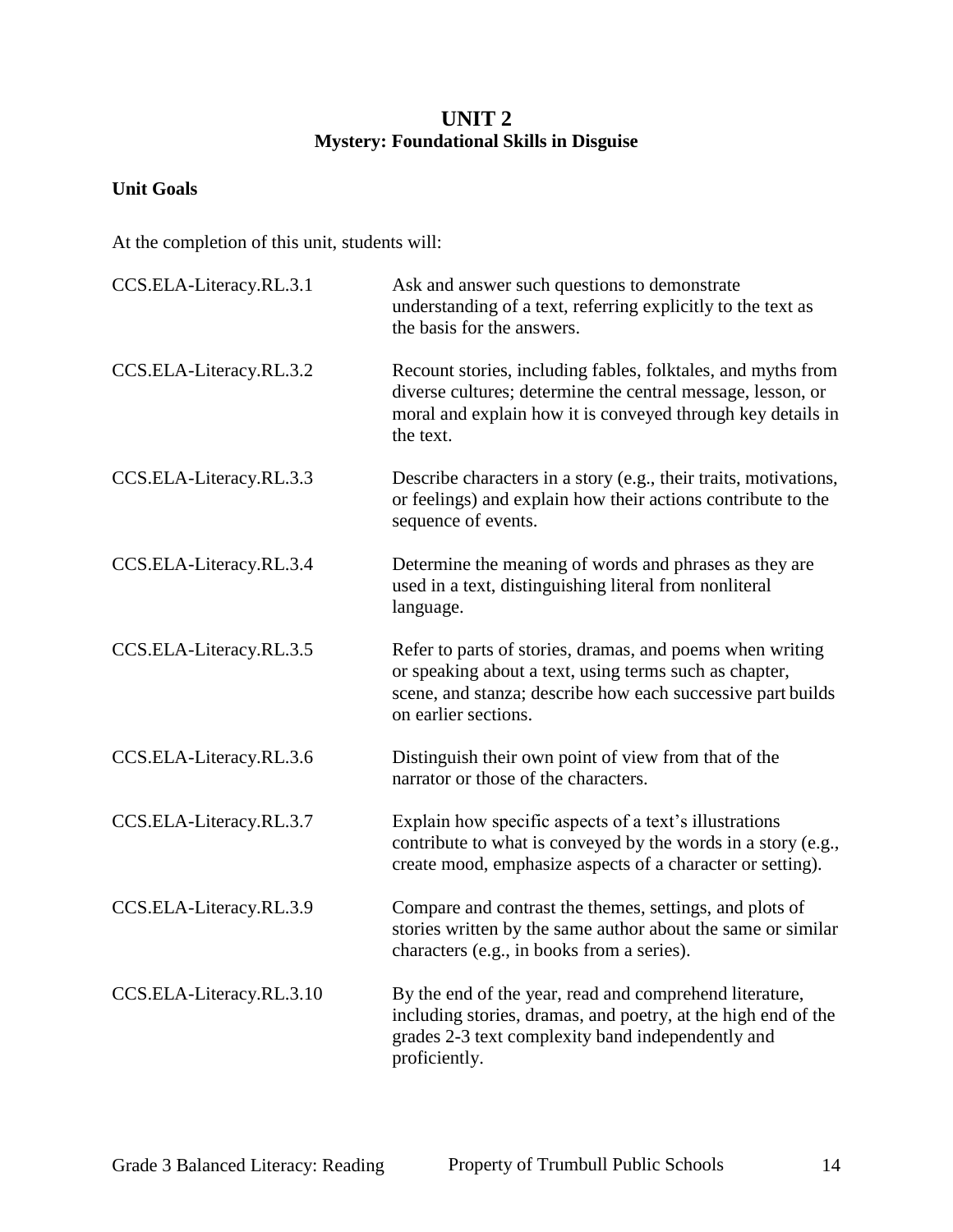# UNIT 2
## Mystery: Foundational Skills in Disguise

**Unit Goals**

At the completion of this unit, students will:

| | |
|---|---|
| CCS.ELA-Literacy.RL.3.1 | Ask and answer such questions to demonstrate understanding of a text, referring explicitly to the text as the basis for the answers. |
| CCS.ELA-Literacy.RL.3.2 | Recount stories, including fables, folktales, and myths from diverse cultures; determine the central message, lesson, or moral and explain how it is conveyed through key details in the text. |
| CCS.ELA-Literacy.RL.3.3 | Describe characters in a story (e.g., their traits, motivations, or feelings) and explain how their actions contribute to the sequence of events. |
| CCS.ELA-Literacy.RL.3.4 | Determine the meaning of words and phrases as they are used in a text, distinguishing literal from nonliteral language. |
| CCS.ELA-Literacy.RL.3.5 | Refer to parts of stories, dramas, and poems when writing or speaking about a text, using terms such as chapter, scene, and stanza; describe how each successive part builds on earlier sections. |
| CCS.ELA-Literacy.RL.3.6 | Distinguish their own point of view from that of the narrator or those of the characters. |
| CCS.ELA-Literacy.RL.3.7 | Explain how specific aspects of a text's illustrations contribute to what is conveyed by the words in a story (e.g., create mood, emphasize aspects of a character or setting). |
| CCS.ELA-Literacy.RL.3.9 | Compare and contrast the themes, settings, and plots of stories written by the same author about the same or similar characters (e.g., in books from a series). |
| CCS.ELA-Literacy.RL.3.10 | By the end of the year, read and comprehend literature, including stories, dramas, and poetry, at the high end of the grades 2-3 text complexity band independently and proficiently. |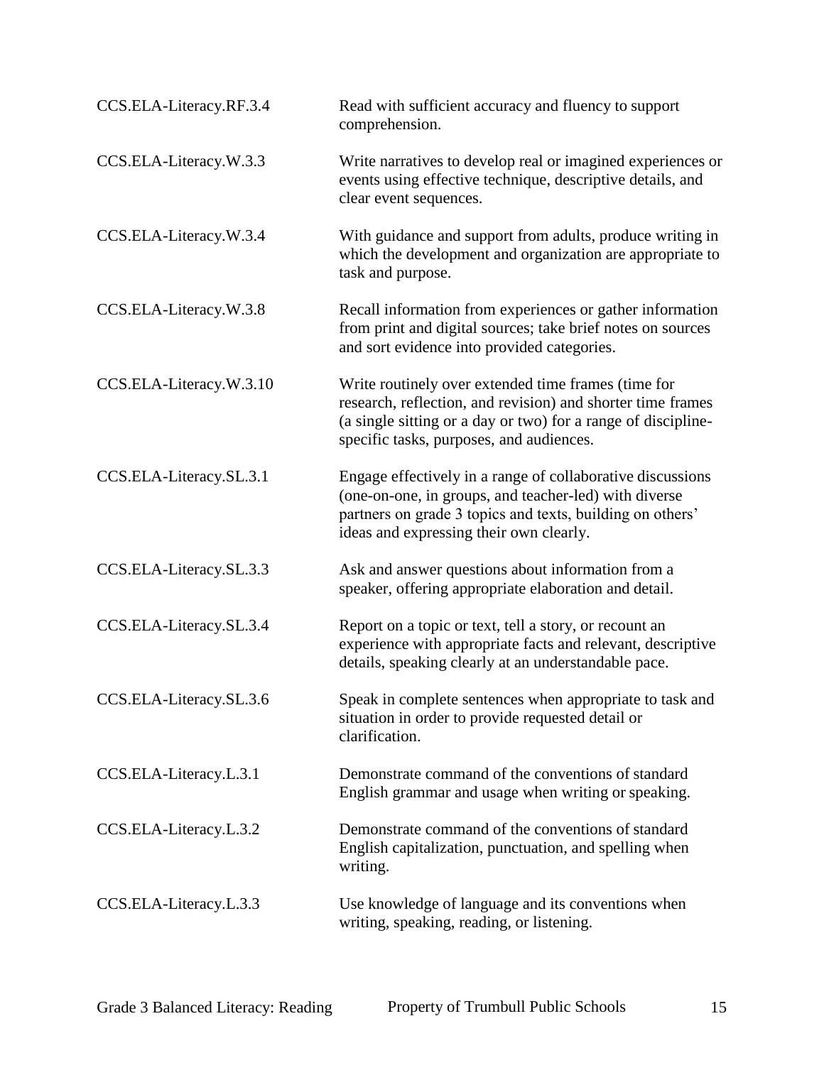| | |
|---|---|
| CCS.ELA-Literacy.RF.3.4 | Read with sufficient accuracy and fluency to support comprehension. |
| CCS.ELA-Literacy.W.3.3 | Write narratives to develop real or imagined experiences or events using effective technique, descriptive details, and clear event sequences. |
| CCS.ELA-Literacy.W.3.4 | With guidance and support from adults, produce writing in which the development and organization are appropriate to task and purpose. |
| CCS.ELA-Literacy.W.3.8 | Recall information from experiences or gather information from print and digital sources; take brief notes on sources and sort evidence into provided categories. |
| CCS.ELA-Literacy.W.3.10 | Write routinely over extended time frames (time for research, reflection, and revision) and shorter time frames (a single sitting or a day or two) for a range of discipline-specific tasks, purposes, and audiences. |
| CCS.ELA-Literacy.SL.3.1 | Engage effectively in a range of collaborative discussions (one-on-one, in groups, and teacher-led) with diverse partners on grade 3 topics and texts, building on others' ideas and expressing their own clearly. |
| CCS.ELA-Literacy.SL.3.3 | Ask and answer questions about information from a speaker, offering appropriate elaboration and detail. |
| CCS.ELA-Literacy.SL.3.4 | Report on a topic or text, tell a story, or recount an experience with appropriate facts and relevant, descriptive details, speaking clearly at an understandable pace. |
| CCS.ELA-Literacy.SL.3.6 | Speak in complete sentences when appropriate to task and situation in order to provide requested detail or clarification. |
| CCS.ELA-Literacy.L.3.1 | Demonstrate command of the conventions of standard English grammar and usage when writing or speaking. |
| CCS.ELA-Literacy.L.3.2 | Demonstrate command of the conventions of standard English capitalization, punctuation, and spelling when writing. |
| CCS.ELA-Literacy.L.3.3 | Use knowledge of language and its conventions when writing, speaking, reading, or listening. |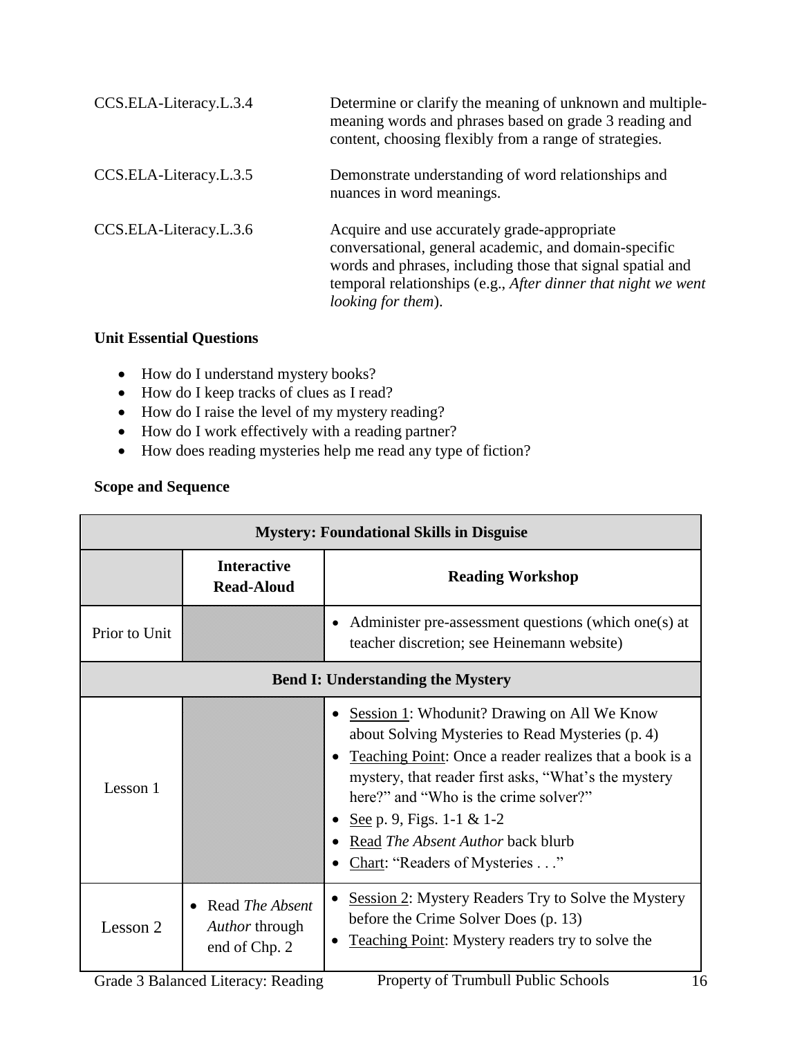| | |
|---|---|
| CCS.ELA-Literacy.L.3.4 | Determine or clarify the meaning of unknown and multiple-meaning words and phrases based on grade 3 reading and content, choosing flexibly from a range of strategies. |
| CCS.ELA-Literacy.L.3.5 | Demonstrate understanding of word relationships and nuances in word meanings. |
| CCS.ELA-Literacy.L.3.6 | Acquire and use accurately grade-appropriate conversational, general academic, and domain-specific words and phrases, including those that signal spatial and temporal relationships (e.g., *After dinner that night we went looking for them*). |

**Unit Essential Questions**

- How do I understand mystery books?
- How do I keep tracks of clues as I read?
- How do I raise the level of my mystery reading?
- How do I work effectively with a reading partner?
- How does reading mysteries help me read any type of fiction?

**Scope and Sequence**

| **Mystery: Foundational Skills in Disguise** | | |
|---|---|---|
| | **Interactive Read-Aloud** | **Reading Workshop** |
| Prior to Unit | | • Administer pre-assessment questions (which one(s) at teacher discretion; see Heinemann website) |
| **Bend I: Understanding the Mystery** | | |
| Lesson 1 | | • Session 1: Whodunit? Drawing on All We Know about Solving Mysteries to Read Mysteries (p. 4)<br>• Teaching Point: Once a reader realizes that a book is a mystery, that reader first asks, "What's the mystery here?" and "Who is the crime solver?"<br>• See p. 9, Figs. 1-1 & 1-2<br>• Read *The Absent Author* back blurb<br>• Chart: "Readers of Mysteries . . ." |
| Lesson 2 | • Read *The Absent Author* through end of Chp. 2 | • Session 2: Mystery Readers Try to Solve the Mystery before the Crime Solver Does (p. 13)<br>• Teaching Point: Mystery readers try to solve the |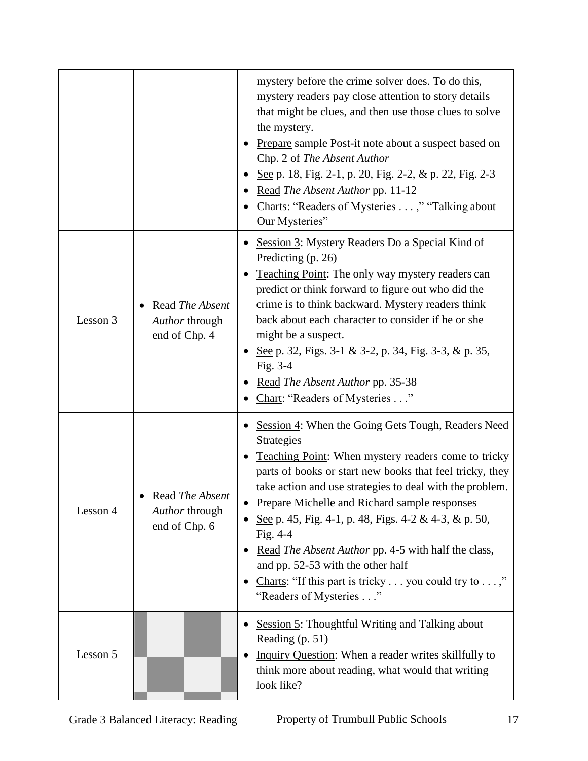| | | |
|---|---|---|
| | | mystery before the crime solver does. To do this, mystery readers pay close attention to story details that might be clues, and then use those clues to solve the mystery.<br>• Prepare sample Post-it note about a suspect based on Chp. 2 of *The Absent Author*<br>• See p. 18, Fig. 2-1, p. 20, Fig. 2-2, & p. 22, Fig. 2-3<br>• Read *The Absent Author* pp. 11-12<br>• Charts: "Readers of Mysteries . . . ," "Talking about Our Mysteries" |
| Lesson 3 | • Read *The Absent Author* through end of Chp. 4 | • Session 3: Mystery Readers Do a Special Kind of Predicting (p. 26)<br>• Teaching Point: The only way mystery readers can predict or think forward to figure out who did the crime is to think backward. Mystery readers think back about each character to consider if he or she might be a suspect.<br>• See p. 32, Figs. 3-1 & 3-2, p. 34, Fig. 3-3, & p. 35, Fig. 3-4<br>• Read *The Absent Author* pp. 35-38<br>• Chart: "Readers of Mysteries . . ." |
| Lesson 4 | • Read *The Absent Author* through end of Chp. 6 | • Session 4: When the Going Gets Tough, Readers Need Strategies<br>• Teaching Point: When mystery readers come to tricky parts of books or start new books that feel tricky, they take action and use strategies to deal with the problem.<br>• Prepare Michelle and Richard sample responses<br>• See p. 45, Fig. 4-1, p. 48, Figs. 4-2 & 4-3, & p. 50, Fig. 4-4<br>• Read *The Absent Author* pp. 4-5 with half the class, and pp. 52-53 with the other half<br>• Charts: "If this part is tricky . . . you could try to . . . ," "Readers of Mysteries . . ." |
| Lesson 5 | | • Session 5: Thoughtful Writing and Talking about Reading (p. 51)<br>• Inquiry Question: When a reader writes skillfully to think more about reading, what would that writing look like? |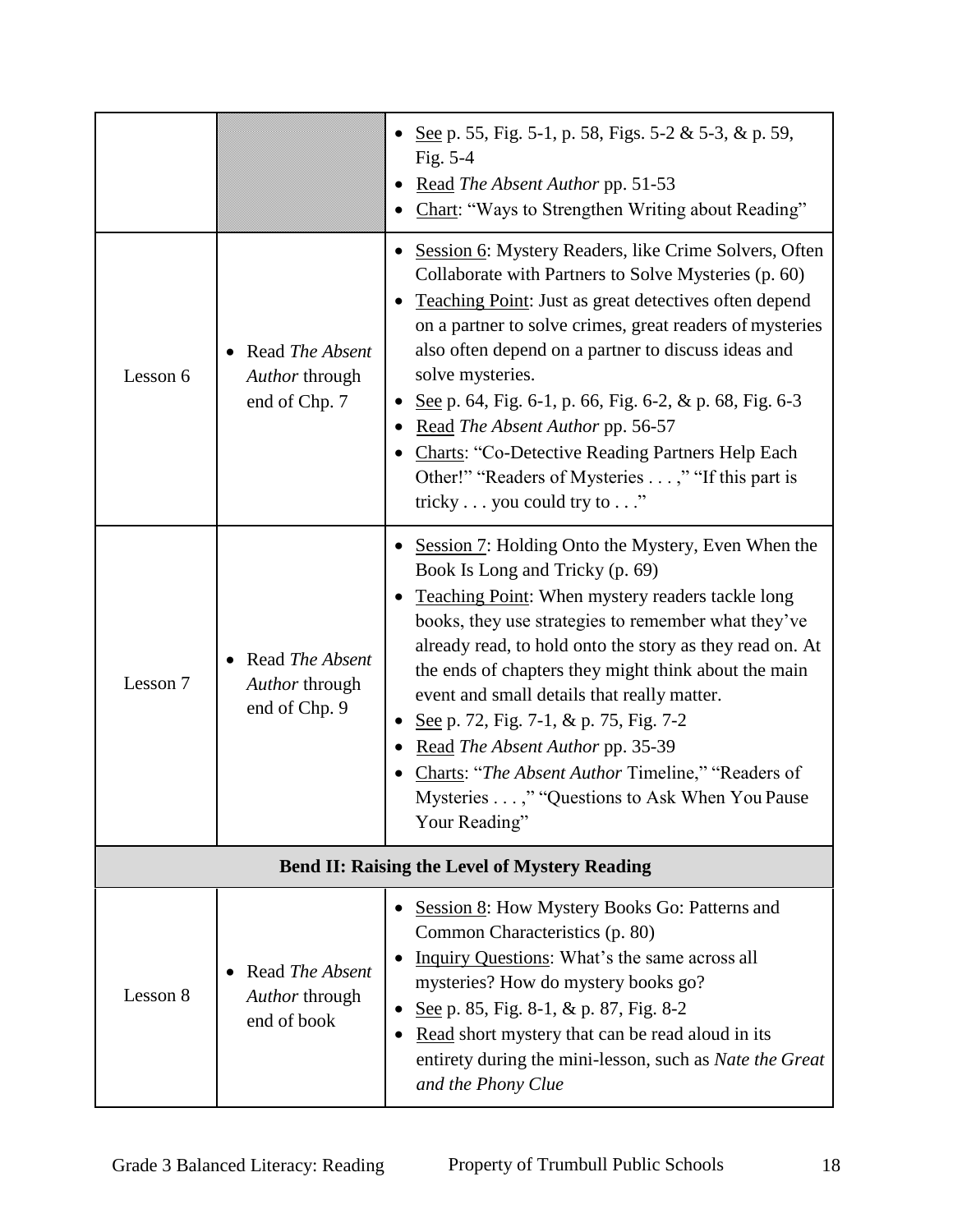| | | |
|---|---|---|
| | | • <u>See</u> p. 55, Fig. 5-1, p. 58, Figs. 5-2 & 5-3, & p. 59, Fig. 5-4<br>• <u>Read</u> *The Absent Author* pp. 51-53<br>• <u>Chart</u>: "Ways to Strengthen Writing about Reading" |
| Lesson 6 | • Read *The Absent Author* through end of Chp. 7 | • <u>Session 6</u>: Mystery Readers, like Crime Solvers, Often Collaborate with Partners to Solve Mysteries (p. 60)<br>• <u>Teaching Point</u>: Just as great detectives often depend on a partner to solve crimes, great readers of mysteries also often depend on a partner to discuss ideas and solve mysteries.<br>• <u>See</u> p. 64, Fig. 6-1, p. 66, Fig. 6-2, & p. 68, Fig. 6-3<br>• <u>Read</u> *The Absent Author* pp. 56-57<br>• <u>Charts</u>: "Co-Detective Reading Partners Help Each Other!" "Readers of Mysteries . . . ," "If this part is tricky . . . you could try to . . ." |
| Lesson 7 | • Read *The Absent Author* through end of Chp. 9 | • <u>Session 7</u>: Holding Onto the Mystery, Even When the Book Is Long and Tricky (p. 69)<br>• <u>Teaching Point</u>: When mystery readers tackle long books, they use strategies to remember what they've already read, to hold onto the story as they read on. At the ends of chapters they might think about the main event and small details that really matter.<br>• <u>See</u> p. 72, Fig. 7-1, & p. 75, Fig. 7-2<br>• <u>Read</u> *The Absent Author* pp. 35-39<br>• <u>Charts</u>: "*The Absent Author* Timeline," "Readers of Mysteries . . . ," "Questions to Ask When You Pause Your Reading" |
| **Bend II: Raising the Level of Mystery Reading** | | |
| Lesson 8 | • Read *The Absent Author* through end of book | • <u>Session 8</u>: How Mystery Books Go: Patterns and Common Characteristics (p. 80)<br>• <u>Inquiry Questions</u>: What's the same across all mysteries? How do mystery books go?<br>• <u>See</u> p. 85, Fig. 8-1, & p. 87, Fig. 8-2<br>• <u>Read</u> short mystery that can be read aloud in its entirety during the mini-lesson, such as *Nate the Great and the Phony Clue* |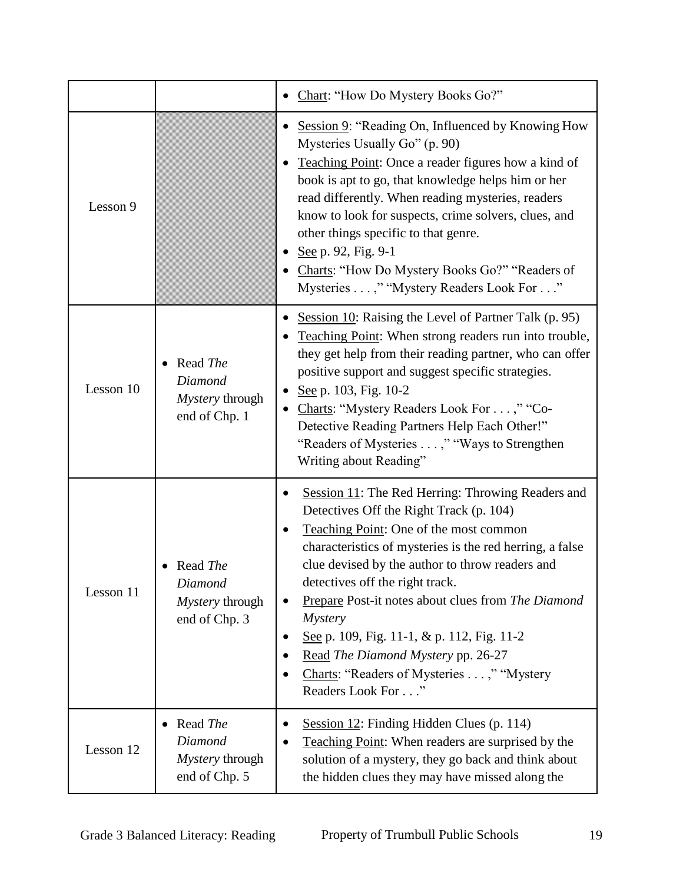| | | |
|---|---|---|
| | | • <u>Chart</u>: "How Do Mystery Books Go?" |
| Lesson 9 | | • <u>Session 9</u>: "Reading On, Influenced by Knowing How Mysteries Usually Go" (p. 90)<br>• <u>Teaching Point</u>: Once a reader figures how a kind of book is apt to go, that knowledge helps him or her read differently. When reading mysteries, readers know to look for suspects, crime solvers, clues, and other things specific to that genre.<br>• <u>See</u> p. 92, Fig. 9-1<br>• <u>Charts</u>: "How Do Mystery Books Go?" "Readers of Mysteries . . . ," "Mystery Readers Look For . . ." |
| Lesson 10 | • Read *The Diamond Mystery* through end of Chp. 1 | • <u>Session 10</u>: Raising the Level of Partner Talk (p. 95)<br>• <u>Teaching Point</u>: When strong readers run into trouble, they get help from their reading partner, who can offer positive support and suggest specific strategies.<br>• <u>See</u> p. 103, Fig. 10-2<br>• <u>Charts</u>: "Mystery Readers Look For . . . ," "Co-Detective Reading Partners Help Each Other!" "Readers of Mysteries . . . ," "Ways to Strengthen Writing about Reading" |
| Lesson 11 | • Read *The Diamond Mystery* through end of Chp. 3 | • <u>Session 11</u>: The Red Herring: Throwing Readers and Detectives Off the Right Track (p. 104)<br>• <u>Teaching Point</u>: One of the most common characteristics of mysteries is the red herring, a false clue devised by the author to throw readers and detectives off the right track.<br>• <u>Prepare</u> Post-it notes about clues from *The Diamond Mystery*<br>• <u>See</u> p. 109, Fig. 11-1, & p. 112, Fig. 11-2<br>• <u>Read</u> *The Diamond Mystery* pp. 26-27<br>• <u>Charts</u>: "Readers of Mysteries . . . ," "Mystery Readers Look For . . ." |
| Lesson 12 | • Read *The Diamond Mystery* through end of Chp. 5 | • <u>Session 12</u>: Finding Hidden Clues (p. 114)<br>• <u>Teaching Point</u>: When readers are surprised by the solution of a mystery, they go back and think about the hidden clues they may have missed along the |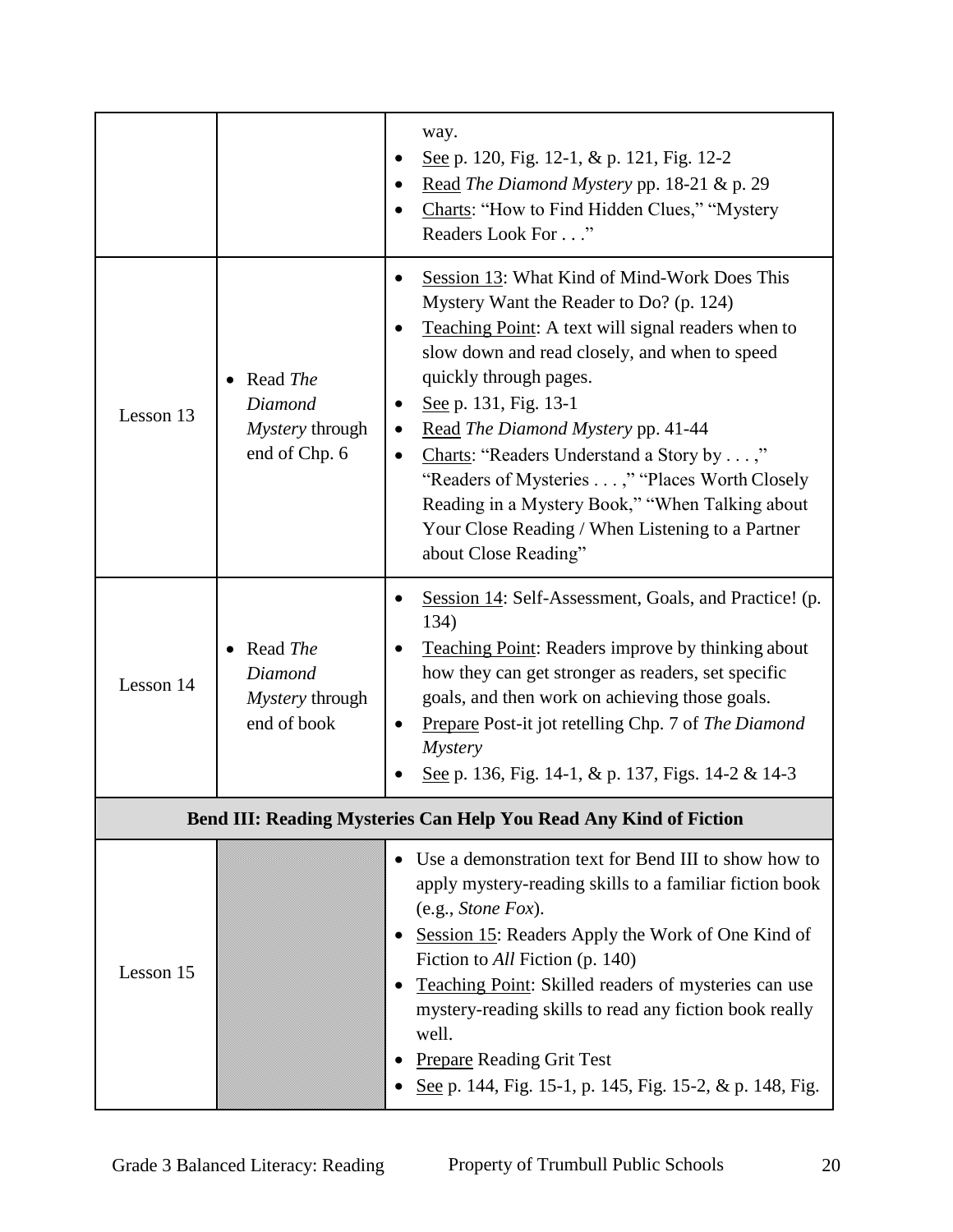| | | |
|---|---|---|
| | | way.<br>• <u>See</u> p. 120, Fig. 12-1, & p. 121, Fig. 12-2<br>• <u>Read</u> *The Diamond Mystery* pp. 18-21 & p. 29<br>• <u>Charts</u>: "How to Find Hidden Clues," "Mystery Readers Look For . . ." |
| Lesson 13 | • Read *The Diamond Mystery* through end of Chp. 6 | • <u>Session 13</u>: What Kind of Mind-Work Does This Mystery Want the Reader to Do? (p. 124)<br>• <u>Teaching Point</u>: A text will signal readers when to slow down and read closely, and when to speed quickly through pages.<br>• <u>See</u> p. 131, Fig. 13-1<br>• <u>Read</u> *The Diamond Mystery* pp. 41-44<br>• <u>Charts</u>: "Readers Understand a Story by . . . ," "Readers of Mysteries . . . ," "Places Worth Closely Reading in a Mystery Book," "When Talking about Your Close Reading / When Listening to a Partner about Close Reading" |
| Lesson 14 | • Read *The Diamond Mystery* through end of book | • <u>Session 14</u>: Self-Assessment, Goals, and Practice! (p. 134)<br>• <u>Teaching Point</u>: Readers improve by thinking about how they can get stronger as readers, set specific goals, and then work on achieving those goals.<br>• <u>Prepare</u> Post-it jot retelling Chp. 7 of *The Diamond Mystery*<br>• <u>See</u> p. 136, Fig. 14-1, & p. 137, Figs. 14-2 & 14-3 |
| **Bend III: Reading Mysteries Can Help You Read Any Kind of Fiction** | | |
| Lesson 15 | | • Use a demonstration text for Bend III to show how to apply mystery-reading skills to a familiar fiction book (e.g., *Stone Fox*).<br>• <u>Session 15</u>: Readers Apply the Work of One Kind of Fiction to *All* Fiction (p. 140)<br>• <u>Teaching Point</u>: Skilled readers of mysteries can use mystery-reading skills to read any fiction book really well.<br>• <u>Prepare</u> Reading Grit Test<br>• <u>See</u> p. 144, Fig. 15-1, p. 145, Fig. 15-2, & p. 148, Fig. |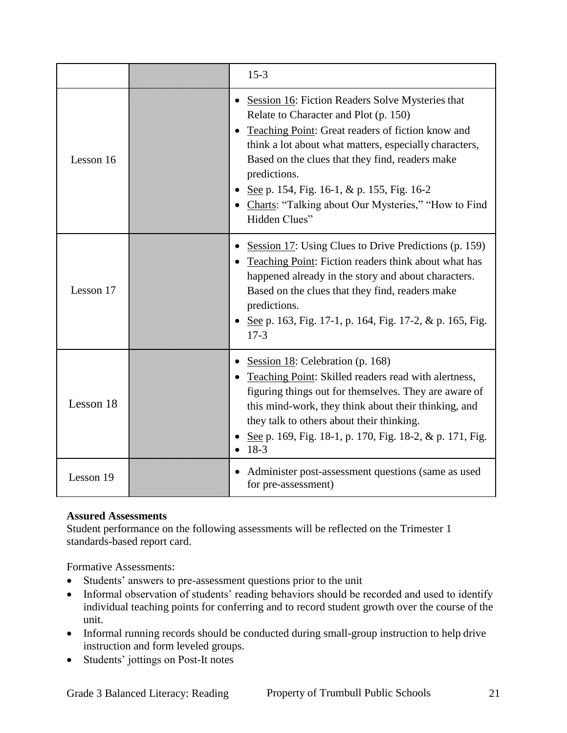| | | |
|---|---|---|
| | | 15-3 |
| Lesson 16 | | • Session 16: Fiction Readers Solve Mysteries that Relate to Character and Plot (p. 150)<br>• Teaching Point: Great readers of fiction know and think a lot about what matters, especially characters, Based on the clues that they find, readers make predictions.<br>• See p. 154, Fig. 16-1, & p. 155, Fig. 16-2<br>• Charts: "Talking about Our Mysteries," "How to Find Hidden Clues" |
| Lesson 17 | | • Session 17: Using Clues to Drive Predictions (p. 159)<br>• Teaching Point: Fiction readers think about what has happened already in the story and about characters. Based on the clues that they find, readers make predictions.<br>• See p. 163, Fig. 17-1, p. 164, Fig. 17-2, & p. 165, Fig. 17-3 |
| Lesson 18 | | • Session 18: Celebration (p. 168)<br>• Teaching Point: Skilled readers read with alertness, figuring things out for themselves. They are aware of this mind-work, they think about their thinking, and they talk to others about their thinking.<br>• See p. 169, Fig. 18-1, p. 170, Fig. 18-2, & p. 171, Fig.<br>• 18-3 |
| Lesson 19 | | • Administer post-assessment questions (same as used for pre-assessment) |

**Assured Assessments**
Student performance on the following assessments will be reflected on the Trimester 1 standards-based report card.

Formative Assessments:

- Students' answers to pre-assessment questions prior to the unit
- Informal observation of students' reading behaviors should be recorded and used to identify individual teaching points for conferring and to record student growth over the course of the unit.
- Informal running records should be conducted during small-group instruction to help drive instruction and form leveled groups.
- Students' jottings on Post-It notes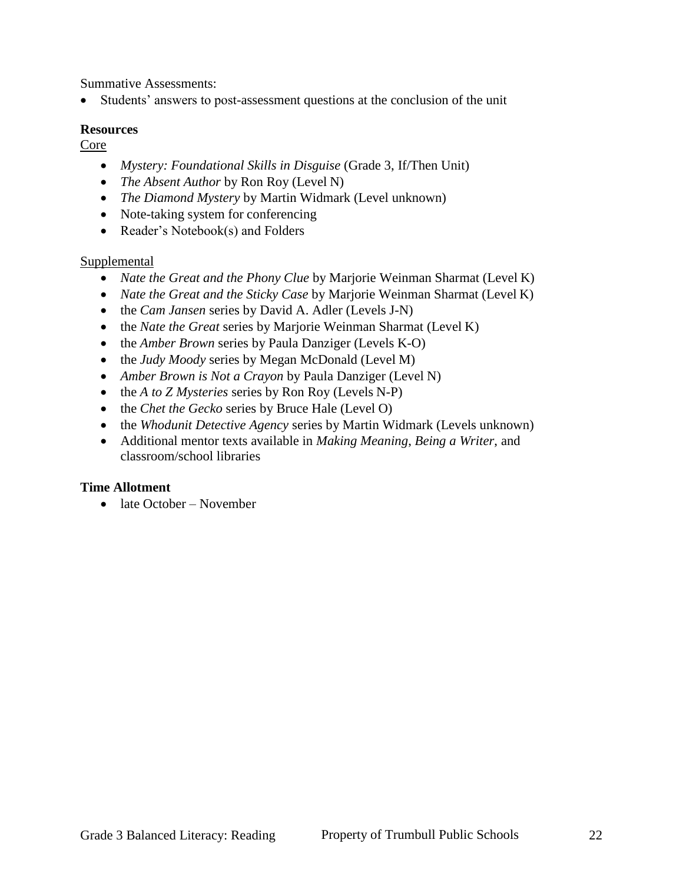Summative Assessments:

- Students' answers to post-assessment questions at the conclusion of the unit

**Resources**

Core

- *Mystery: Foundational Skills in Disguise* (Grade 3, If/Then Unit)
- *The Absent Author* by Ron Roy (Level N)
- *The Diamond Mystery* by Martin Widmark (Level unknown)
- Note-taking system for conferencing
- Reader's Notebook(s) and Folders

Supplemental

- *Nate the Great and the Phony Clue* by Marjorie Weinman Sharmat (Level K)
- *Nate the Great and the Sticky Case* by Marjorie Weinman Sharmat (Level K)
- the *Cam Jansen* series by David A. Adler (Levels J-N)
- the *Nate the Great* series by Marjorie Weinman Sharmat (Level K)
- the *Amber Brown* series by Paula Danziger (Levels K-O)
- the *Judy Moody* series by Megan McDonald (Level M)
- *Amber Brown is Not a Crayon* by Paula Danziger (Level N)
- the *A to Z Mysteries* series by Ron Roy (Levels N-P)
- the *Chet the Gecko* series by Bruce Hale (Level O)
- the *Whodunit Detective Agency* series by Martin Widmark (Levels unknown)
- Additional mentor texts available in *Making Meaning*, *Being a Writer*, and classroom/school libraries

**Time Allotment**

- late October – November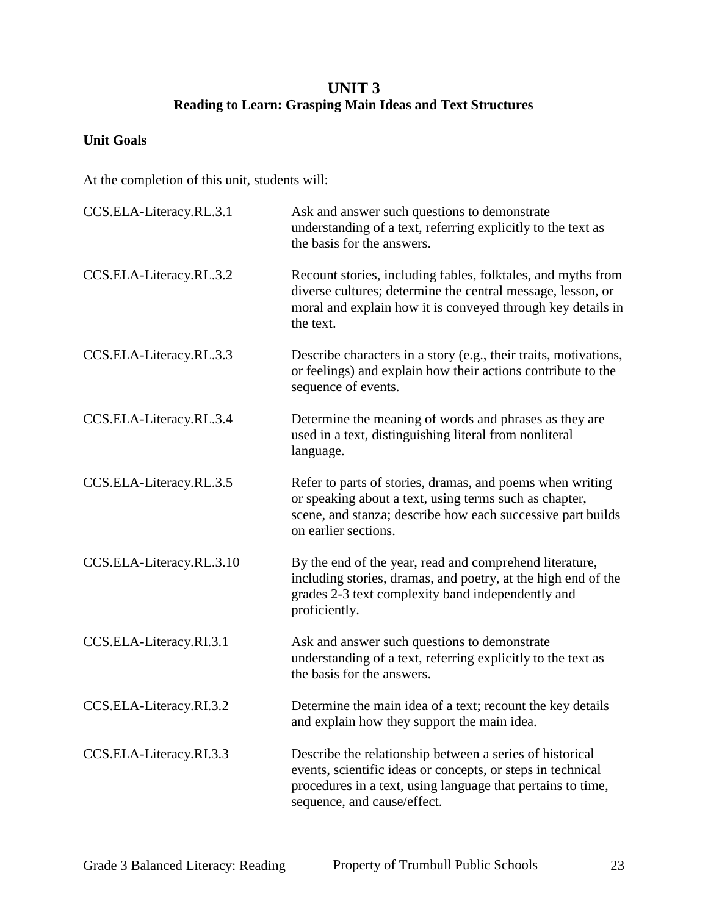# UNIT 3
## Reading to Learn: Grasping Main Ideas and Text Structures

**Unit Goals**

At the completion of this unit, students will:

| | |
|---|---|
| CCS.ELA-Literacy.RL.3.1 | Ask and answer such questions to demonstrate understanding of a text, referring explicitly to the text as the basis for the answers. |
| CCS.ELA-Literacy.RL.3.2 | Recount stories, including fables, folktales, and myths from diverse cultures; determine the central message, lesson, or moral and explain how it is conveyed through key details in the text. |
| CCS.ELA-Literacy.RL.3.3 | Describe characters in a story (e.g., their traits, motivations, or feelings) and explain how their actions contribute to the sequence of events. |
| CCS.ELA-Literacy.RL.3.4 | Determine the meaning of words and phrases as they are used in a text, distinguishing literal from nonliteral language. |
| CCS.ELA-Literacy.RL.3.5 | Refer to parts of stories, dramas, and poems when writing or speaking about a text, using terms such as chapter, scene, and stanza; describe how each successive part builds on earlier sections. |
| CCS.ELA-Literacy.RL.3.10 | By the end of the year, read and comprehend literature, including stories, dramas, and poetry, at the high end of the grades 2-3 text complexity band independently and proficiently. |
| CCS.ELA-Literacy.RI.3.1 | Ask and answer such questions to demonstrate understanding of a text, referring explicitly to the text as the basis for the answers. |
| CCS.ELA-Literacy.RI.3.2 | Determine the main idea of a text; recount the key details and explain how they support the main idea. |
| CCS.ELA-Literacy.RI.3.3 | Describe the relationship between a series of historical events, scientific ideas or concepts, or steps in technical procedures in a text, using language that pertains to time, sequence, and cause/effect. |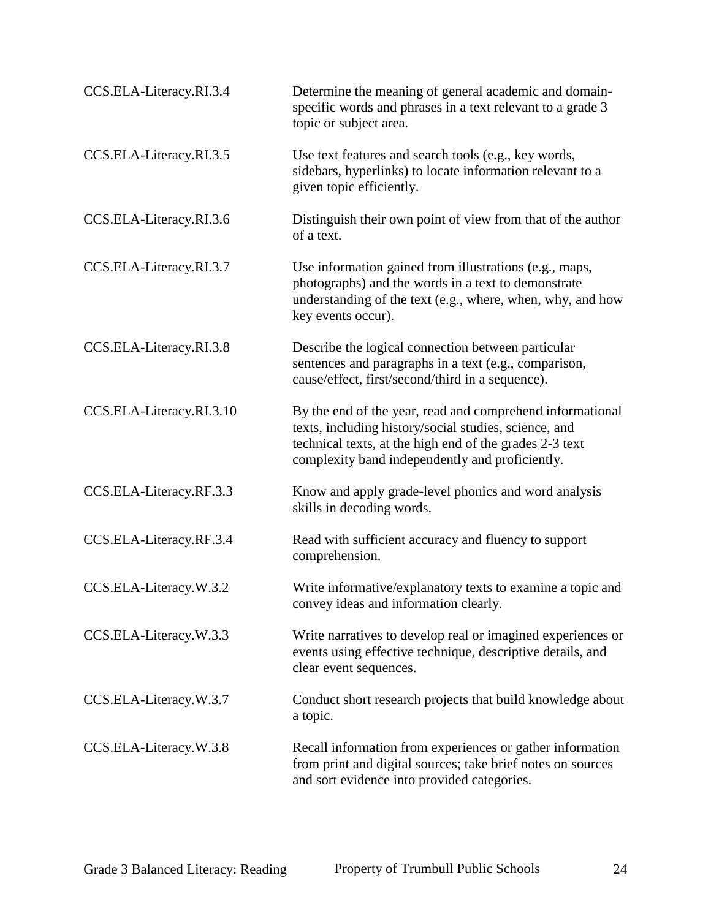| | |
|---|---|
| CCS.ELA-Literacy.RI.3.4 | Determine the meaning of general academic and domain-specific words and phrases in a text relevant to a grade 3 topic or subject area. |
| CCS.ELA-Literacy.RI.3.5 | Use text features and search tools (e.g., key words, sidebars, hyperlinks) to locate information relevant to a given topic efficiently. |
| CCS.ELA-Literacy.RI.3.6 | Distinguish their own point of view from that of the author of a text. |
| CCS.ELA-Literacy.RI.3.7 | Use information gained from illustrations (e.g., maps, photographs) and the words in a text to demonstrate understanding of the text (e.g., where, when, why, and how key events occur). |
| CCS.ELA-Literacy.RI.3.8 | Describe the logical connection between particular sentences and paragraphs in a text (e.g., comparison, cause/effect, first/second/third in a sequence). |
| CCS.ELA-Literacy.RI.3.10 | By the end of the year, read and comprehend informational texts, including history/social studies, science, and technical texts, at the high end of the grades 2-3 text complexity band independently and proficiently. |
| CCS.ELA-Literacy.RF.3.3 | Know and apply grade-level phonics and word analysis skills in decoding words. |
| CCS.ELA-Literacy.RF.3.4 | Read with sufficient accuracy and fluency to support comprehension. |
| CCS.ELA-Literacy.W.3.2 | Write informative/explanatory texts to examine a topic and convey ideas and information clearly. |
| CCS.ELA-Literacy.W.3.3 | Write narratives to develop real or imagined experiences or events using effective technique, descriptive details, and clear event sequences. |
| CCS.ELA-Literacy.W.3.7 | Conduct short research projects that build knowledge about a topic. |
| CCS.ELA-Literacy.W.3.8 | Recall information from experiences or gather information from print and digital sources; take brief notes on sources and sort evidence into provided categories. |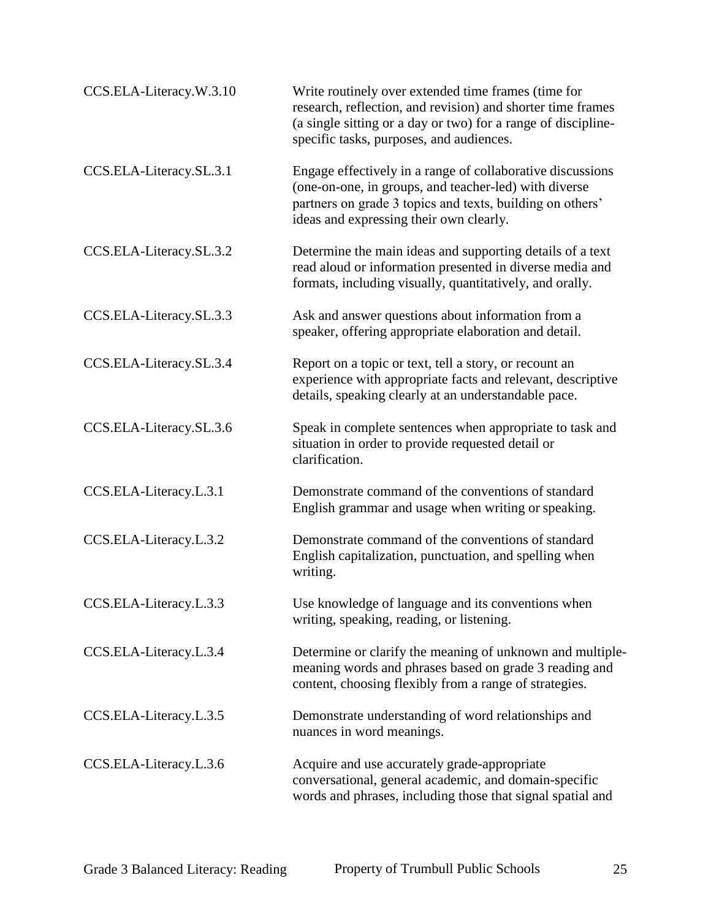| | |
|---|---|
| CCS.ELA-Literacy.W.3.10 | Write routinely over extended time frames (time for research, reflection, and revision) and shorter time frames (a single sitting or a day or two) for a range of discipline-specific tasks, purposes, and audiences. |
| CCS.ELA-Literacy.SL.3.1 | Engage effectively in a range of collaborative discussions (one-on-one, in groups, and teacher-led) with diverse partners on grade 3 topics and texts, building on others' ideas and expressing their own clearly. |
| CCS.ELA-Literacy.SL.3.2 | Determine the main ideas and supporting details of a text read aloud or information presented in diverse media and formats, including visually, quantitatively, and orally. |
| CCS.ELA-Literacy.SL.3.3 | Ask and answer questions about information from a speaker, offering appropriate elaboration and detail. |
| CCS.ELA-Literacy.SL.3.4 | Report on a topic or text, tell a story, or recount an experience with appropriate facts and relevant, descriptive details, speaking clearly at an understandable pace. |
| CCS.ELA-Literacy.SL.3.6 | Speak in complete sentences when appropriate to task and situation in order to provide requested detail or clarification. |
| CCS.ELA-Literacy.L.3.1 | Demonstrate command of the conventions of standard English grammar and usage when writing or speaking. |
| CCS.ELA-Literacy.L.3.2 | Demonstrate command of the conventions of standard English capitalization, punctuation, and spelling when writing. |
| CCS.ELA-Literacy.L.3.3 | Use knowledge of language and its conventions when writing, speaking, reading, or listening. |
| CCS.ELA-Literacy.L.3.4 | Determine or clarify the meaning of unknown and multiple-meaning words and phrases based on grade 3 reading and content, choosing flexibly from a range of strategies. |
| CCS.ELA-Literacy.L.3.5 | Demonstrate understanding of word relationships and nuances in word meanings. |
| CCS.ELA-Literacy.L.3.6 | Acquire and use accurately grade-appropriate conversational, general academic, and domain-specific words and phrases, including those that signal spatial and |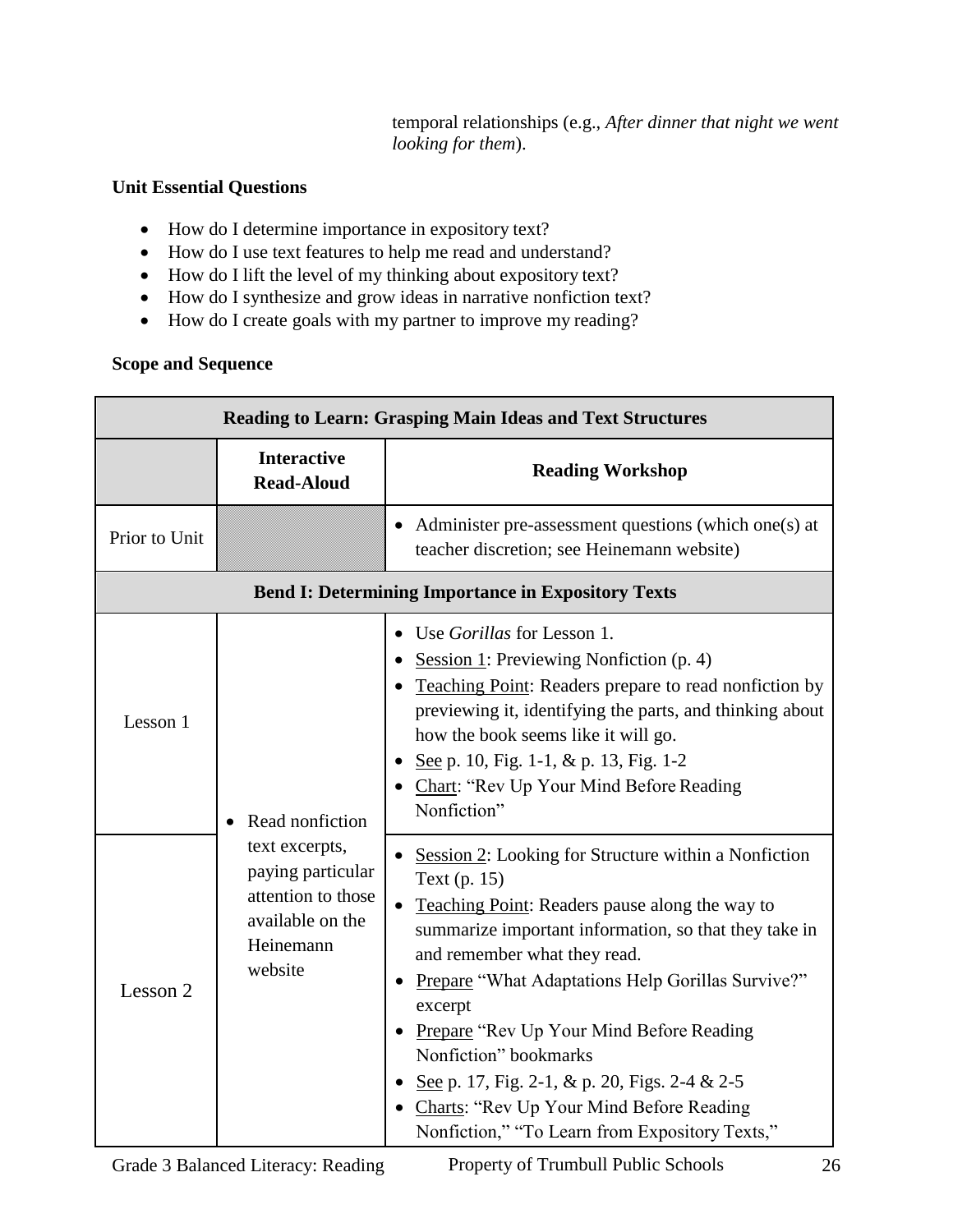temporal relationships (e.g., *After dinner that night we went looking for them*).

**Unit Essential Questions**

- How do I determine importance in expository text?
- How do I use text features to help me read and understand?
- How do I lift the level of my thinking about expository text?
- How do I synthesize and grow ideas in narrative nonfiction text?
- How do I create goals with my partner to improve my reading?

**Scope and Sequence**

| **Reading to Learn: Grasping Main Ideas and Text Structures** | | |
|---|---|---|
| | **Interactive Read-Aloud** | **Reading Workshop** |
| Prior to Unit | | • Administer pre-assessment questions (which one(s) at teacher discretion; see Heinemann website) |
| **Bend I: Determining Importance in Expository Texts** | | |
| Lesson 1 | • Read nonfiction text excerpts, paying particular attention to those available on the Heinemann website | • Use *Gorillas* for Lesson 1.<br>• Session 1: Previewing Nonfiction (p. 4)<br>• Teaching Point: Readers prepare to read nonfiction by previewing it, identifying the parts, and thinking about how the book seems like it will go.<br>• See p. 10, Fig. 1-1, & p. 13, Fig. 1-2<br>• Chart: "Rev Up Your Mind Before Reading Nonfiction" |
| Lesson 2 | | • Session 2: Looking for Structure within a Nonfiction Text (p. 15)<br>• Teaching Point: Readers pause along the way to summarize important information, so that they take in and remember what they read.<br>• Prepare "What Adaptations Help Gorillas Survive?" excerpt<br>• Prepare "Rev Up Your Mind Before Reading Nonfiction" bookmarks<br>• See p. 17, Fig. 2-1, & p. 20, Figs. 2-4 & 2-5<br>• Charts: "Rev Up Your Mind Before Reading Nonfiction," "To Learn from Expository Texts," |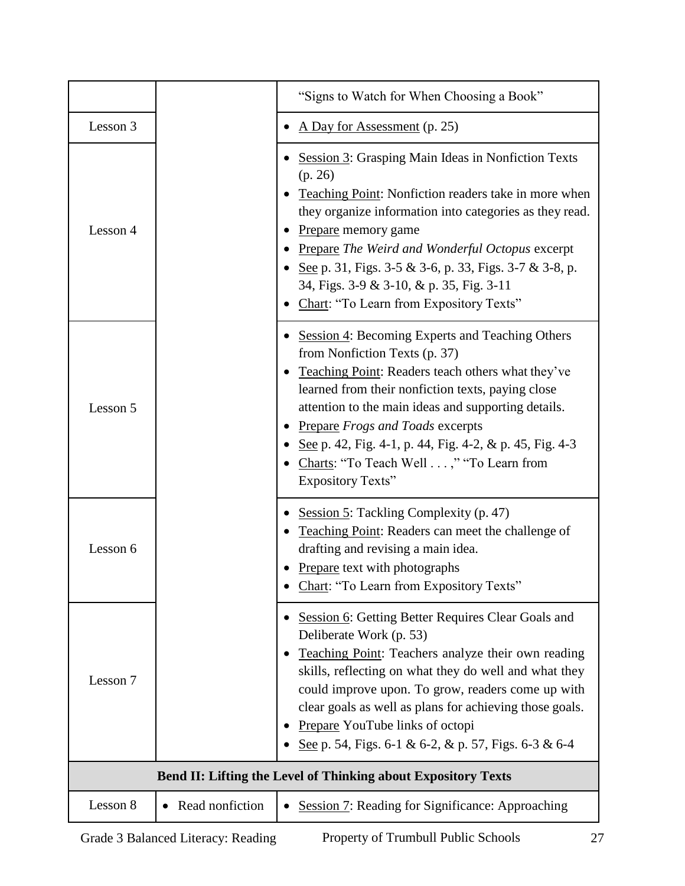| | | |
|---|---|---|
| | | "Signs to Watch for When Choosing a Book" |
| Lesson 3 | | • A Day for Assessment (p. 25) |
| Lesson 4 | | • Session 3: Grasping Main Ideas in Nonfiction Texts (p. 26)<br>• Teaching Point: Nonfiction readers take in more when they organize information into categories as they read.<br>• Prepare memory game<br>• Prepare *The Weird and Wonderful Octopus* excerpt<br>• See p. 31, Figs. 3-5 & 3-6, p. 33, Figs. 3-7 & 3-8, p. 34, Figs. 3-9 & 3-10, & p. 35, Fig. 3-11<br>• Chart: "To Learn from Expository Texts" |
| Lesson 5 | | • Session 4: Becoming Experts and Teaching Others from Nonfiction Texts (p. 37)<br>• Teaching Point: Readers teach others what they've learned from their nonfiction texts, paying close attention to the main ideas and supporting details.<br>• Prepare *Frogs and Toads* excerpts<br>• See p. 42, Fig. 4-1, p. 44, Fig. 4-2, & p. 45, Fig. 4-3<br>• Charts: "To Teach Well . . . ," "To Learn from Expository Texts" |
| Lesson 6 | | • Session 5: Tackling Complexity (p. 47)<br>• Teaching Point: Readers can meet the challenge of drafting and revising a main idea.<br>• Prepare text with photographs<br>• Chart: "To Learn from Expository Texts" |
| Lesson 7 | | • Session 6: Getting Better Requires Clear Goals and Deliberate Work (p. 53)<br>• Teaching Point: Teachers analyze their own reading skills, reflecting on what they do well and what they could improve upon. To grow, readers come up with clear goals as well as plans for achieving those goals.<br>• Prepare YouTube links of octopi<br>• See p. 54, Figs. 6-1 & 6-2, & p. 57, Figs. 6-3 & 6-4 |
| **Bend II: Lifting the Level of Thinking about Expository Texts** | | |
| Lesson 8 | • Read nonfiction | • Session 7: Reading for Significance: Approaching |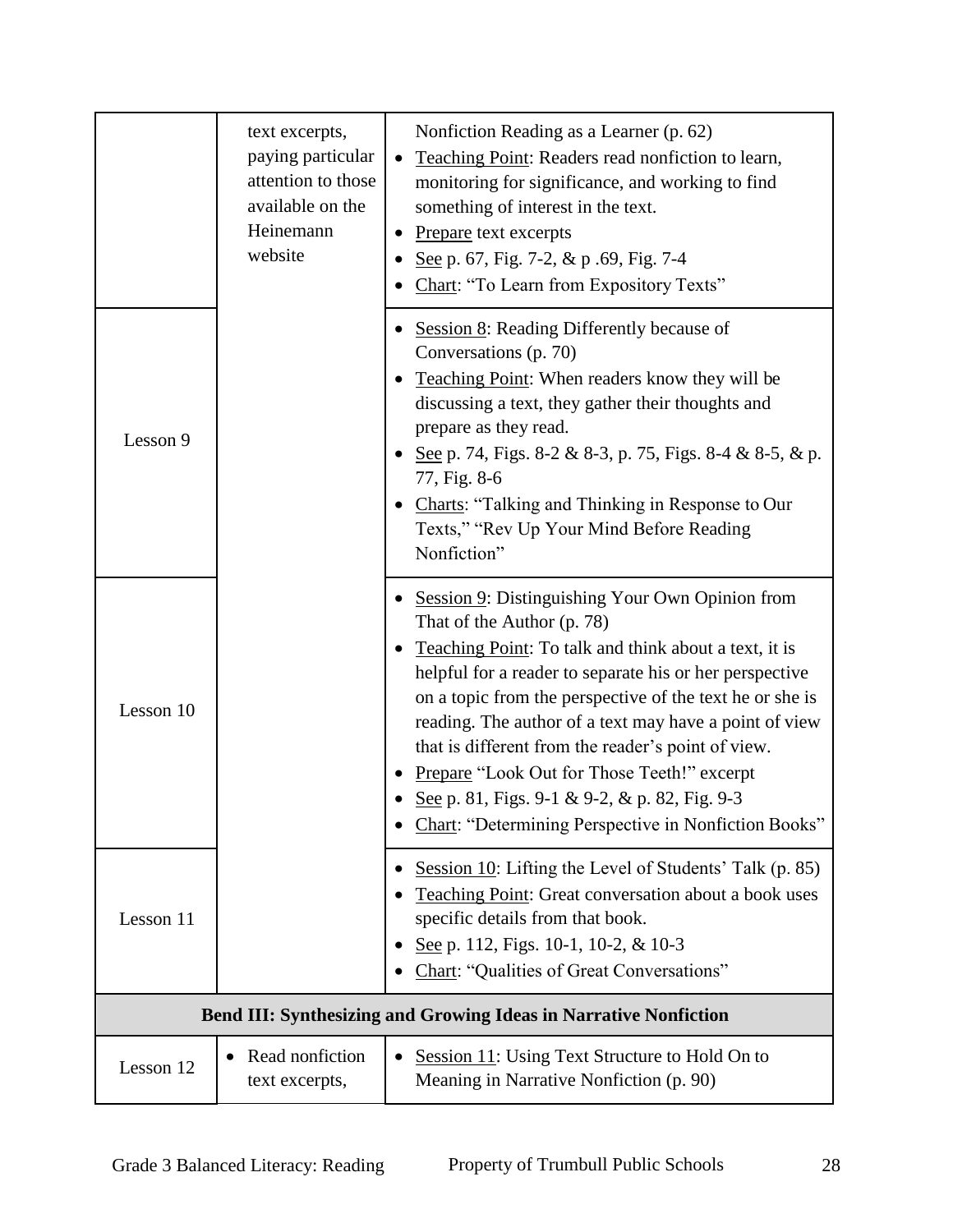| | | |
|---|---|---|
| | text excerpts, paying particular attention to those available on the Heinemann website | Nonfiction Reading as a Learner (p. 62)<br>• Teaching Point: Readers read nonfiction to learn, monitoring for significance, and working to find something of interest in the text.<br>• Prepare text excerpts<br>• See p. 67, Fig. 7-2, & p .69, Fig. 7-4<br>• Chart: "To Learn from Expository Texts" |
| Lesson 9 | | • Session 8: Reading Differently because of Conversations (p. 70)<br>• Teaching Point: When readers know they will be discussing a text, they gather their thoughts and prepare as they read.<br>• See p. 74, Figs. 8-2 & 8-3, p. 75, Figs. 8-4 & 8-5, & p. 77, Fig. 8-6<br>• Charts: "Talking and Thinking in Response to Our Texts," "Rev Up Your Mind Before Reading Nonfiction" |
| Lesson 10 | | • Session 9: Distinguishing Your Own Opinion from That of the Author (p. 78)<br>• Teaching Point: To talk and think about a text, it is helpful for a reader to separate his or her perspective on a topic from the perspective of the text he or she is reading. The author of a text may have a point of view that is different from the reader's point of view.<br>• Prepare "Look Out for Those Teeth!" excerpt<br>• See p. 81, Figs. 9-1 & 9-2, & p. 82, Fig. 9-3<br>• Chart: "Determining Perspective in Nonfiction Books" |
| Lesson 11 | | • Session 10: Lifting the Level of Students' Talk (p. 85)<br>• Teaching Point: Great conversation about a book uses specific details from that book.<br>• See p. 112, Figs. 10-1, 10-2, & 10-3<br>• Chart: "Qualities of Great Conversations" |
| **Bend III: Synthesizing and Growing Ideas in Narrative Nonfiction** | | |
| Lesson 12 | • Read nonfiction text excerpts, | • Session 11: Using Text Structure to Hold On to Meaning in Narrative Nonfiction (p. 90) |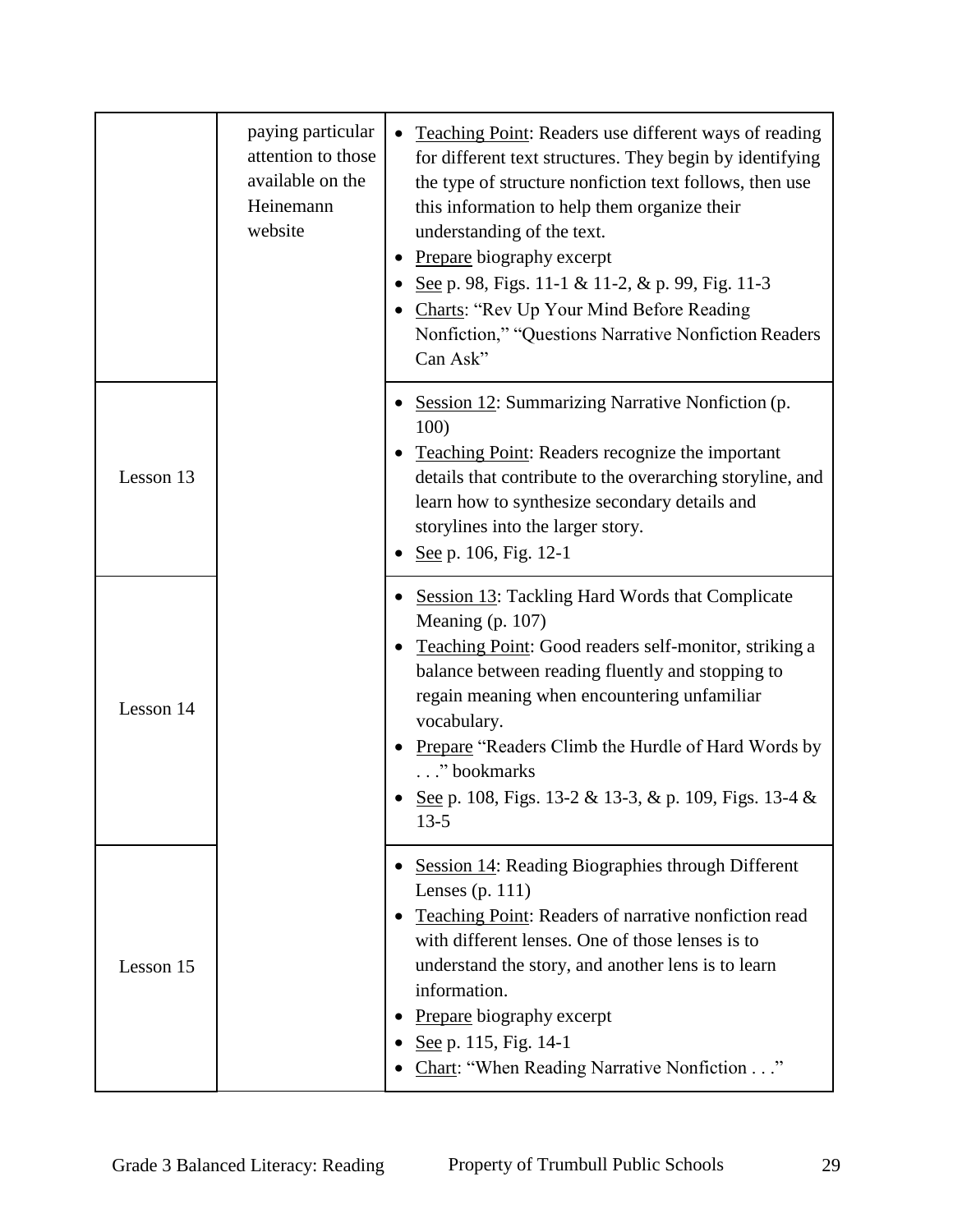| | | |
|---|---|---|
| | paying particular attention to those available on the Heinemann website | • Teaching Point: Readers use different ways of reading for different text structures. They begin by identifying the type of structure nonfiction text follows, then use this information to help them organize their understanding of the text.<br>• Prepare biography excerpt<br>• See p. 98, Figs. 11-1 & 11-2, & p. 99, Fig. 11-3<br>• Charts: "Rev Up Your Mind Before Reading Nonfiction," "Questions Narrative Nonfiction Readers Can Ask" |
| Lesson 13 | | • Session 12: Summarizing Narrative Nonfiction (p. 100)<br>• Teaching Point: Readers recognize the important details that contribute to the overarching storyline, and learn how to synthesize secondary details and storylines into the larger story.<br>• See p. 106, Fig. 12-1 |
| Lesson 14 | | • Session 13: Tackling Hard Words that Complicate Meaning (p. 107)<br>• Teaching Point: Good readers self-monitor, striking a balance between reading fluently and stopping to regain meaning when encountering unfamiliar vocabulary.<br>• Prepare "Readers Climb the Hurdle of Hard Words by . . ." bookmarks<br>• See p. 108, Figs. 13-2 & 13-3, & p. 109, Figs. 13-4 & 13-5 |
| Lesson 15 | | • Session 14: Reading Biographies through Different Lenses (p. 111)<br>• Teaching Point: Readers of narrative nonfiction read with different lenses. One of those lenses is to understand the story, and another lens is to learn information.<br>• Prepare biography excerpt<br>• See p. 115, Fig. 14-1<br>• Chart: "When Reading Narrative Nonfiction . . ." |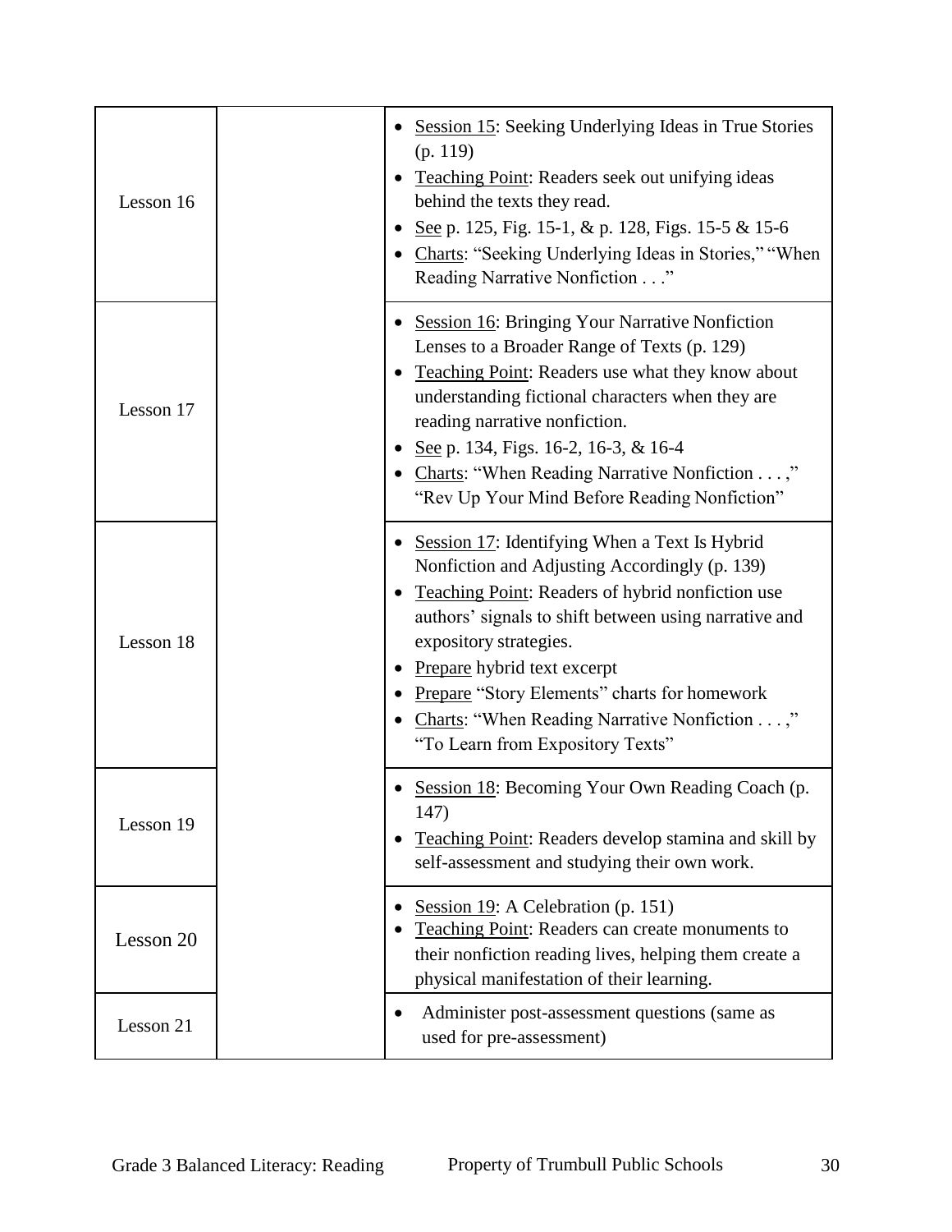| | | |
|---|---|---|
| Lesson 16 | | • Session 15: Seeking Underlying Ideas in True Stories (p. 119)<br>• Teaching Point: Readers seek out unifying ideas behind the texts they read.<br>• See p. 125, Fig. 15-1, & p. 128, Figs. 15-5 & 15-6<br>• Charts: "Seeking Underlying Ideas in Stories," "When Reading Narrative Nonfiction . . ." |
| Lesson 17 | | • Session 16: Bringing Your Narrative Nonfiction Lenses to a Broader Range of Texts (p. 129)<br>• Teaching Point: Readers use what they know about understanding fictional characters when they are reading narrative nonfiction.<br>• See p. 134, Figs. 16-2, 16-3, & 16-4<br>• Charts: "When Reading Narrative Nonfiction . . . ," "Rev Up Your Mind Before Reading Nonfiction" |
| Lesson 18 | | • Session 17: Identifying When a Text Is Hybrid Nonfiction and Adjusting Accordingly (p. 139)<br>• Teaching Point: Readers of hybrid nonfiction use authors' signals to shift between using narrative and expository strategies.<br>• Prepare hybrid text excerpt<br>• Prepare "Story Elements" charts for homework<br>• Charts: "When Reading Narrative Nonfiction . . . ," "To Learn from Expository Texts" |
| Lesson 19 | | • Session 18: Becoming Your Own Reading Coach (p. 147)<br>• Teaching Point: Readers develop stamina and skill by self-assessment and studying their own work. |
| Lesson 20 | | • Session 19: A Celebration (p. 151)<br>• Teaching Point: Readers can create monuments to their nonfiction reading lives, helping them create a physical manifestation of their learning. |
| Lesson 21 | | • Administer post-assessment questions (same as used for pre-assessment) |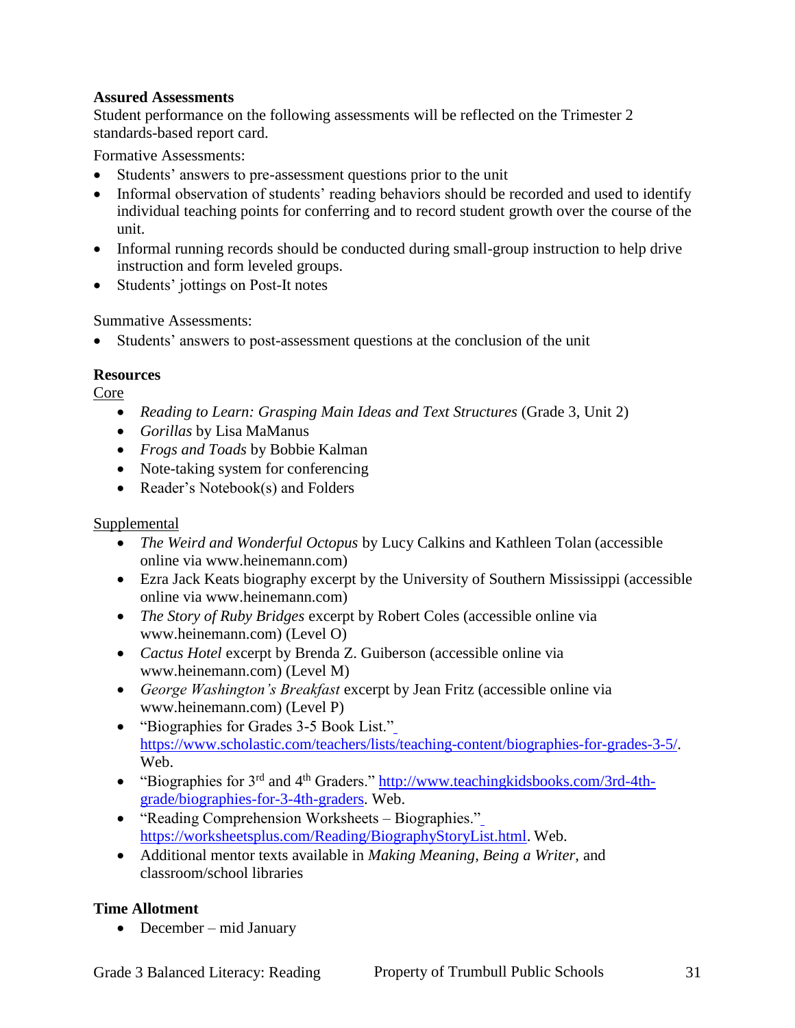**Assured Assessments**
Student performance on the following assessments will be reflected on the Trimester 2 standards-based report card.

Formative Assessments:

- Students' answers to pre-assessment questions prior to the unit
- Informal observation of students' reading behaviors should be recorded and used to identify individual teaching points for conferring and to record student growth over the course of the unit.
- Informal running records should be conducted during small-group instruction to help drive instruction and form leveled groups.
- Students' jottings on Post-It notes

Summative Assessments:

- Students' answers to post-assessment questions at the conclusion of the unit

**Resources**

Core

- *Reading to Learn: Grasping Main Ideas and Text Structures* (Grade 3, Unit 2)
- *Gorillas* by Lisa MaManus
- *Frogs and Toads* by Bobbie Kalman
- Note-taking system for conferencing
- Reader's Notebook(s) and Folders

Supplemental

- *The Weird and Wonderful Octopus* by Lucy Calkins and Kathleen Tolan (accessible online via www.heinemann.com)
- Ezra Jack Keats biography excerpt by the University of Southern Mississippi (accessible online via www.heinemann.com)
- *The Story of Ruby Bridges* excerpt by Robert Coles (accessible online via www.heinemann.com) (Level O)
- *Cactus Hotel* excerpt by Brenda Z. Guiberson (accessible online via www.heinemann.com) (Level M)
- *George Washington's Breakfast* excerpt by Jean Fritz (accessible online via www.heinemann.com) (Level P)
- "Biographies for Grades 3-5 Book List." https://www.scholastic.com/teachers/lists/teaching-content/biographies-for-grades-3-5/. Web.
- "Biographies for 3rd and 4th Graders." http://www.teachingkidsbooks.com/3rd-4th-grade/biographies-for-3-4th-graders. Web.
- "Reading Comprehension Worksheets – Biographies." https://worksheetsplus.com/Reading/BiographyStoryList.html. Web.
- Additional mentor texts available in *Making Meaning*, *Being a Writer*, and classroom/school libraries

**Time Allotment**

- December – mid January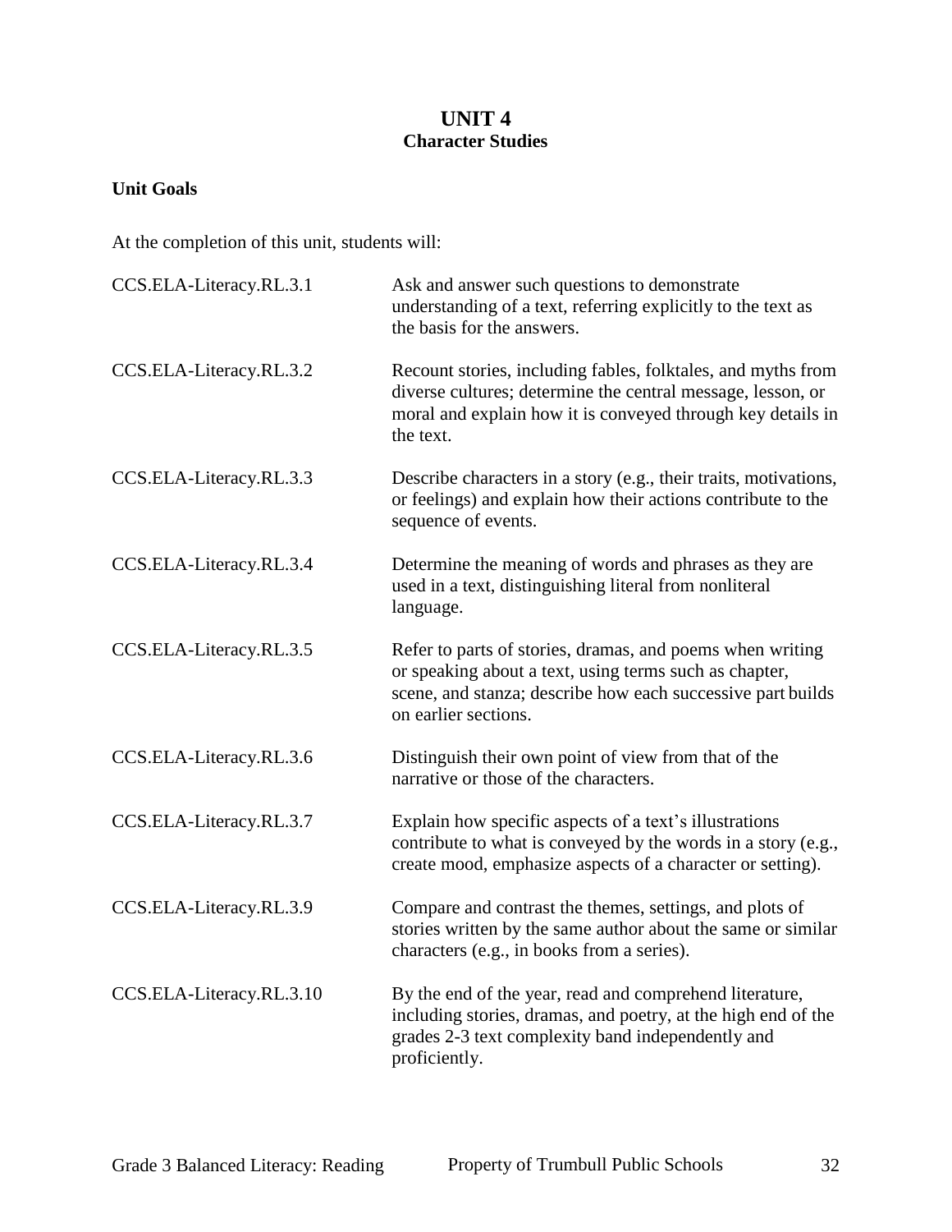# UNIT 4
## Character Studies

**Unit Goals**

At the completion of this unit, students will:

| | |
|---|---|
| CCS.ELA-Literacy.RL.3.1 | Ask and answer such questions to demonstrate understanding of a text, referring explicitly to the text as the basis for the answers. |
| CCS.ELA-Literacy.RL.3.2 | Recount stories, including fables, folktales, and myths from diverse cultures; determine the central message, lesson, or moral and explain how it is conveyed through key details in the text. |
| CCS.ELA-Literacy.RL.3.3 | Describe characters in a story (e.g., their traits, motivations, or feelings) and explain how their actions contribute to the sequence of events. |
| CCS.ELA-Literacy.RL.3.4 | Determine the meaning of words and phrases as they are used in a text, distinguishing literal from nonliteral language. |
| CCS.ELA-Literacy.RL.3.5 | Refer to parts of stories, dramas, and poems when writing or speaking about a text, using terms such as chapter, scene, and stanza; describe how each successive part builds on earlier sections. |
| CCS.ELA-Literacy.RL.3.6 | Distinguish their own point of view from that of the narrative or those of the characters. |
| CCS.ELA-Literacy.RL.3.7 | Explain how specific aspects of a text's illustrations contribute to what is conveyed by the words in a story (e.g., create mood, emphasize aspects of a character or setting). |
| CCS.ELA-Literacy.RL.3.9 | Compare and contrast the themes, settings, and plots of stories written by the same author about the same or similar characters (e.g., in books from a series). |
| CCS.ELA-Literacy.RL.3.10 | By the end of the year, read and comprehend literature, including stories, dramas, and poetry, at the high end of the grades 2-3 text complexity band independently and proficiently. |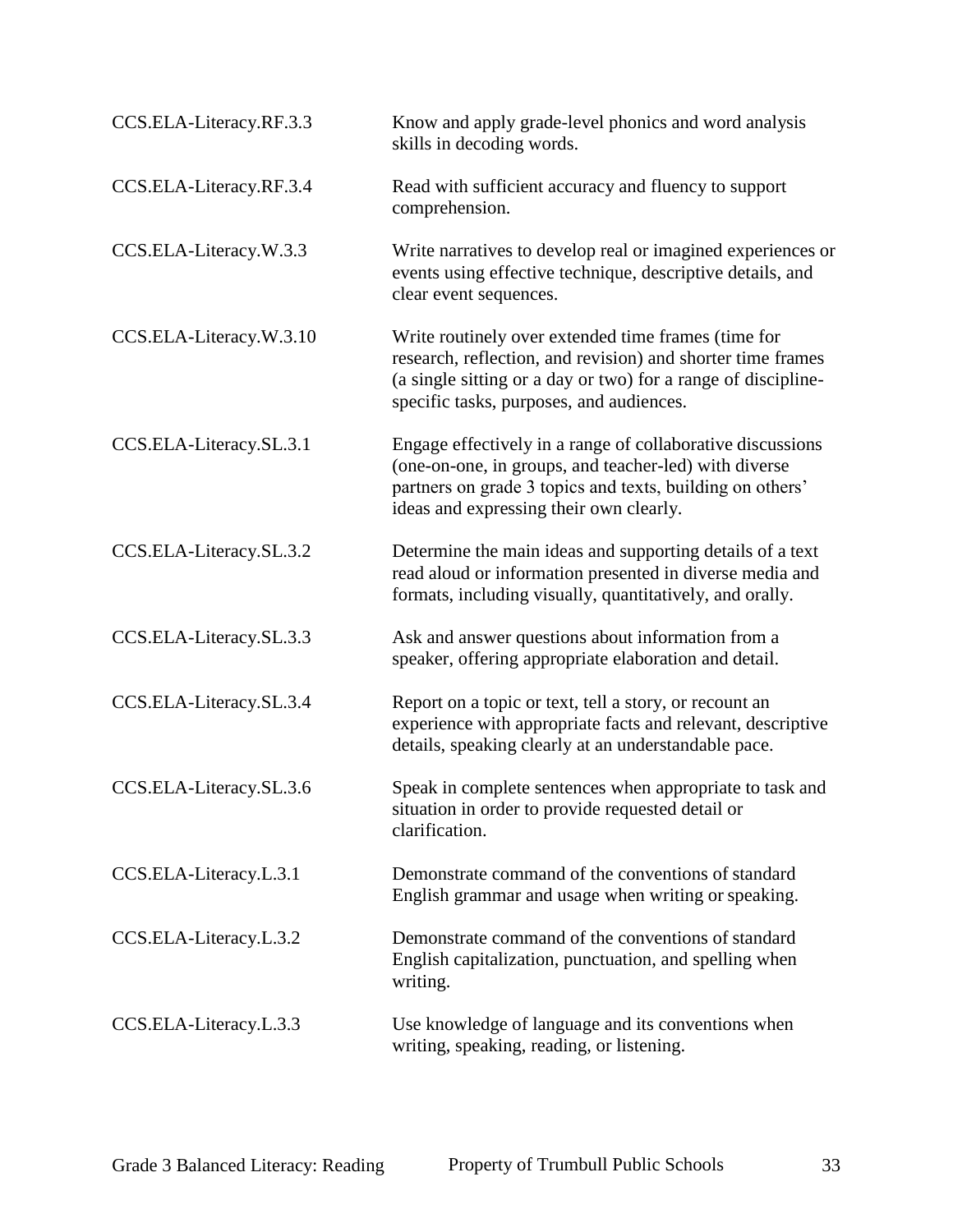| | |
|---|---|
| CCS.ELA-Literacy.RF.3.3 | Know and apply grade-level phonics and word analysis skills in decoding words. |
| CCS.ELA-Literacy.RF.3.4 | Read with sufficient accuracy and fluency to support comprehension. |
| CCS.ELA-Literacy.W.3.3 | Write narratives to develop real or imagined experiences or events using effective technique, descriptive details, and clear event sequences. |
| CCS.ELA-Literacy.W.3.10 | Write routinely over extended time frames (time for research, reflection, and revision) and shorter time frames (a single sitting or a day or two) for a range of discipline-specific tasks, purposes, and audiences. |
| CCS.ELA-Literacy.SL.3.1 | Engage effectively in a range of collaborative discussions (one-on-one, in groups, and teacher-led) with diverse partners on grade 3 topics and texts, building on others' ideas and expressing their own clearly. |
| CCS.ELA-Literacy.SL.3.2 | Determine the main ideas and supporting details of a text read aloud or information presented in diverse media and formats, including visually, quantitatively, and orally. |
| CCS.ELA-Literacy.SL.3.3 | Ask and answer questions about information from a speaker, offering appropriate elaboration and detail. |
| CCS.ELA-Literacy.SL.3.4 | Report on a topic or text, tell a story, or recount an experience with appropriate facts and relevant, descriptive details, speaking clearly at an understandable pace. |
| CCS.ELA-Literacy.SL.3.6 | Speak in complete sentences when appropriate to task and situation in order to provide requested detail or clarification. |
| CCS.ELA-Literacy.L.3.1 | Demonstrate command of the conventions of standard English grammar and usage when writing or speaking. |
| CCS.ELA-Literacy.L.3.2 | Demonstrate command of the conventions of standard English capitalization, punctuation, and spelling when writing. |
| CCS.ELA-Literacy.L.3.3 | Use knowledge of language and its conventions when writing, speaking, reading, or listening. |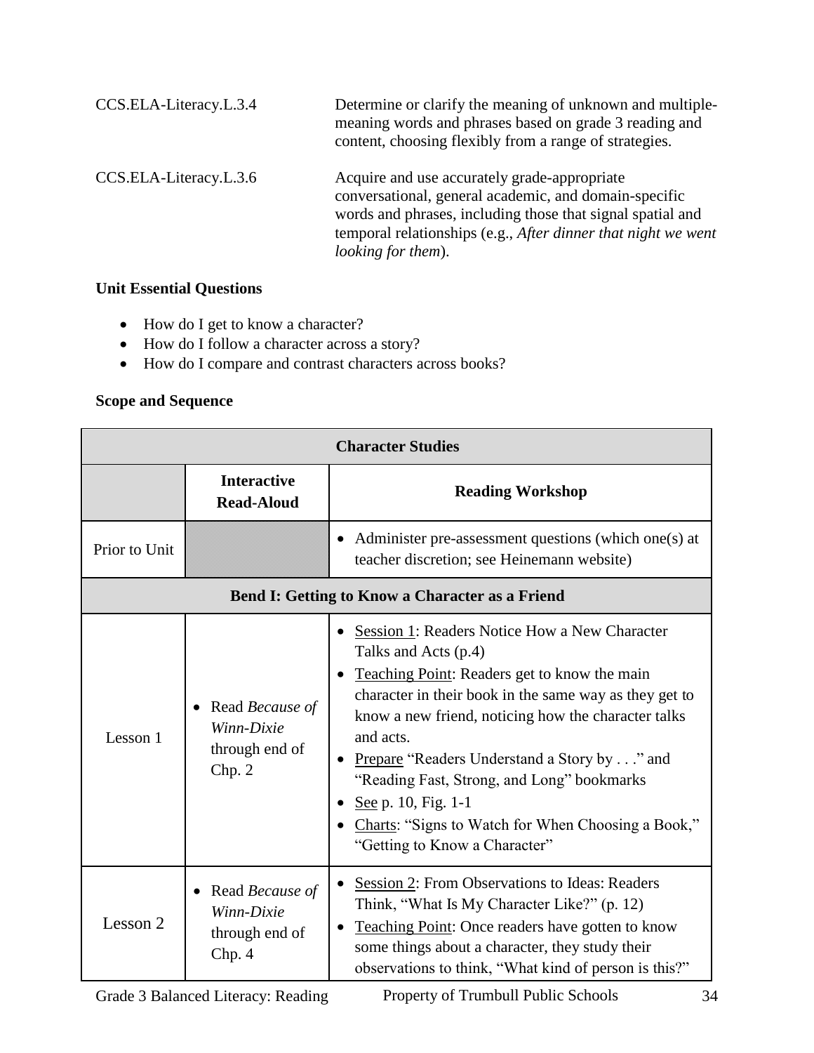CCS.ELA-Literacy.L.3.4 Determine or clarify the meaning of unknown and multiple-meaning words and phrases based on grade 3 reading and content, choosing flexibly from a range of strategies.

CCS.ELA-Literacy.L.3.6 Acquire and use accurately grade-appropriate conversational, general academic, and domain-specific words and phrases, including those that signal spatial and temporal relationships (e.g., *After dinner that night we went looking for them*).

**Unit Essential Questions**

- How do I get to know a character?
- How do I follow a character across a story?
- How do I compare and contrast characters across books?

**Scope and Sequence**

| **Character Studies** | | |
|---|---|---|
| | **Interactive Read-Aloud** | **Reading Workshop** |
| Prior to Unit | | • Administer pre-assessment questions (which one(s) at teacher discretion; see Heinemann website) |
| **Bend I: Getting to Know a Character as a Friend** | | |
| Lesson 1 | • Read *Because of Winn-Dixie* through end of Chp. 2 | • Session 1: Readers Notice How a New Character Talks and Acts (p.4)<br>• Teaching Point: Readers get to know the main character in their book in the same way as they get to know a new friend, noticing how the character talks and acts.<br>• Prepare "Readers Understand a Story by . . ." and "Reading Fast, Strong, and Long" bookmarks<br>• See p. 10, Fig. 1-1<br>• Charts: "Signs to Watch for When Choosing a Book," "Getting to Know a Character" |
| Lesson 2 | • Read *Because of Winn-Dixie* through end of Chp. 4 | • Session 2: From Observations to Ideas: Readers Think, "What Is My Character Like?" (p. 12)<br>• Teaching Point: Once readers have gotten to know some things about a character, they study their observations to think, "What kind of person is this?" |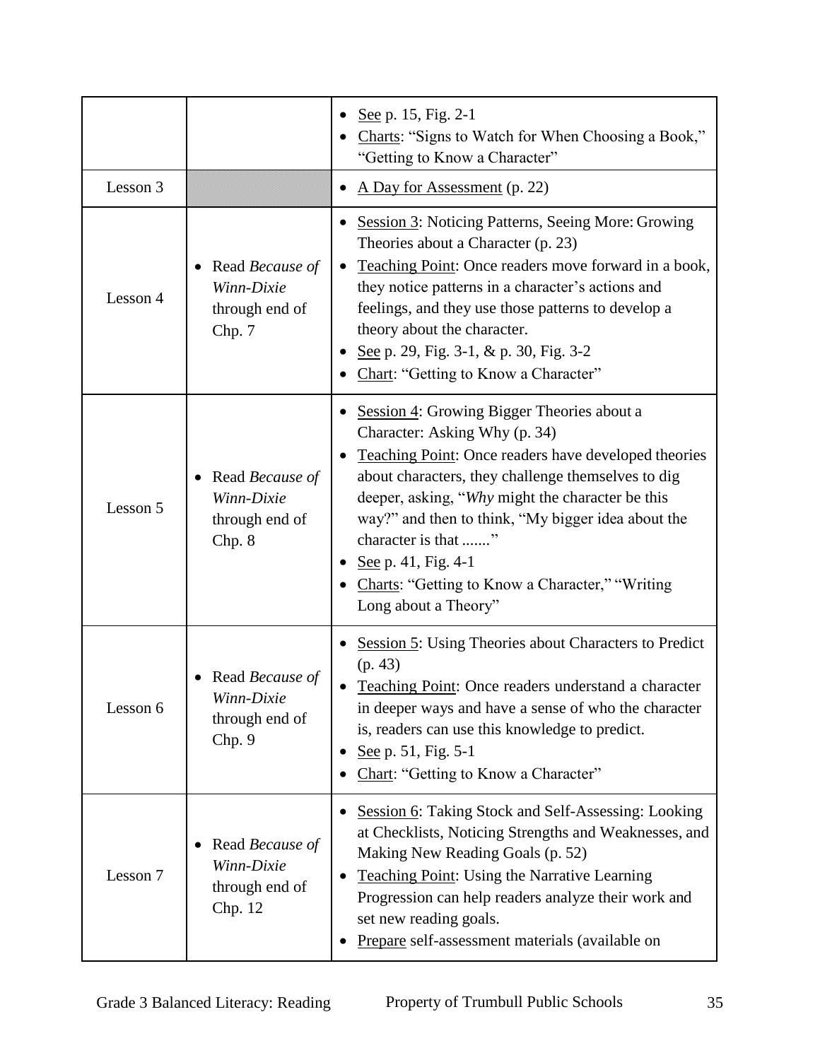| | | |
|---|---|---|
| | | • <u>See</u> p. 15, Fig. 2-1<br>• <u>Charts</u>: "Signs to Watch for When Choosing a Book," "Getting to Know a Character" |
| Lesson 3 | | • <u>A Day for Assessment</u> (p. 22) |
| Lesson 4 | • Read *Because of Winn-Dixie* through end of Chp. 7 | • <u>Session 3</u>: Noticing Patterns, Seeing More: Growing Theories about a Character (p. 23)<br>• <u>Teaching Point</u>: Once readers move forward in a book, they notice patterns in a character's actions and feelings, and they use those patterns to develop a theory about the character.<br>• <u>See</u> p. 29, Fig. 3-1, & p. 30, Fig. 3-2<br>• <u>Chart</u>: "Getting to Know a Character" |
| Lesson 5 | • Read *Because of Winn-Dixie* through end of Chp. 8 | • <u>Session 4</u>: Growing Bigger Theories about a Character: Asking Why (p. 34)<br>• <u>Teaching Point</u>: Once readers have developed theories about characters, they challenge themselves to dig deeper, asking, "*Why* might the character be this way?" and then to think, "My bigger idea about the character is that ......."<br>• <u>See</u> p. 41, Fig. 4-1<br>• <u>Charts</u>: "Getting to Know a Character," "Writing Long about a Theory" |
| Lesson 6 | • Read *Because of Winn-Dixie* through end of Chp. 9 | • <u>Session 5</u>: Using Theories about Characters to Predict (p. 43)<br>• <u>Teaching Point</u>: Once readers understand a character in deeper ways and have a sense of who the character is, readers can use this knowledge to predict.<br>• <u>See</u> p. 51, Fig. 5-1<br>• <u>Chart</u>: "Getting to Know a Character" |
| Lesson 7 | • Read *Because of Winn-Dixie* through end of Chp. 12 | • <u>Session 6</u>: Taking Stock and Self-Assessing: Looking at Checklists, Noticing Strengths and Weaknesses, and Making New Reading Goals (p. 52)<br>• <u>Teaching Point</u>: Using the Narrative Learning Progression can help readers analyze their work and set new reading goals.<br>• <u>Prepare</u> self-assessment materials (available on |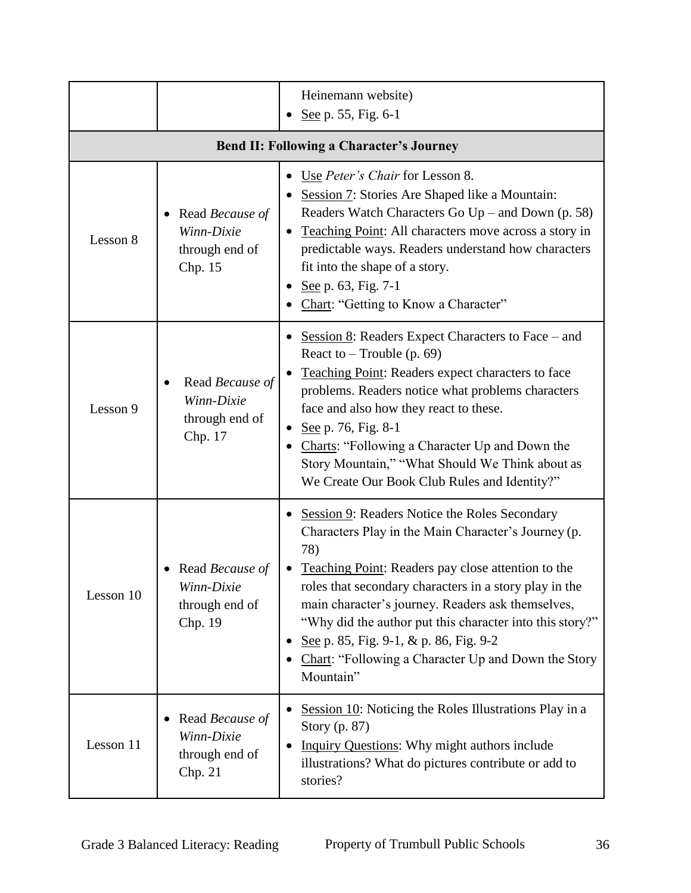| | | |
|---|---|---|
| | | Heinemann website)<br>• <u>See</u> p. 55, Fig. 6-1 |
| **Bend II: Following a Character's Journey** | | |
| Lesson 8 | • Read *Because of Winn-Dixie* through end of Chp. 15 | • <u>Use</u> *Peter's Chair* for Lesson 8.<br>• <u>Session 7</u>: Stories Are Shaped like a Mountain: Readers Watch Characters Go Up – and Down (p. 58)<br>• <u>Teaching Point</u>: All characters move across a story in predictable ways. Readers understand how characters fit into the shape of a story.<br>• <u>See</u> p. 63, Fig. 7-1<br>• <u>Chart</u>: "Getting to Know a Character" |
| Lesson 9 | • Read *Because of Winn-Dixie* through end of Chp. 17 | • <u>Session 8</u>: Readers Expect Characters to Face – and React to – Trouble (p. 69)<br>• <u>Teaching Point</u>: Readers expect characters to face problems. Readers notice what problems characters face and also how they react to these.<br>• <u>See</u> p. 76, Fig. 8-1<br>• <u>Charts</u>: "Following a Character Up and Down the Story Mountain," "What Should We Think about as We Create Our Book Club Rules and Identity?" |
| Lesson 10 | • Read *Because of Winn-Dixie* through end of Chp. 19 | • <u>Session 9</u>: Readers Notice the Roles Secondary Characters Play in the Main Character's Journey (p. 78)<br>• <u>Teaching Point</u>: Readers pay close attention to the roles that secondary characters in a story play in the main character's journey. Readers ask themselves, "Why did the author put this character into this story?"<br>• <u>See</u> p. 85, Fig. 9-1, & p. 86, Fig. 9-2<br>• <u>Chart</u>: "Following a Character Up and Down the Story Mountain" |
| Lesson 11 | • Read *Because of Winn-Dixie* through end of Chp. 21 | • <u>Session 10</u>: Noticing the Roles Illustrations Play in a Story (p. 87)<br>• <u>Inquiry Questions</u>: Why might authors include illustrations? What do pictures contribute or add to stories? |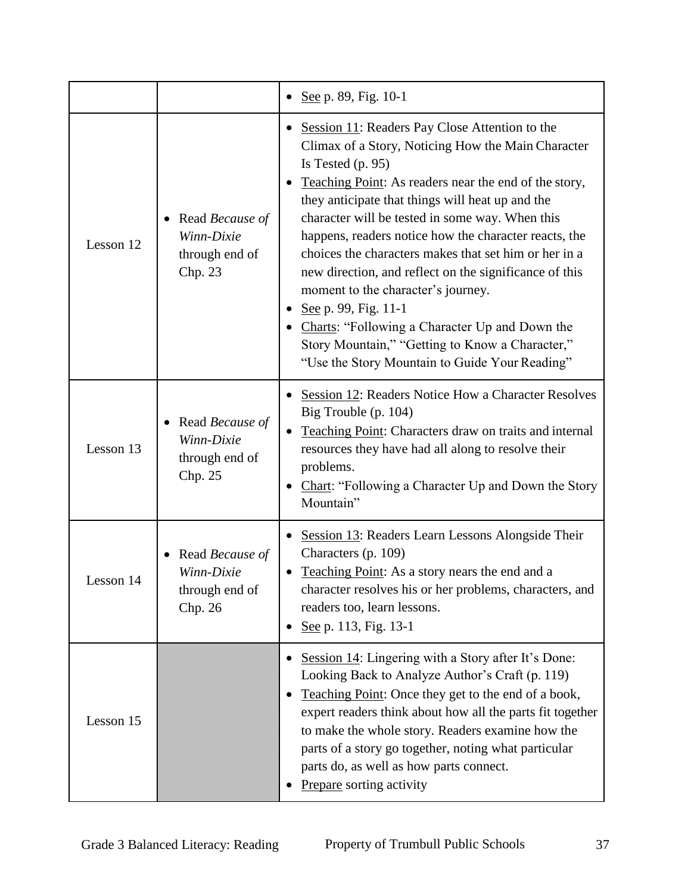|  |  |  |
|---|---|---|
|  |  | • See p. 89, Fig. 10-1 |
| Lesson 12 | • Read *Because of Winn-Dixie* through end of Chp. 23 | • Session 11: Readers Pay Close Attention to the Climax of a Story, Noticing How the Main Character Is Tested (p. 95)<br>• Teaching Point: As readers near the end of the story, they anticipate that things will heat up and the character will be tested in some way. When this happens, readers notice how the character reacts, the choices the characters makes that set him or her in a new direction, and reflect on the significance of this moment to the character's journey.<br>• See p. 99, Fig. 11-1<br>• Charts: "Following a Character Up and Down the Story Mountain," "Getting to Know a Character," "Use the Story Mountain to Guide Your Reading" |
| Lesson 13 | • Read *Because of Winn-Dixie* through end of Chp. 25 | • Session 12: Readers Notice How a Character Resolves Big Trouble (p. 104)<br>• Teaching Point: Characters draw on traits and internal resources they have had all along to resolve their problems.<br>• Chart: "Following a Character Up and Down the Story Mountain" |
| Lesson 14 | • Read *Because of Winn-Dixie* through end of Chp. 26 | • Session 13: Readers Learn Lessons Alongside Their Characters (p. 109)<br>• Teaching Point: As a story nears the end and a character resolves his or her problems, characters, and readers too, learn lessons.<br>• See p. 113, Fig. 13-1 |
| Lesson 15 |  | • Session 14: Lingering with a Story after It's Done: Looking Back to Analyze Author's Craft (p. 119)<br>• Teaching Point: Once they get to the end of a book, expert readers think about how all the parts fit together to make the whole story. Readers examine how the parts of a story go together, noting what particular parts do, as well as how parts connect.<br>• Prepare sorting activity |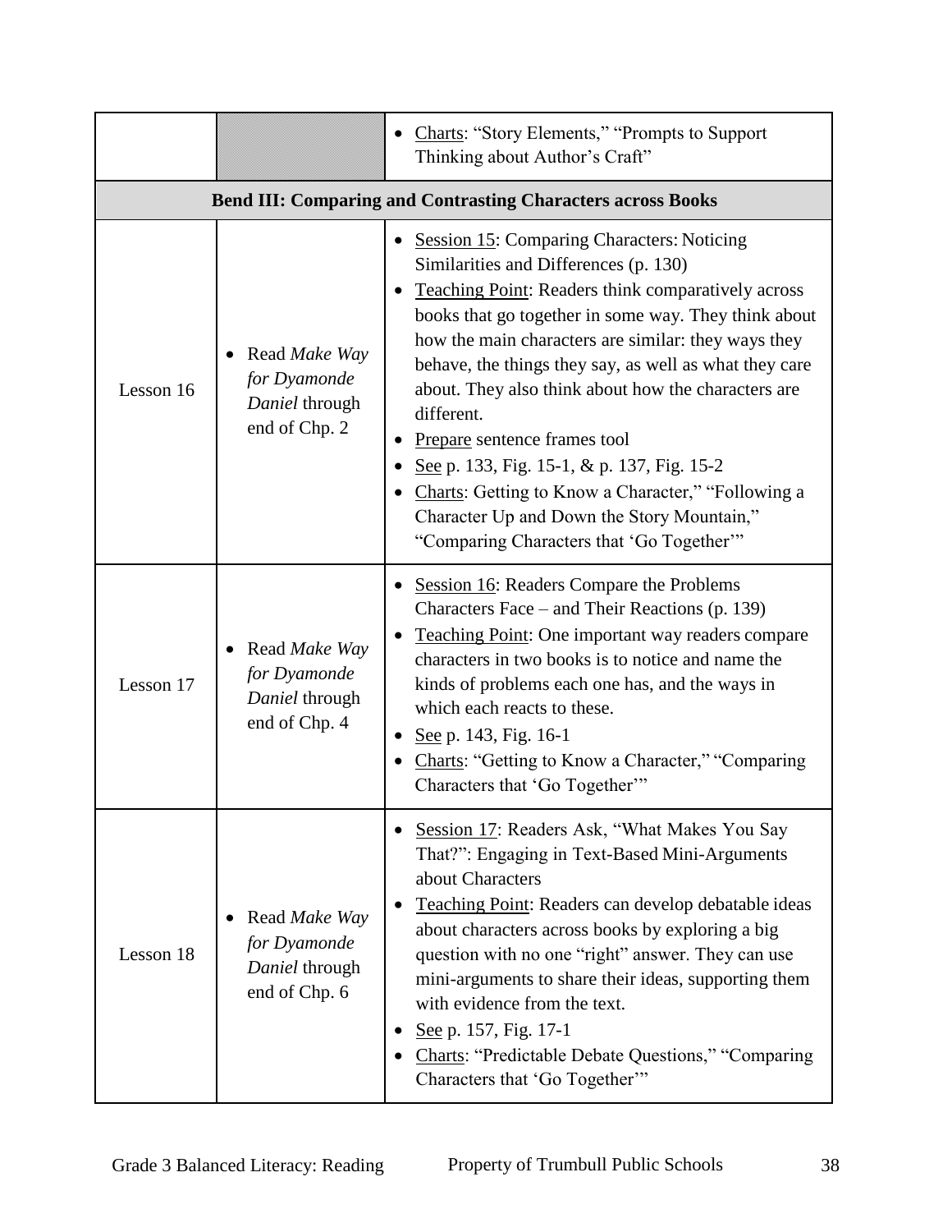|  |  |  |
|---|---|---|
|  |  | • Charts: "Story Elements," "Prompts to Support Thinking about Author's Craft" |
| **Bend III: Comparing and Contrasting Characters across Books** | | |
| Lesson 16 | • Read *Make Way for Dyamonde Daniel* through end of Chp. 2 | • Session 15: Comparing Characters: Noticing Similarities and Differences (p. 130)<br>• Teaching Point: Readers think comparatively across books that go together in some way. They think about how the main characters are similar: they ways they behave, the things they say, as well as what they care about. They also think about how the characters are different.<br>• Prepare sentence frames tool<br>• See p. 133, Fig. 15-1, & p. 137, Fig. 15-2<br>• Charts: Getting to Know a Character," "Following a Character Up and Down the Story Mountain," "Comparing Characters that 'Go Together'" |
| Lesson 17 | • Read *Make Way for Dyamonde Daniel* through end of Chp. 4 | • Session 16: Readers Compare the Problems Characters Face – and Their Reactions (p. 139)<br>• Teaching Point: One important way readers compare characters in two books is to notice and name the kinds of problems each one has, and the ways in which each reacts to these.<br>• See p. 143, Fig. 16-1<br>• Charts: "Getting to Know a Character," "Comparing Characters that 'Go Together'" |
| Lesson 18 | • Read *Make Way for Dyamonde Daniel* through end of Chp. 6 | • Session 17: Readers Ask, "What Makes You Say That?": Engaging in Text-Based Mini-Arguments about Characters<br>• Teaching Point: Readers can develop debatable ideas about characters across books by exploring a big question with no one "right" answer. They can use mini-arguments to share their ideas, supporting them with evidence from the text.<br>• See p. 157, Fig. 17-1<br>• Charts: "Predictable Debate Questions," "Comparing Characters that 'Go Together'" |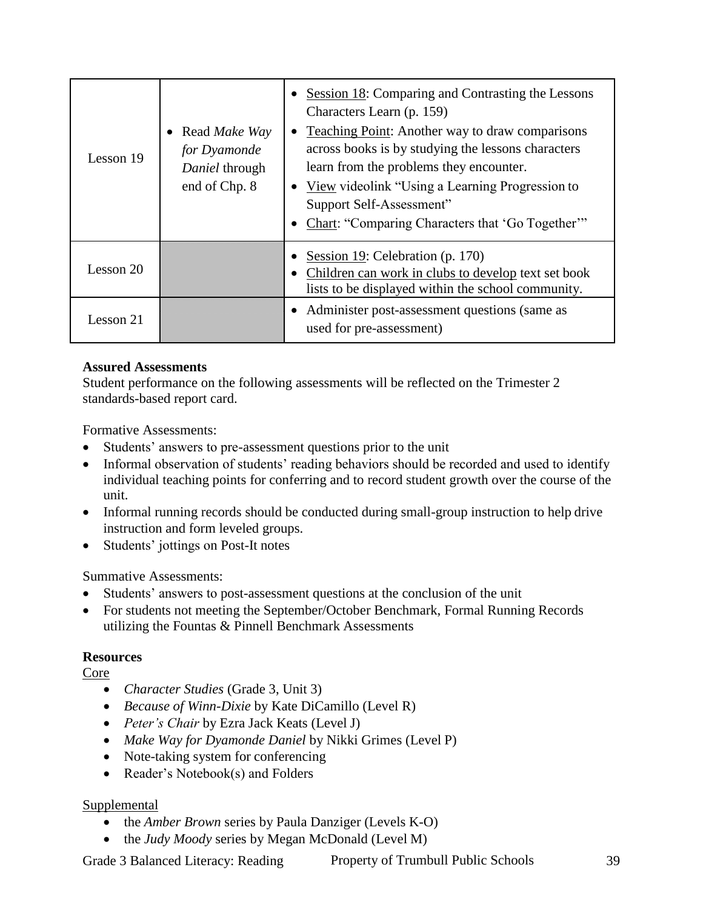| | | |
|---|---|---|
| Lesson 19 | • Read *Make Way for Dyamonde Daniel* through end of Chp. 8 | • Session 18: Comparing and Contrasting the Lessons Characters Learn (p. 159)<br>• Teaching Point: Another way to draw comparisons across books is by studying the lessons characters learn from the problems they encounter.<br>• View videolink "Using a Learning Progression to Support Self-Assessment"<br>• Chart: "Comparing Characters that 'Go Together'" |
| Lesson 20 | | • Session 19: Celebration (p. 170)<br>• Children can work in clubs to develop text set book lists to be displayed within the school community. |
| Lesson 21 | | • Administer post-assessment questions (same as used for pre-assessment) |

**Assured Assessments**
Student performance on the following assessments will be reflected on the Trimester 2 standards-based report card.

Formative Assessments:

- Students' answers to pre-assessment questions prior to the unit
- Informal observation of students' reading behaviors should be recorded and used to identify individual teaching points for conferring and to record student growth over the course of the unit.
- Informal running records should be conducted during small-group instruction to help drive instruction and form leveled groups.
- Students' jottings on Post-It notes

Summative Assessments:

- Students' answers to post-assessment questions at the conclusion of the unit
- For students not meeting the September/October Benchmark, Formal Running Records utilizing the Fountas & Pinnell Benchmark Assessments

**Resources**
Core

- *Character Studies* (Grade 3, Unit 3)
- *Because of Winn-Dixie* by Kate DiCamillo (Level R)
- *Peter's Chair* by Ezra Jack Keats (Level J)
- *Make Way for Dyamonde Daniel* by Nikki Grimes (Level P)
- Note-taking system for conferencing
- Reader's Notebook(s) and Folders

Supplemental

- the *Amber Brown* series by Paula Danziger (Levels K-O)
- the *Judy Moody* series by Megan McDonald (Level M)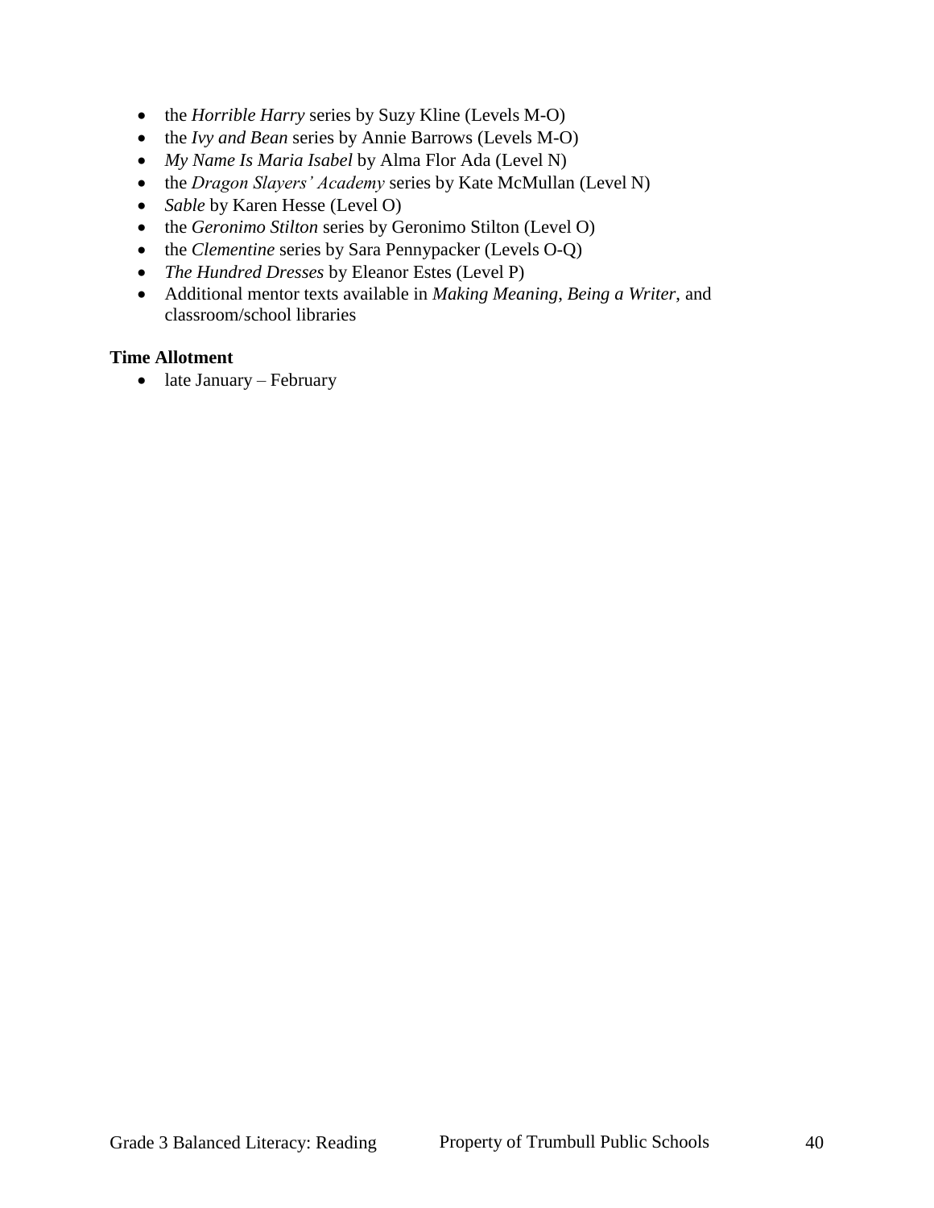- the *Horrible Harry* series by Suzy Kline (Levels M-O)
- the *Ivy and Bean* series by Annie Barrows (Levels M-O)
- *My Name Is Maria Isabel* by Alma Flor Ada (Level N)
- the *Dragon Slayers' Academy* series by Kate McMullan (Level N)
- *Sable* by Karen Hesse (Level O)
- the *Geronimo Stilton* series by Geronimo Stilton (Level O)
- the *Clementine* series by Sara Pennypacker (Levels O-Q)
- *The Hundred Dresses* by Eleanor Estes (Level P)
- Additional mentor texts available in *Making Meaning*, *Being a Writer*, and classroom/school libraries

**Time Allotment**

- late January – February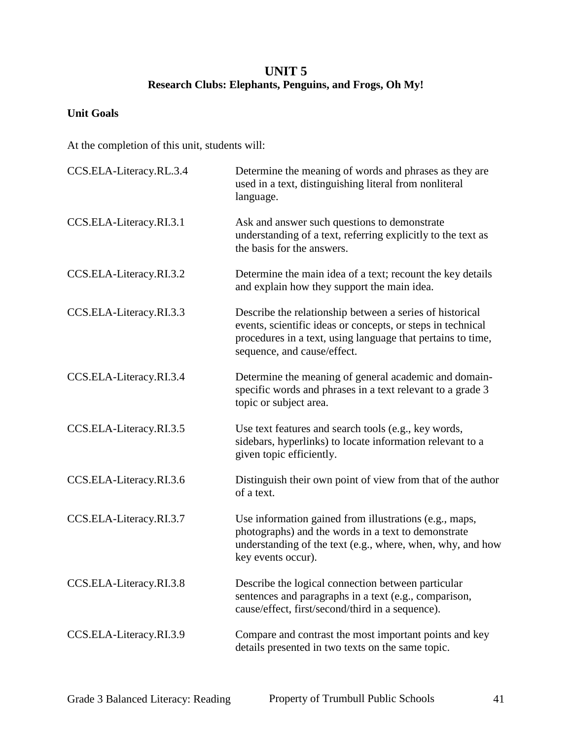# UNIT 5
## Research Clubs: Elephants, Penguins, and Frogs, Oh My!

**Unit Goals**

At the completion of this unit, students will:

| | |
|---|---|
| CCS.ELA-Literacy.RL.3.4 | Determine the meaning of words and phrases as they are used in a text, distinguishing literal from nonliteral language. |
| CCS.ELA-Literacy.RI.3.1 | Ask and answer such questions to demonstrate understanding of a text, referring explicitly to the text as the basis for the answers. |
| CCS.ELA-Literacy.RI.3.2 | Determine the main idea of a text; recount the key details and explain how they support the main idea. |
| CCS.ELA-Literacy.RI.3.3 | Describe the relationship between a series of historical events, scientific ideas or concepts, or steps in technical procedures in a text, using language that pertains to time, sequence, and cause/effect. |
| CCS.ELA-Literacy.RI.3.4 | Determine the meaning of general academic and domain-specific words and phrases in a text relevant to a grade 3 topic or subject area. |
| CCS.ELA-Literacy.RI.3.5 | Use text features and search tools (e.g., key words, sidebars, hyperlinks) to locate information relevant to a given topic efficiently. |
| CCS.ELA-Literacy.RI.3.6 | Distinguish their own point of view from that of the author of a text. |
| CCS.ELA-Literacy.RI.3.7 | Use information gained from illustrations (e.g., maps, photographs) and the words in a text to demonstrate understanding of the text (e.g., where, when, why, and how key events occur). |
| CCS.ELA-Literacy.RI.3.8 | Describe the logical connection between particular sentences and paragraphs in a text (e.g., comparison, cause/effect, first/second/third in a sequence). |
| CCS.ELA-Literacy.RI.3.9 | Compare and contrast the most important points and key details presented in two texts on the same topic. |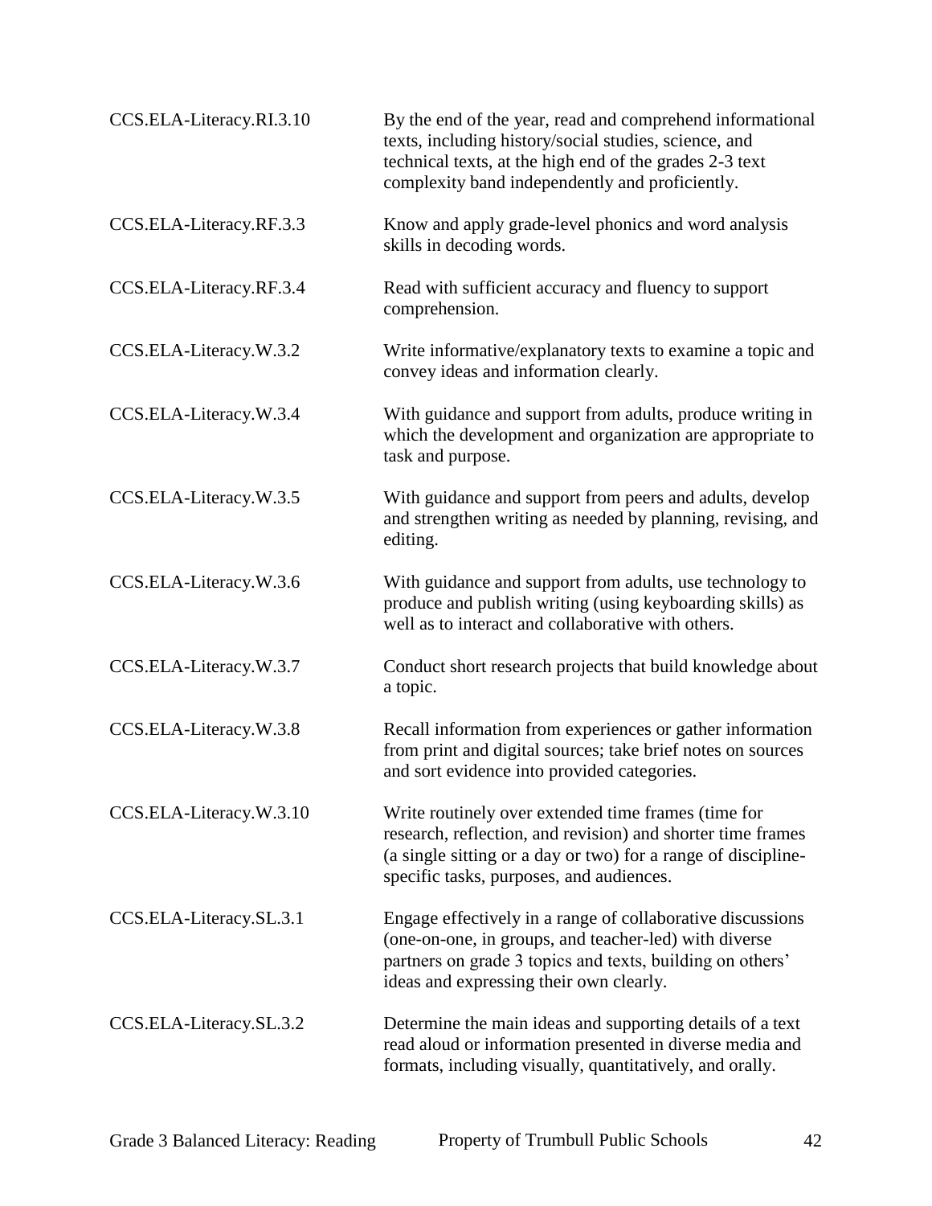| | |
|---|---|
| CCS.ELA-Literacy.RI.3.10 | By the end of the year, read and comprehend informational texts, including history/social studies, science, and technical texts, at the high end of the grades 2-3 text complexity band independently and proficiently. |
| CCS.ELA-Literacy.RF.3.3 | Know and apply grade-level phonics and word analysis skills in decoding words. |
| CCS.ELA-Literacy.RF.3.4 | Read with sufficient accuracy and fluency to support comprehension. |
| CCS.ELA-Literacy.W.3.2 | Write informative/explanatory texts to examine a topic and convey ideas and information clearly. |
| CCS.ELA-Literacy.W.3.4 | With guidance and support from adults, produce writing in which the development and organization are appropriate to task and purpose. |
| CCS.ELA-Literacy.W.3.5 | With guidance and support from peers and adults, develop and strengthen writing as needed by planning, revising, and editing. |
| CCS.ELA-Literacy.W.3.6 | With guidance and support from adults, use technology to produce and publish writing (using keyboarding skills) as well as to interact and collaborative with others. |
| CCS.ELA-Literacy.W.3.7 | Conduct short research projects that build knowledge about a topic. |
| CCS.ELA-Literacy.W.3.8 | Recall information from experiences or gather information from print and digital sources; take brief notes on sources and sort evidence into provided categories. |
| CCS.ELA-Literacy.W.3.10 | Write routinely over extended time frames (time for research, reflection, and revision) and shorter time frames (a single sitting or a day or two) for a range of discipline-specific tasks, purposes, and audiences. |
| CCS.ELA-Literacy.SL.3.1 | Engage effectively in a range of collaborative discussions (one-on-one, in groups, and teacher-led) with diverse partners on grade 3 topics and texts, building on others' ideas and expressing their own clearly. |
| CCS.ELA-Literacy.SL.3.2 | Determine the main ideas and supporting details of a text read aloud or information presented in diverse media and formats, including visually, quantitatively, and orally. |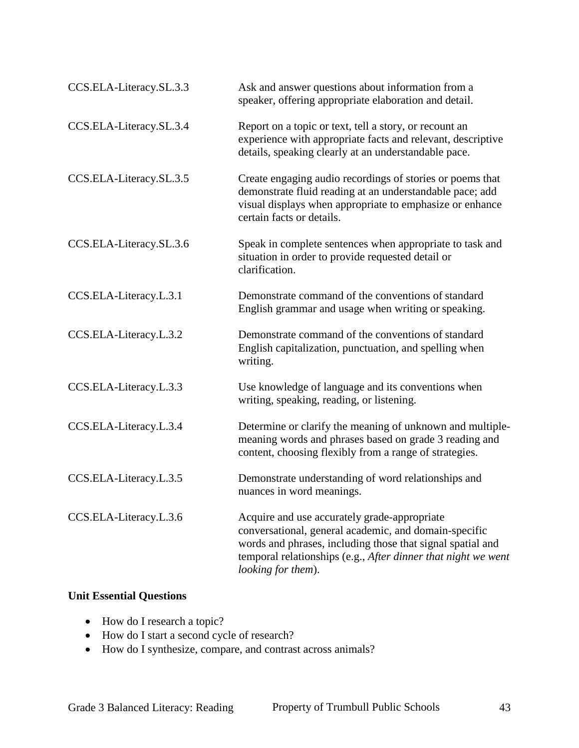| | |
|---|---|
| CCS.ELA-Literacy.SL.3.3 | Ask and answer questions about information from a speaker, offering appropriate elaboration and detail. |
| CCS.ELA-Literacy.SL.3.4 | Report on a topic or text, tell a story, or recount an experience with appropriate facts and relevant, descriptive details, speaking clearly at an understandable pace. |
| CCS.ELA-Literacy.SL.3.5 | Create engaging audio recordings of stories or poems that demonstrate fluid reading at an understandable pace; add visual displays when appropriate to emphasize or enhance certain facts or details. |
| CCS.ELA-Literacy.SL.3.6 | Speak in complete sentences when appropriate to task and situation in order to provide requested detail or clarification. |
| CCS.ELA-Literacy.L.3.1 | Demonstrate command of the conventions of standard English grammar and usage when writing or speaking. |
| CCS.ELA-Literacy.L.3.2 | Demonstrate command of the conventions of standard English capitalization, punctuation, and spelling when writing. |
| CCS.ELA-Literacy.L.3.3 | Use knowledge of language and its conventions when writing, speaking, reading, or listening. |
| CCS.ELA-Literacy.L.3.4 | Determine or clarify the meaning of unknown and multiple-meaning words and phrases based on grade 3 reading and content, choosing flexibly from a range of strategies. |
| CCS.ELA-Literacy.L.3.5 | Demonstrate understanding of word relationships and nuances in word meanings. |
| CCS.ELA-Literacy.L.3.6 | Acquire and use accurately grade-appropriate conversational, general academic, and domain-specific words and phrases, including those that signal spatial and temporal relationships (e.g., *After dinner that night we went looking for them*). |

**Unit Essential Questions**

- How do I research a topic?
- How do I start a second cycle of research?
- How do I synthesize, compare, and contrast across animals?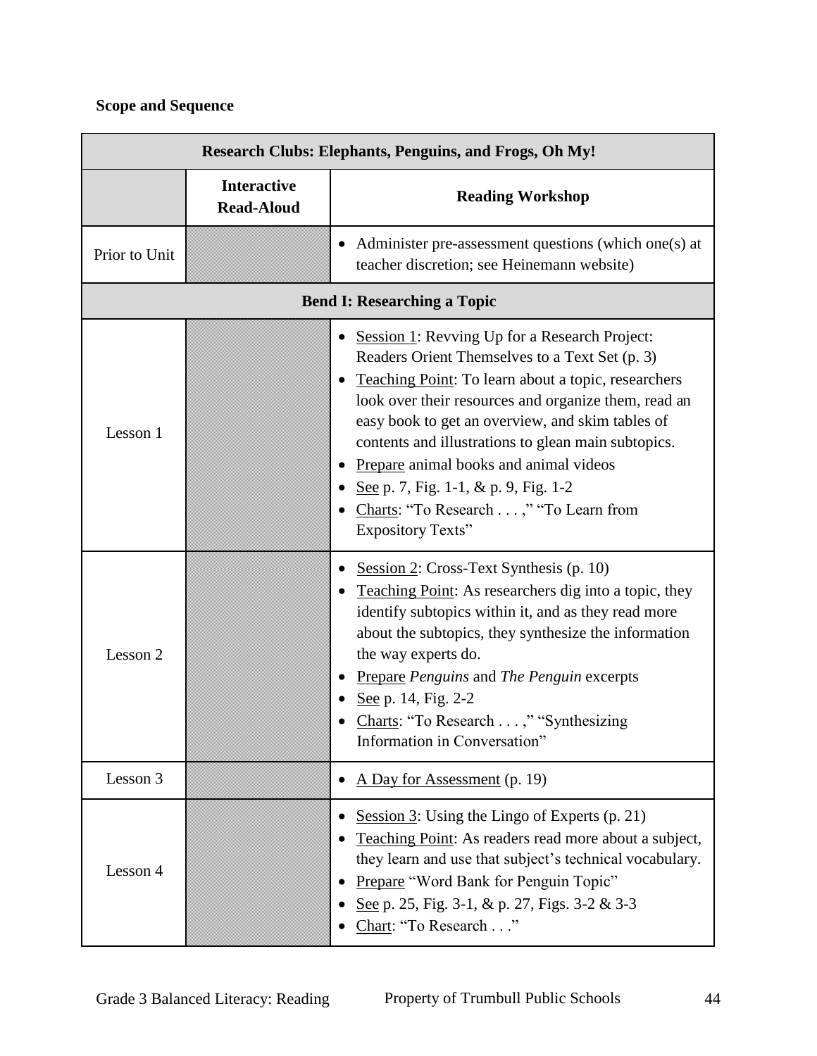**Scope and Sequence**

| Research Clubs: Elephants, Penguins, and Frogs, Oh My! | | |
|---|---|---|
| | **Interactive Read-Aloud** | **Reading Workshop** |
| Prior to Unit | | • Administer pre-assessment questions (which one(s) at teacher discretion; see Heinemann website) |
| **Bend I: Researching a Topic** | | |
| Lesson 1 | | • Session 1: Revving Up for a Research Project: Readers Orient Themselves to a Text Set (p. 3)<br>• Teaching Point: To learn about a topic, researchers look over their resources and organize them, read an easy book to get an overview, and skim tables of contents and illustrations to glean main subtopics.<br>• Prepare animal books and animal videos<br>• See p. 7, Fig. 1-1, & p. 9, Fig. 1-2<br>• Charts: "To Research . . . ," "To Learn from Expository Texts" |
| Lesson 2 | | • Session 2: Cross-Text Synthesis (p. 10)<br>• Teaching Point: As researchers dig into a topic, they identify subtopics within it, and as they read more about the subtopics, they synthesize the information the way experts do.<br>• Prepare *Penguins* and *The Penguin* excerpts<br>• See p. 14, Fig. 2-2<br>• Charts: "To Research . . . ," "Synthesizing Information in Conversation" |
| Lesson 3 | | • A Day for Assessment (p. 19) |
| Lesson 4 | | • Session 3: Using the Lingo of Experts (p. 21)<br>• Teaching Point: As readers read more about a subject, they learn and use that subject's technical vocabulary.<br>• Prepare "Word Bank for Penguin Topic"<br>• See p. 25, Fig. 3-1, & p. 27, Figs. 3-2 & 3-3<br>• Chart: "To Research . . ." |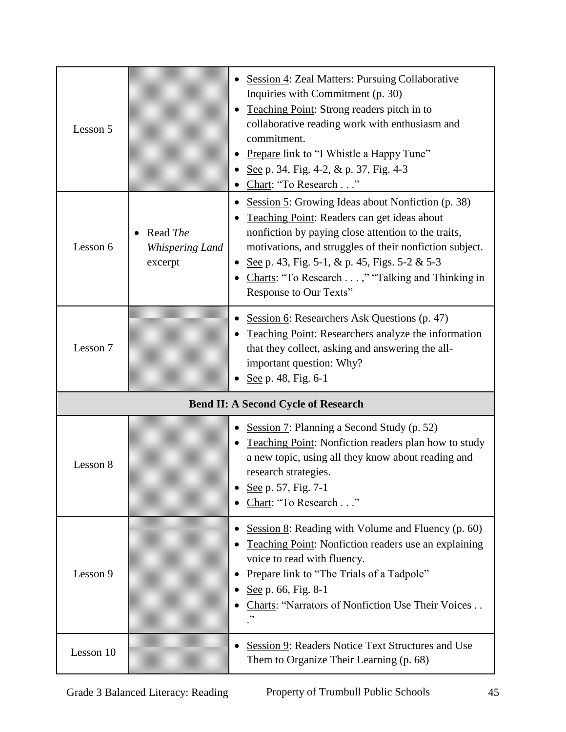| Lesson 5 | | • Session 4: Zeal Matters: Pursuing Collaborative Inquiries with Commitment (p. 30)<br>• Teaching Point: Strong readers pitch in to collaborative reading work with enthusiasm and commitment.<br>• Prepare link to "I Whistle a Happy Tune"<br>• See p. 34, Fig. 4-2, & p. 37, Fig. 4-3<br>• Chart: "To Research . . ." |
|---|---|---|
| Lesson 6 | • Read *The Whispering Land* excerpt | • Session 5: Growing Ideas about Nonfiction (p. 38)<br>• Teaching Point: Readers can get ideas about nonfiction by paying close attention to the traits, motivations, and struggles of their nonfiction subject.<br>• See p. 43, Fig. 5-1, & p. 45, Figs. 5-2 & 5-3<br>• Charts: "To Research . . . ," "Talking and Thinking in Response to Our Texts" |
| Lesson 7 | | • Session 6: Researchers Ask Questions (p. 47)<br>• Teaching Point: Researchers analyze the information that they collect, asking and answering the all-important question: Why?<br>• See p. 48, Fig. 6-1 |
| **Bend II: A Second Cycle of Research** | | |
| Lesson 8 | | • Session 7: Planning a Second Study (p. 52)<br>• Teaching Point: Nonfiction readers plan how to study a new topic, using all they know about reading and research strategies.<br>• See p. 57, Fig. 7-1<br>• Chart: "To Research . . ." |
| Lesson 9 | | • Session 8: Reading with Volume and Fluency (p. 60)<br>• Teaching Point: Nonfiction readers use an explaining voice to read with fluency.<br>• Prepare link to "The Trials of a Tadpole"<br>• See p. 66, Fig. 8-1<br>• Charts: "Narrators of Nonfiction Use Their Voices . . ." |
| Lesson 10 | | • Session 9: Readers Notice Text Structures and Use Them to Organize Their Learning (p. 68) |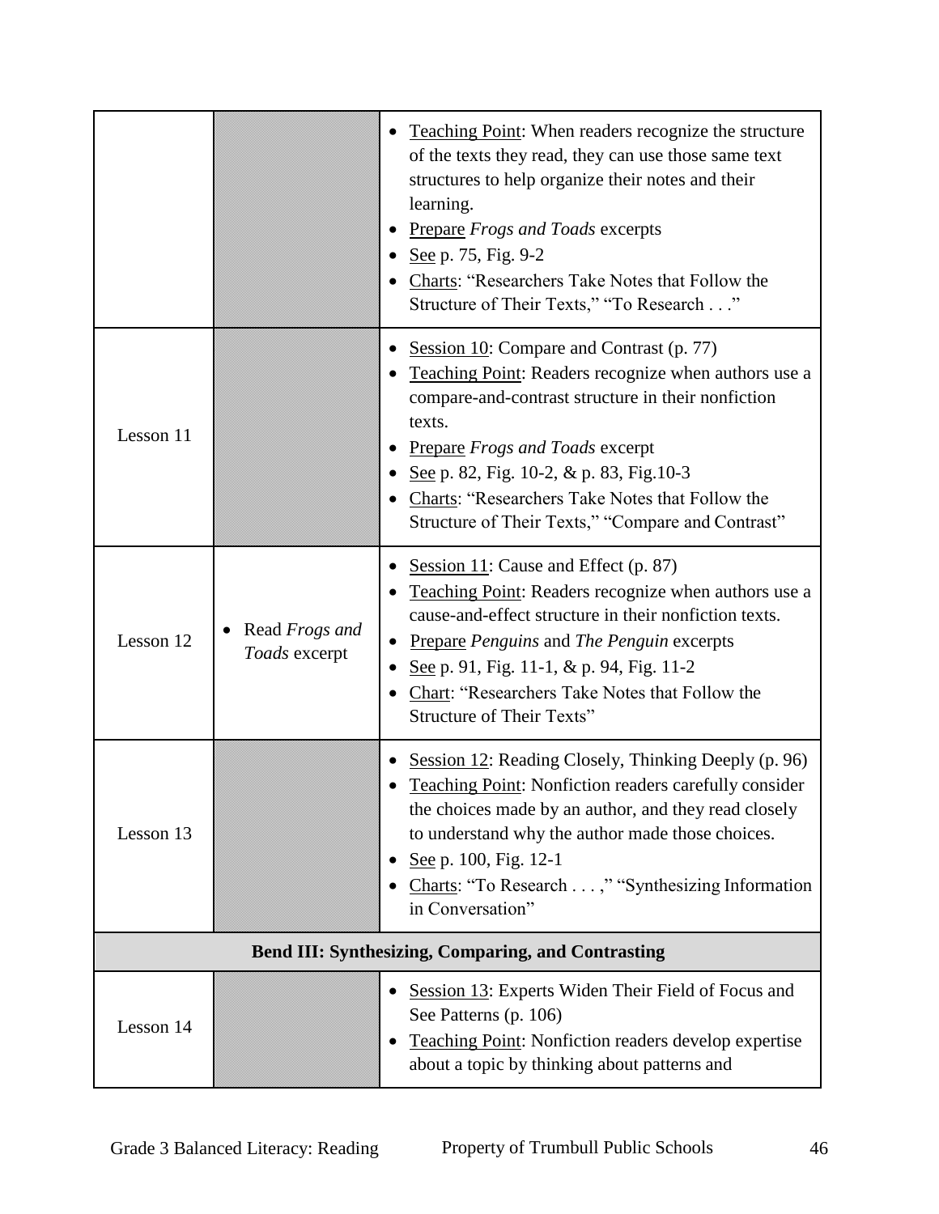| | | |
|---|---|---|
| | | • <u>Teaching Point</u>: When readers recognize the structure of the texts they read, they can use those same text structures to help organize their notes and their learning.<br>• <u>Prepare</u> *Frogs and Toads* excerpts<br>• <u>See</u> p. 75, Fig. 9-2<br>• <u>Charts</u>: "Researchers Take Notes that Follow the Structure of Their Texts," "To Research . . ." |
| Lesson 11 | | • <u>Session 10</u>: Compare and Contrast (p. 77)<br>• <u>Teaching Point</u>: Readers recognize when authors use a compare-and-contrast structure in their nonfiction texts.<br>• <u>Prepare</u> *Frogs and Toads* excerpt<br>• <u>See</u> p. 82, Fig. 10-2, & p. 83, Fig.10-3<br>• <u>Charts</u>: "Researchers Take Notes that Follow the Structure of Their Texts," "Compare and Contrast" |
| Lesson 12 | • Read *Frogs and Toads* excerpt | • <u>Session 11</u>: Cause and Effect (p. 87)<br>• <u>Teaching Point</u>: Readers recognize when authors use a cause-and-effect structure in their nonfiction texts.<br>• <u>Prepare</u> *Penguins* and *The Penguin* excerpts<br>• <u>See</u> p. 91, Fig. 11-1, & p. 94, Fig. 11-2<br>• <u>Chart</u>: "Researchers Take Notes that Follow the Structure of Their Texts" |
| Lesson 13 | | • <u>Session 12</u>: Reading Closely, Thinking Deeply (p. 96)<br>• <u>Teaching Point</u>: Nonfiction readers carefully consider the choices made by an author, and they read closely to understand why the author made those choices.<br>• <u>See</u> p. 100, Fig. 12-1<br>• <u>Charts</u>: "To Research . . . ," "Synthesizing Information in Conversation" |
| **Bend III: Synthesizing, Comparing, and Contrasting** | | |
| Lesson 14 | | • <u>Session 13</u>: Experts Widen Their Field of Focus and See Patterns (p. 106)<br>• <u>Teaching Point</u>: Nonfiction readers develop expertise about a topic by thinking about patterns and |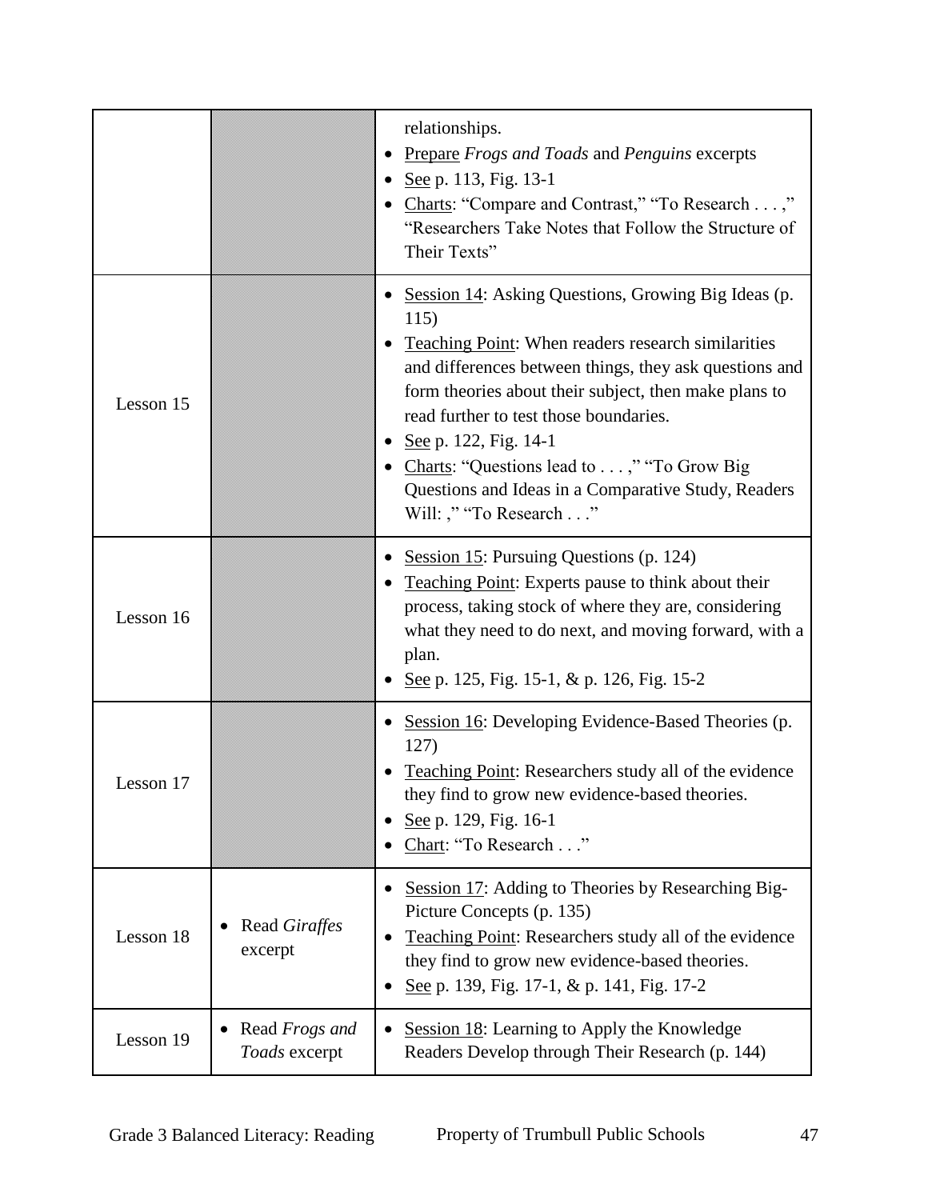| | | |
|---|---|---|
| | | relationships.<br>• Prepare *Frogs and Toads* and *Penguins* excerpts<br>• See p. 113, Fig. 13-1<br>• Charts: "Compare and Contrast," "To Research . . . ," "Researchers Take Notes that Follow the Structure of Their Texts" |
| Lesson 15 | | • Session 14: Asking Questions, Growing Big Ideas (p. 115)<br>• Teaching Point: When readers research similarities and differences between things, they ask questions and form theories about their subject, then make plans to read further to test those boundaries.<br>• See p. 122, Fig. 14-1<br>• Charts: "Questions lead to . . . ," "To Grow Big Questions and Ideas in a Comparative Study, Readers Will: ," "To Research . . ." |
| Lesson 16 | | • Session 15: Pursuing Questions (p. 124)<br>• Teaching Point: Experts pause to think about their process, taking stock of where they are, considering what they need to do next, and moving forward, with a plan.<br>• See p. 125, Fig. 15-1, & p. 126, Fig. 15-2 |
| Lesson 17 | | • Session 16: Developing Evidence-Based Theories (p. 127)<br>• Teaching Point: Researchers study all of the evidence they find to grow new evidence-based theories.<br>• See p. 129, Fig. 16-1<br>• Chart: "To Research . . ." |
| Lesson 18 | • Read *Giraffes* excerpt | • Session 17: Adding to Theories by Researching Big-Picture Concepts (p. 135)<br>• Teaching Point: Researchers study all of the evidence they find to grow new evidence-based theories.<br>• See p. 139, Fig. 17-1, & p. 141, Fig. 17-2 |
| Lesson 19 | • Read *Frogs and Toads* excerpt | • Session 18: Learning to Apply the Knowledge Readers Develop through Their Research (p. 144) |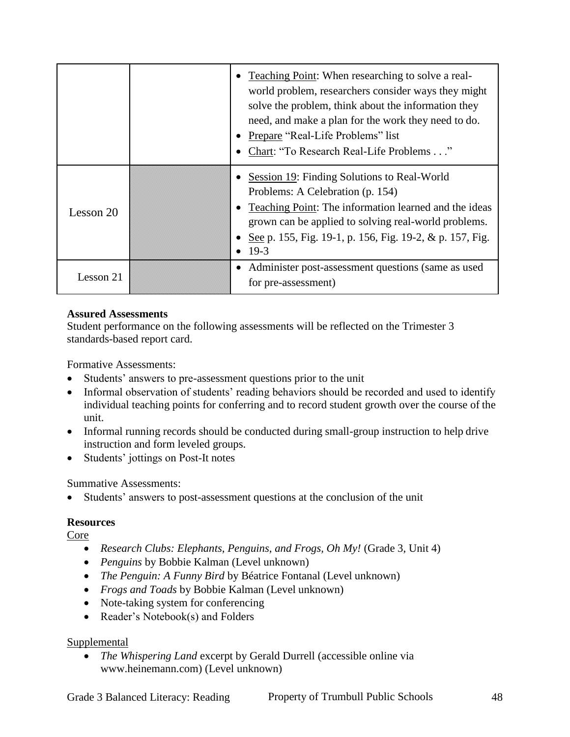| | | |
|---|---|---|
| | | • Teaching Point: When researching to solve a real-world problem, researchers consider ways they might solve the problem, think about the information they need, and make a plan for the work they need to do.<br>• Prepare "Real-Life Problems" list<br>• Chart: "To Research Real-Life Problems . . ." |
| Lesson 20 | | • Session 19: Finding Solutions to Real-World Problems: A Celebration (p. 154)<br>• Teaching Point: The information learned and the ideas grown can be applied to solving real-world problems.<br>• See p. 155, Fig. 19-1, p. 156, Fig. 19-2, & p. 157, Fig.<br>• 19-3 |
| Lesson 21 | | • Administer post-assessment questions (same as used for pre-assessment) |

**Assured Assessments**
Student performance on the following assessments will be reflected on the Trimester 3 standards-based report card.

Formative Assessments:

- Students' answers to pre-assessment questions prior to the unit
- Informal observation of students' reading behaviors should be recorded and used to identify individual teaching points for conferring and to record student growth over the course of the unit.
- Informal running records should be conducted during small-group instruction to help drive instruction and form leveled groups.
- Students' jottings on Post-It notes

Summative Assessments:

- Students' answers to post-assessment questions at the conclusion of the unit

**Resources**
Core

- *Research Clubs: Elephants, Penguins, and Frogs, Oh My!* (Grade 3, Unit 4)
- *Penguins* by Bobbie Kalman (Level unknown)
- *The Penguin: A Funny Bird* by Béatrice Fontanal (Level unknown)
- *Frogs and Toads* by Bobbie Kalman (Level unknown)
- Note-taking system for conferencing
- Reader's Notebook(s) and Folders

Supplemental

- *The Whispering Land* excerpt by Gerald Durrell (accessible online via www.heinemann.com) (Level unknown)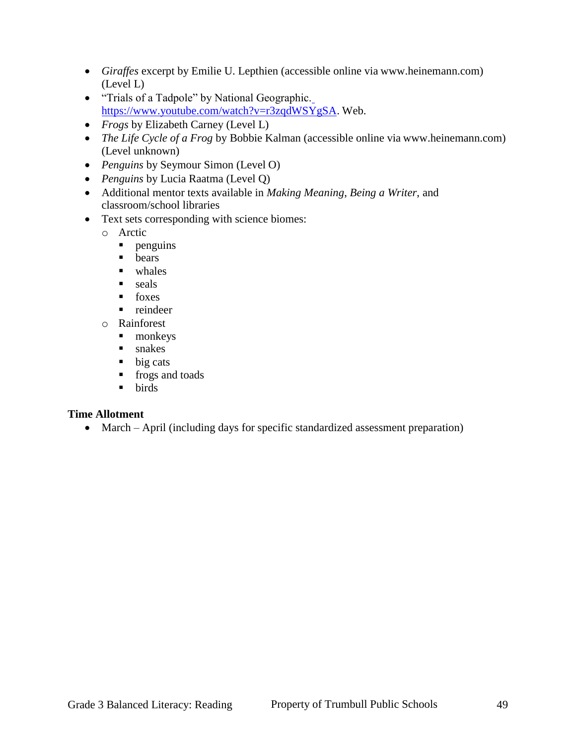- *Giraffes* excerpt by Emilie U. Lepthien (accessible online via www.heinemann.com) (Level L)
- "Trials of a Tadpole" by National Geographic. https://www.youtube.com/watch?v=r3zqdWSYgSA. Web.
- *Frogs* by Elizabeth Carney (Level L)
- *The Life Cycle of a Frog* by Bobbie Kalman (accessible online via www.heinemann.com) (Level unknown)
- *Penguins* by Seymour Simon (Level O)
- *Penguins* by Lucia Raatma (Level Q)
- Additional mentor texts available in *Making Meaning*, *Being a Writer*, and classroom/school libraries
- Text sets corresponding with science biomes:
  - Arctic
    - penguins
    - bears
    - whales
    - seals
    - foxes
    - reindeer
  - Rainforest
    - monkeys
    - snakes
    - big cats
    - frogs and toads
    - birds

**Time Allotment**

- March – April (including days for specific standardized assessment preparation)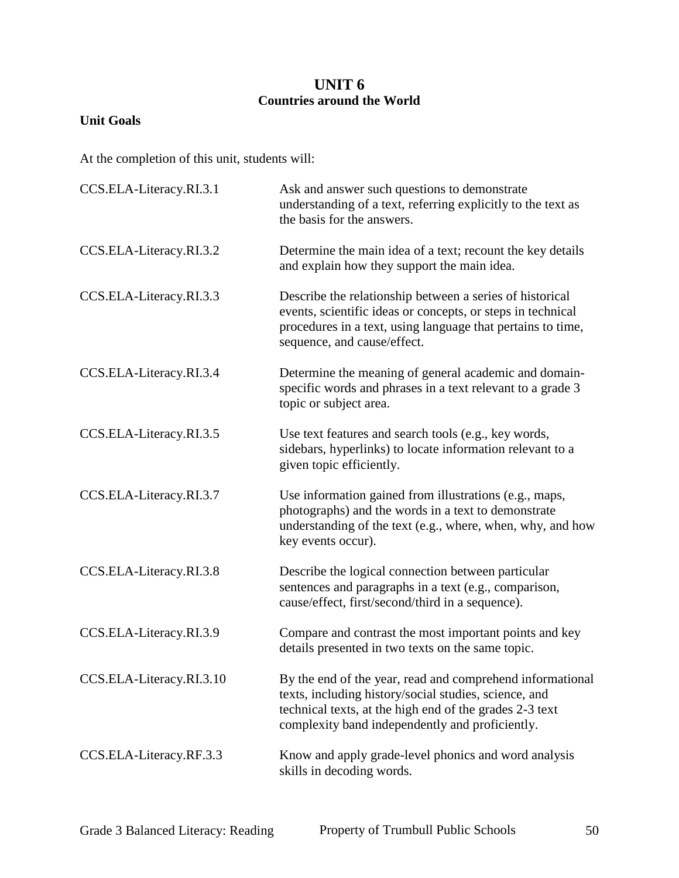# UNIT 6
## Countries around the World

**Unit Goals**

At the completion of this unit, students will:

| | |
|---|---|
| CCS.ELA-Literacy.RI.3.1 | Ask and answer such questions to demonstrate understanding of a text, referring explicitly to the text as the basis for the answers. |
| CCS.ELA-Literacy.RI.3.2 | Determine the main idea of a text; recount the key details and explain how they support the main idea. |
| CCS.ELA-Literacy.RI.3.3 | Describe the relationship between a series of historical events, scientific ideas or concepts, or steps in technical procedures in a text, using language that pertains to time, sequence, and cause/effect. |
| CCS.ELA-Literacy.RI.3.4 | Determine the meaning of general academic and domain-specific words and phrases in a text relevant to a grade 3 topic or subject area. |
| CCS.ELA-Literacy.RI.3.5 | Use text features and search tools (e.g., key words, sidebars, hyperlinks) to locate information relevant to a given topic efficiently. |
| CCS.ELA-Literacy.RI.3.7 | Use information gained from illustrations (e.g., maps, photographs) and the words in a text to demonstrate understanding of the text (e.g., where, when, why, and how key events occur). |
| CCS.ELA-Literacy.RI.3.8 | Describe the logical connection between particular sentences and paragraphs in a text (e.g., comparison, cause/effect, first/second/third in a sequence). |
| CCS.ELA-Literacy.RI.3.9 | Compare and contrast the most important points and key details presented in two texts on the same topic. |
| CCS.ELA-Literacy.RI.3.10 | By the end of the year, read and comprehend informational texts, including history/social studies, science, and technical texts, at the high end of the grades 2-3 text complexity band independently and proficiently. |
| CCS.ELA-Literacy.RF.3.3 | Know and apply grade-level phonics and word analysis skills in decoding words. |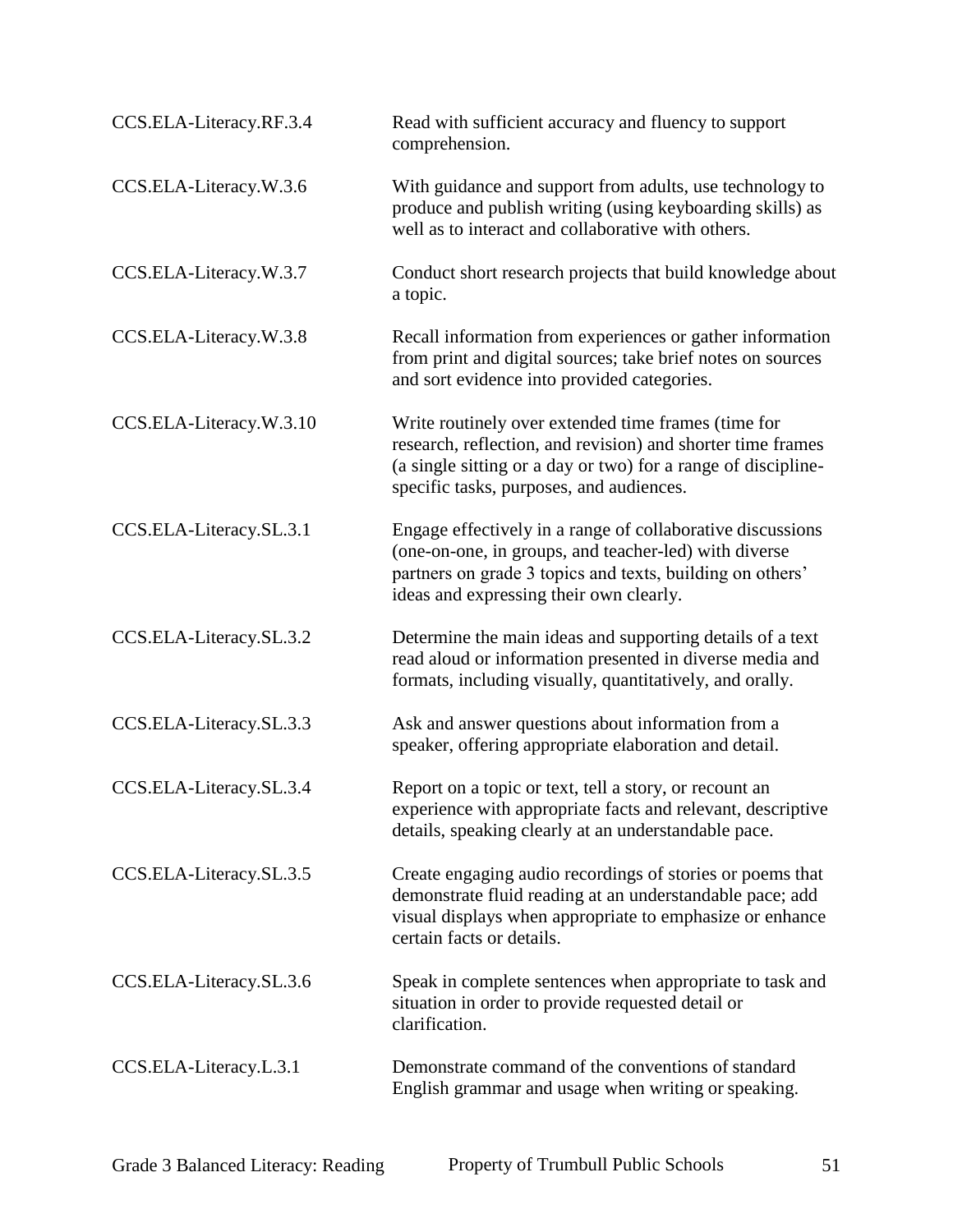| | |
|---|---|
| CCS.ELA-Literacy.RF.3.4 | Read with sufficient accuracy and fluency to support comprehension. |
| CCS.ELA-Literacy.W.3.6 | With guidance and support from adults, use technology to produce and publish writing (using keyboarding skills) as well as to interact and collaborative with others. |
| CCS.ELA-Literacy.W.3.7 | Conduct short research projects that build knowledge about a topic. |
| CCS.ELA-Literacy.W.3.8 | Recall information from experiences or gather information from print and digital sources; take brief notes on sources and sort evidence into provided categories. |
| CCS.ELA-Literacy.W.3.10 | Write routinely over extended time frames (time for research, reflection, and revision) and shorter time frames (a single sitting or a day or two) for a range of discipline-specific tasks, purposes, and audiences. |
| CCS.ELA-Literacy.SL.3.1 | Engage effectively in a range of collaborative discussions (one-on-one, in groups, and teacher-led) with diverse partners on grade 3 topics and texts, building on others' ideas and expressing their own clearly. |
| CCS.ELA-Literacy.SL.3.2 | Determine the main ideas and supporting details of a text read aloud or information presented in diverse media and formats, including visually, quantitatively, and orally. |
| CCS.ELA-Literacy.SL.3.3 | Ask and answer questions about information from a speaker, offering appropriate elaboration and detail. |
| CCS.ELA-Literacy.SL.3.4 | Report on a topic or text, tell a story, or recount an experience with appropriate facts and relevant, descriptive details, speaking clearly at an understandable pace. |
| CCS.ELA-Literacy.SL.3.5 | Create engaging audio recordings of stories or poems that demonstrate fluid reading at an understandable pace; add visual displays when appropriate to emphasize or enhance certain facts or details. |
| CCS.ELA-Literacy.SL.3.6 | Speak in complete sentences when appropriate to task and situation in order to provide requested detail or clarification. |
| CCS.ELA-Literacy.L.3.1 | Demonstrate command of the conventions of standard English grammar and usage when writing or speaking. |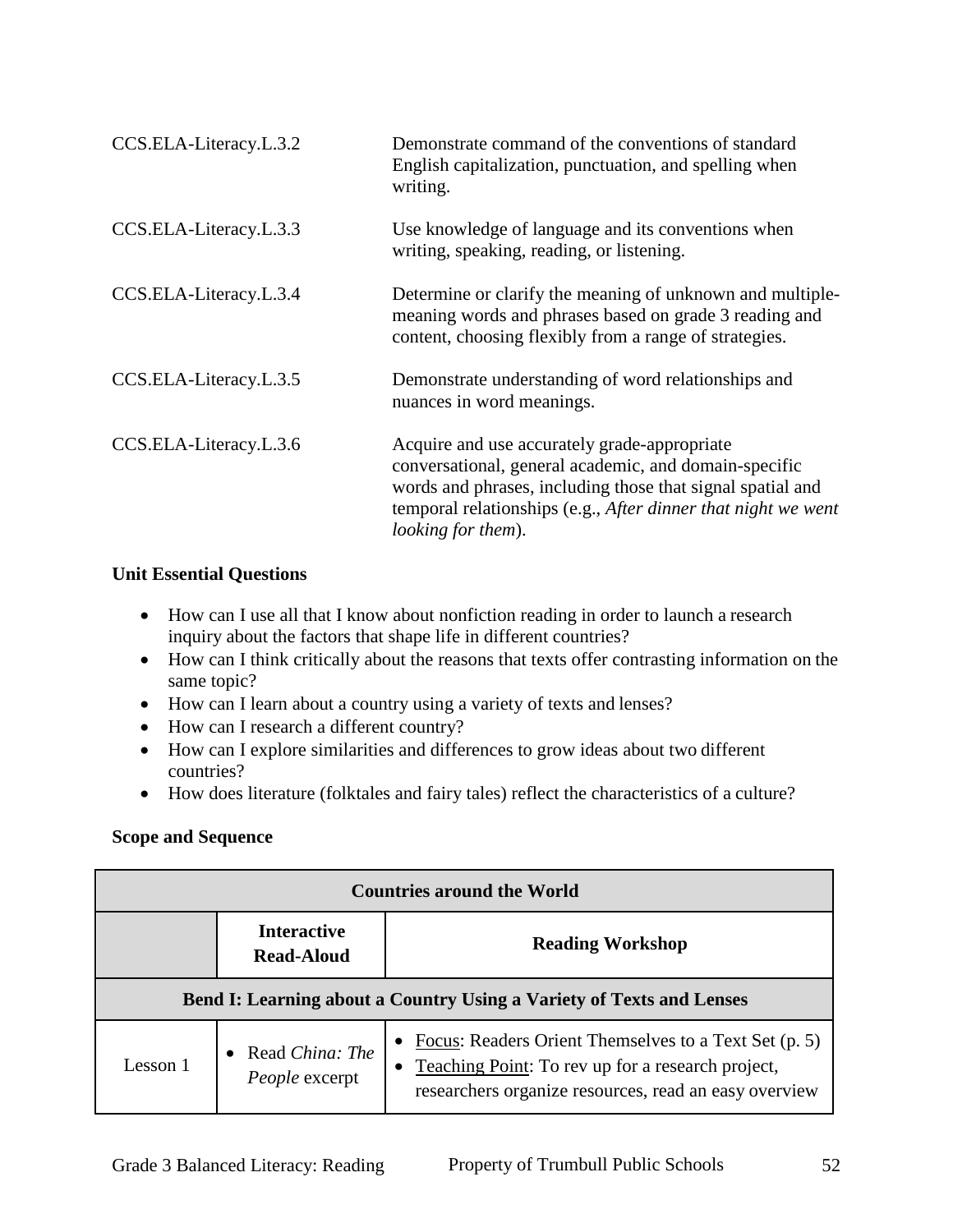| | |
|---|---|
| CCS.ELA-Literacy.L.3.2 | Demonstrate command of the conventions of standard English capitalization, punctuation, and spelling when writing. |
| CCS.ELA-Literacy.L.3.3 | Use knowledge of language and its conventions when writing, speaking, reading, or listening. |
| CCS.ELA-Literacy.L.3.4 | Determine or clarify the meaning of unknown and multiple-meaning words and phrases based on grade 3 reading and content, choosing flexibly from a range of strategies. |
| CCS.ELA-Literacy.L.3.5 | Demonstrate understanding of word relationships and nuances in word meanings. |
| CCS.ELA-Literacy.L.3.6 | Acquire and use accurately grade-appropriate conversational, general academic, and domain-specific words and phrases, including those that signal spatial and temporal relationships (e.g., *After dinner that night we went looking for them*). |

**Unit Essential Questions**

- How can I use all that I know about nonfiction reading in order to launch a research inquiry about the factors that shape life in different countries?
- How can I think critically about the reasons that texts offer contrasting information on the same topic?
- How can I learn about a country using a variety of texts and lenses?
- How can I research a different country?
- How can I explore similarities and differences to grow ideas about two different countries?
- How does literature (folktales and fairy tales) reflect the characteristics of a culture?

**Scope and Sequence**

| **Countries around the World** | | |
|---|---|---|
| | **Interactive Read-Aloud** | **Reading Workshop** |
| **Bend I: Learning about a Country Using a Variety of Texts and Lenses** | | |
| Lesson 1 | • Read *China: The People* excerpt | • Focus: Readers Orient Themselves to a Text Set (p. 5)<br>• Teaching Point: To rev up for a research project, researchers organize resources, read an easy overview |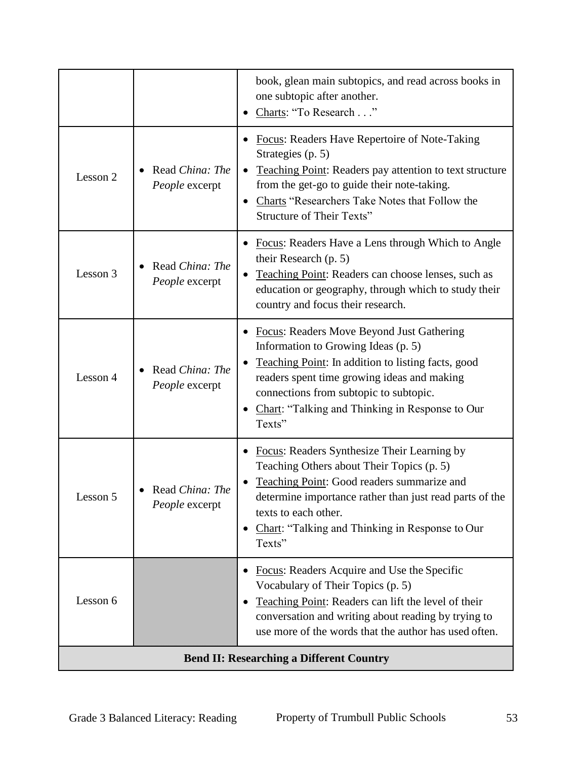| | | |
|---|---|---|
| | | book, glean main subtopics, and read across books in one subtopic after another. <br>• Charts: "To Research . . ." |
| Lesson 2 | • Read *China: The People* excerpt | • Focus: Readers Have Repertoire of Note-Taking Strategies (p. 5) <br>• Teaching Point: Readers pay attention to text structure from the get-go to guide their note-taking. <br>• Charts "Researchers Take Notes that Follow the Structure of Their Texts" |
| Lesson 3 | • Read *China: The People* excerpt | • Focus: Readers Have a Lens through Which to Angle their Research (p. 5) <br>• Teaching Point: Readers can choose lenses, such as education or geography, through which to study their country and focus their research. |
| Lesson 4 | • Read *China: The People* excerpt | • Focus: Readers Move Beyond Just Gathering Information to Growing Ideas (p. 5) <br>• Teaching Point: In addition to listing facts, good readers spent time growing ideas and making connections from subtopic to subtopic. <br>• Chart: "Talking and Thinking in Response to Our Texts" |
| Lesson 5 | • Read *China: The People* excerpt | • Focus: Readers Synthesize Their Learning by Teaching Others about Their Topics (p. 5) <br>• Teaching Point: Good readers summarize and determine importance rather than just read parts of the texts to each other. <br>• Chart: "Talking and Thinking in Response to Our Texts" |
| Lesson 6 | | • Focus: Readers Acquire and Use the Specific Vocabulary of Their Topics (p. 5) <br>• Teaching Point: Readers can lift the level of their conversation and writing about reading by trying to use more of the words that the author has used often. |
| **Bend II: Researching a Different Country** | | |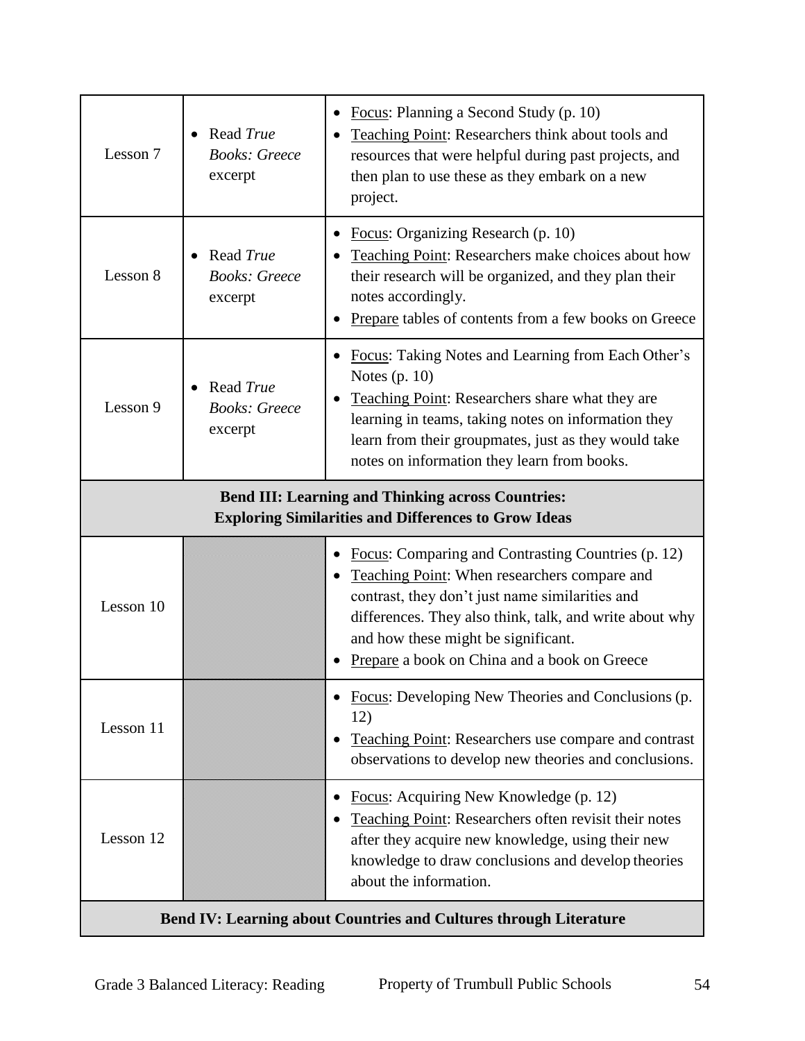| | | |
|---|---|---|
| Lesson 7 | • Read *True Books: Greece* excerpt | • Focus: Planning a Second Study (p. 10)<br>• Teaching Point: Researchers think about tools and resources that were helpful during past projects, and then plan to use these as they embark on a new project. |
| Lesson 8 | • Read *True Books: Greece* excerpt | • Focus: Organizing Research (p. 10)<br>• Teaching Point: Researchers make choices about how their research will be organized, and they plan their notes accordingly.<br>• Prepare tables of contents from a few books on Greece |
| Lesson 9 | • Read *True Books: Greece* excerpt | • Focus: Taking Notes and Learning from Each Other's Notes (p. 10)<br>• Teaching Point: Researchers share what they are learning in teams, taking notes on information they learn from their groupmates, just as they would take notes on information they learn from books. |
| **Bend III: Learning and Thinking across Countries: Exploring Similarities and Differences to Grow Ideas** | | |
| Lesson 10 | | • Focus: Comparing and Contrasting Countries (p. 12)<br>• Teaching Point: When researchers compare and contrast, they don't just name similarities and differences. They also think, talk, and write about why and how these might be significant.<br>• Prepare a book on China and a book on Greece |
| Lesson 11 | | • Focus: Developing New Theories and Conclusions (p. 12)<br>• Teaching Point: Researchers use compare and contrast observations to develop new theories and conclusions. |
| Lesson 12 | | • Focus: Acquiring New Knowledge (p. 12)<br>• Teaching Point: Researchers often revisit their notes after they acquire new knowledge, using their new knowledge to draw conclusions and develop theories about the information. |
| **Bend IV: Learning about Countries and Cultures through Literature** | | |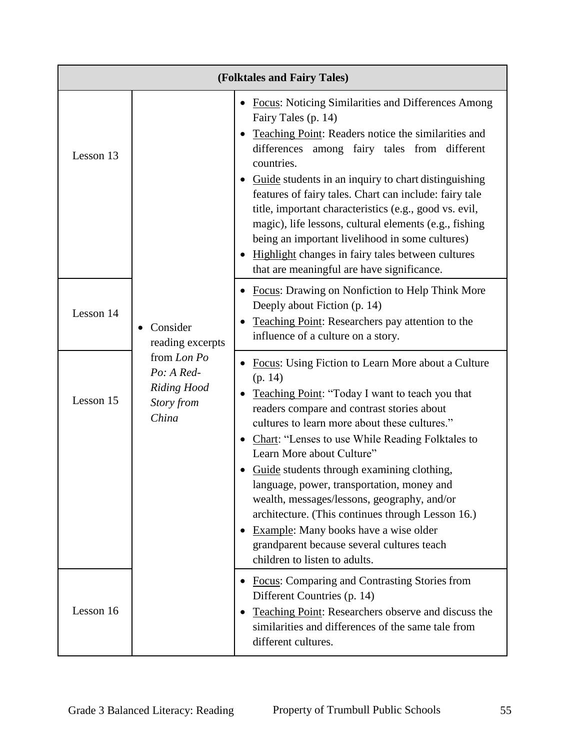| (Folktales and Fairy Tales) | | |
|---|---|---|
| Lesson 13 | | • Focus: Noticing Similarities and Differences Among Fairy Tales (p. 14)<br>• Teaching Point: Readers notice the similarities and differences among fairy tales from different countries.<br>• Guide students in an inquiry to chart distinguishing features of fairy tales. Chart can include: fairy tale title, important characteristics (e.g., good vs. evil, magic), life lessons, cultural elements (e.g., fishing being an important livelihood in some cultures)<br>• Highlight changes in fairy tales between cultures that are meaningful are have significance. |
| Lesson 14 | • Consider reading excerpts from *Lon Po Po: A Red-Riding Hood Story from China* | • Focus: Drawing on Nonfiction to Help Think More Deeply about Fiction (p. 14)<br>• Teaching Point: Researchers pay attention to the influence of a culture on a story. |
| Lesson 15 | | • Focus: Using Fiction to Learn More about a Culture (p. 14)<br>• Teaching Point: "Today I want to teach you that readers compare and contrast stories about cultures to learn more about these cultures."<br>• Chart: "Lenses to use While Reading Folktales to Learn More about Culture"<br>• Guide students through examining clothing, language, power, transportation, money and wealth, messages/lessons, geography, and/or architecture. (This continues through Lesson 16.)<br>• Example: Many books have a wise older grandparent because several cultures teach children to listen to adults. |
| Lesson 16 | | • Focus: Comparing and Contrasting Stories from Different Countries (p. 14)<br>• Teaching Point: Researchers observe and discuss the similarities and differences of the same tale from different cultures. |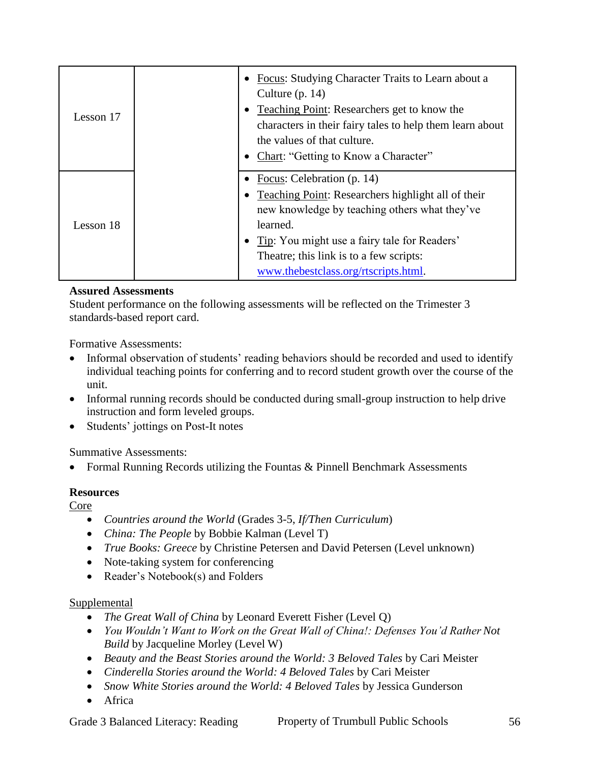| | | |
|---|---|---|
| Lesson 17 | | • Focus: Studying Character Traits to Learn about a Culture (p. 14)<br>• Teaching Point: Researchers get to know the characters in their fairy tales to help them learn about the values of that culture.<br>• Chart: "Getting to Know a Character" |
| Lesson 18 | | • Focus: Celebration (p. 14)<br>• Teaching Point: Researchers highlight all of their new knowledge by teaching others what they've learned.<br>• Tip: You might use a fairy tale for Readers' Theatre; this link is to a few scripts: www.thebestclass.org/rtscripts.html. |

**Assured Assessments**

Student performance on the following assessments will be reflected on the Trimester 3 standards-based report card.

Formative Assessments:

- Informal observation of students' reading behaviors should be recorded and used to identify individual teaching points for conferring and to record student growth over the course of the unit.
- Informal running records should be conducted during small-group instruction to help drive instruction and form leveled groups.
- Students' jottings on Post-It notes

Summative Assessments:

- Formal Running Records utilizing the Fountas & Pinnell Benchmark Assessments

**Resources**

Core

- *Countries around the World* (Grades 3-5, *If/Then Curriculum*)
- *China: The People* by Bobbie Kalman (Level T)
- *True Books: Greece* by Christine Petersen and David Petersen (Level unknown)
- Note-taking system for conferencing
- Reader's Notebook(s) and Folders

Supplemental

- *The Great Wall of China* by Leonard Everett Fisher (Level Q)
- *You Wouldn't Want to Work on the Great Wall of China!: Defenses You'd Rather Not Build* by Jacqueline Morley (Level W)
- *Beauty and the Beast Stories around the World: 3 Beloved Tales* by Cari Meister
- *Cinderella Stories around the World: 4 Beloved Tales* by Cari Meister
- *Snow White Stories around the World: 4 Beloved Tales* by Jessica Gunderson
- Africa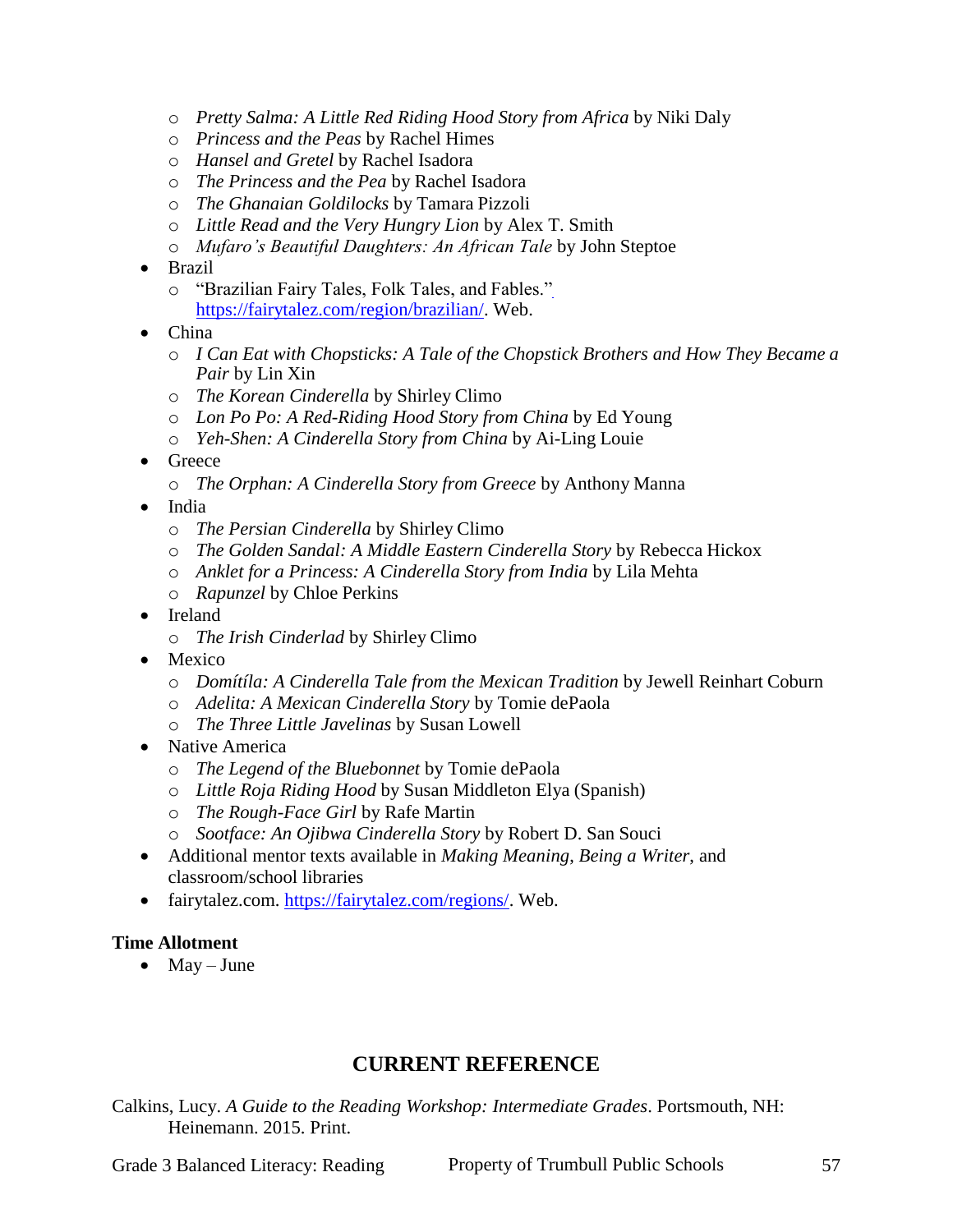- *Pretty Salma: A Little Red Riding Hood Story from Africa* by Niki Daly
  - *Princess and the Peas* by Rachel Himes
  - *Hansel and Gretel* by Rachel Isadora
  - *The Princess and the Pea* by Rachel Isadora
  - *The Ghanaian Goldilocks* by Tamara Pizzoli
  - *Little Read and the Very Hungry Lion* by Alex T. Smith
  - *Mufaro's Beautiful Daughters: An African Tale* by John Steptoe
- Brazil
  - "Brazilian Fairy Tales, Folk Tales, and Fables." https://fairytalez.com/region/brazilian/. Web.
- China
  - *I Can Eat with Chopsticks: A Tale of the Chopstick Brothers and How They Became a Pair* by Lin Xin
  - *The Korean Cinderella* by Shirley Climo
  - *Lon Po Po: A Red-Riding Hood Story from China* by Ed Young
  - *Yeh-Shen: A Cinderella Story from China* by Ai-Ling Louie
- Greece
  - *The Orphan: A Cinderella Story from Greece* by Anthony Manna
- India
  - *The Persian Cinderella* by Shirley Climo
  - *The Golden Sandal: A Middle Eastern Cinderella Story* by Rebecca Hickox
  - *Anklet for a Princess: A Cinderella Story from India* by Lila Mehta
  - *Rapunzel* by Chloe Perkins
- Ireland
  - *The Irish Cinderlad* by Shirley Climo
- Mexico
  - *Domítíla: A Cinderella Tale from the Mexican Tradition* by Jewell Reinhart Coburn
  - *Adelita: A Mexican Cinderella Story* by Tomie dePaola
  - *The Three Little Javelinas* by Susan Lowell
- Native America
  - *The Legend of the Bluebonnet* by Tomie dePaola
  - *Little Roja Riding Hood* by Susan Middleton Elya (Spanish)
  - *The Rough-Face Girl* by Rafe Martin
  - *Sootface: An Ojibwa Cinderella Story* by Robert D. San Souci
- Additional mentor texts available in *Making Meaning*, *Being a Writer*, and classroom/school libraries
- fairytalez.com. https://fairytalez.com/regions/. Web.

**Time Allotment**

- May – June

## CURRENT REFERENCE

Calkins, Lucy. *A Guide to the Reading Workshop: Intermediate Grades*. Portsmouth, NH: Heinemann. 2015. Print.